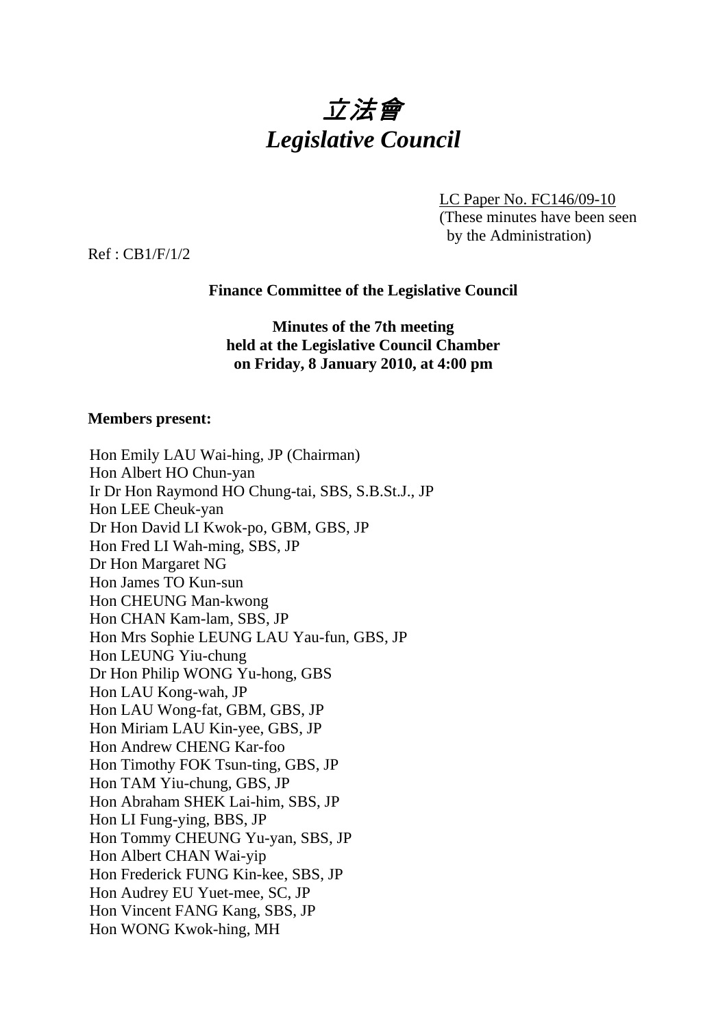# *立法會*
# *Legislative Council*

LC Paper No. FC146/09-10
(These minutes have been seen by the Administration)

Ref : CB1/F/1/2

**Finance Committee of the Legislative Council**

**Minutes of the 7th meeting held at the Legislative Council Chamber on Friday, 8 January 2010, at 4:00 pm**

**Members present:**

Hon Emily LAU Wai-hing, JP (Chairman)
Hon Albert HO Chun-yan
Ir Dr Hon Raymond HO Chung-tai, SBS, S.B.St.J., JP
Hon LEE Cheuk-yan
Dr Hon David LI Kwok-po, GBM, GBS, JP
Hon Fred LI Wah-ming, SBS, JP
Dr Hon Margaret NG
Hon James TO Kun-sun
Hon CHEUNG Man-kwong
Hon CHAN Kam-lam, SBS, JP
Hon Mrs Sophie LEUNG LAU Yau-fun, GBS, JP
Hon LEUNG Yiu-chung
Dr Hon Philip WONG Yu-hong, GBS
Hon LAU Kong-wah, JP
Hon LAU Wong-fat, GBM, GBS, JP
Hon Miriam LAU Kin-yee, GBS, JP
Hon Andrew CHENG Kar-foo
Hon Timothy FOK Tsun-ting, GBS, JP
Hon TAM Yiu-chung, GBS, JP
Hon Abraham SHEK Lai-him, SBS, JP
Hon LI Fung-ying, BBS, JP
Hon Tommy CHEUNG Yu-yan, SBS, JP
Hon Albert CHAN Wai-yip
Hon Frederick FUNG Kin-kee, SBS, JP
Hon Audrey EU Yuet-mee, SC, JP
Hon Vincent FANG Kang, SBS, JP
Hon WONG Kwok-hing, MH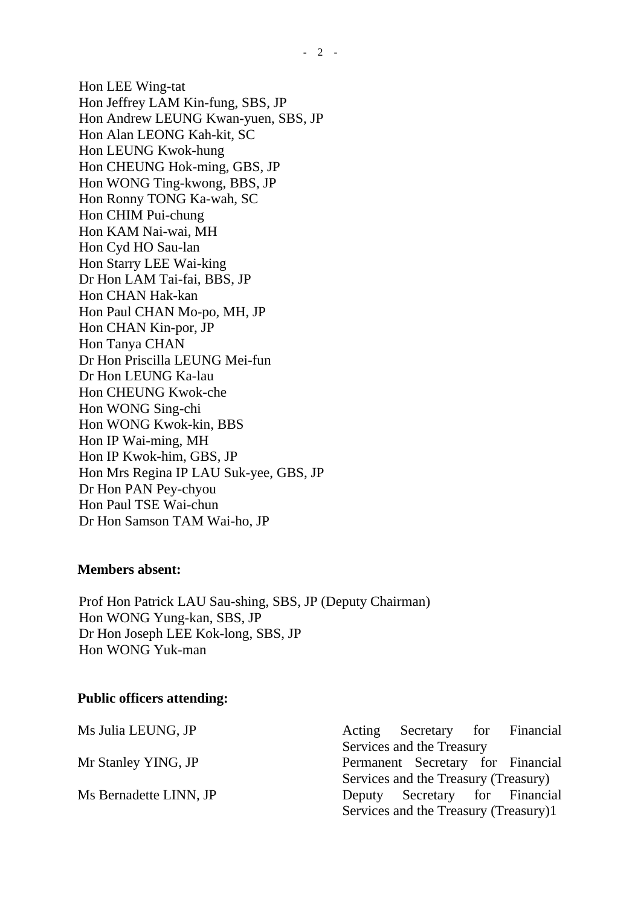Hon LEE Wing-tat
Hon Jeffrey LAM Kin-fung, SBS, JP
Hon Andrew LEUNG Kwan-yuen, SBS, JP
Hon Alan LEONG Kah-kit, SC
Hon LEUNG Kwok-hung
Hon CHEUNG Hok-ming, GBS, JP
Hon WONG Ting-kwong, BBS, JP
Hon Ronny TONG Ka-wah, SC
Hon CHIM Pui-chung
Hon KAM Nai-wai, MH
Hon Cyd HO Sau-lan
Hon Starry LEE Wai-king
Dr Hon LAM Tai-fai, BBS, JP
Hon CHAN Hak-kan
Hon Paul CHAN Mo-po, MH, JP
Hon CHAN Kin-por, JP
Hon Tanya CHAN
Dr Hon Priscilla LEUNG Mei-fun
Dr Hon LEUNG Ka-lau
Hon CHEUNG Kwok-che
Hon WONG Sing-chi
Hon WONG Kwok-kin, BBS
Hon IP Wai-ming, MH
Hon IP Kwok-him, GBS, JP
Hon Mrs Regina IP LAU Suk-yee, GBS, JP
Dr Hon PAN Pey-chyou
Hon Paul TSE Wai-chun
Dr Hon Samson TAM Wai-ho, JP

**Members absent:**

Prof Hon Patrick LAU Sau-shing, SBS, JP (Deputy Chairman)
Hon WONG Yung-kan, SBS, JP
Dr Hon Joseph LEE Kok-long, SBS, JP
Hon WONG Yuk-man

**Public officers attending:**

| | |
|---|---|
| Ms Julia LEUNG, JP | Acting Secretary for Financial Services and the Treasury |
| Mr Stanley YING, JP | Permanent Secretary for Financial Services and the Treasury (Treasury) |
| Ms Bernadette LINN, JP | Deputy Secretary for Financial Services and the Treasury (Treasury)1 |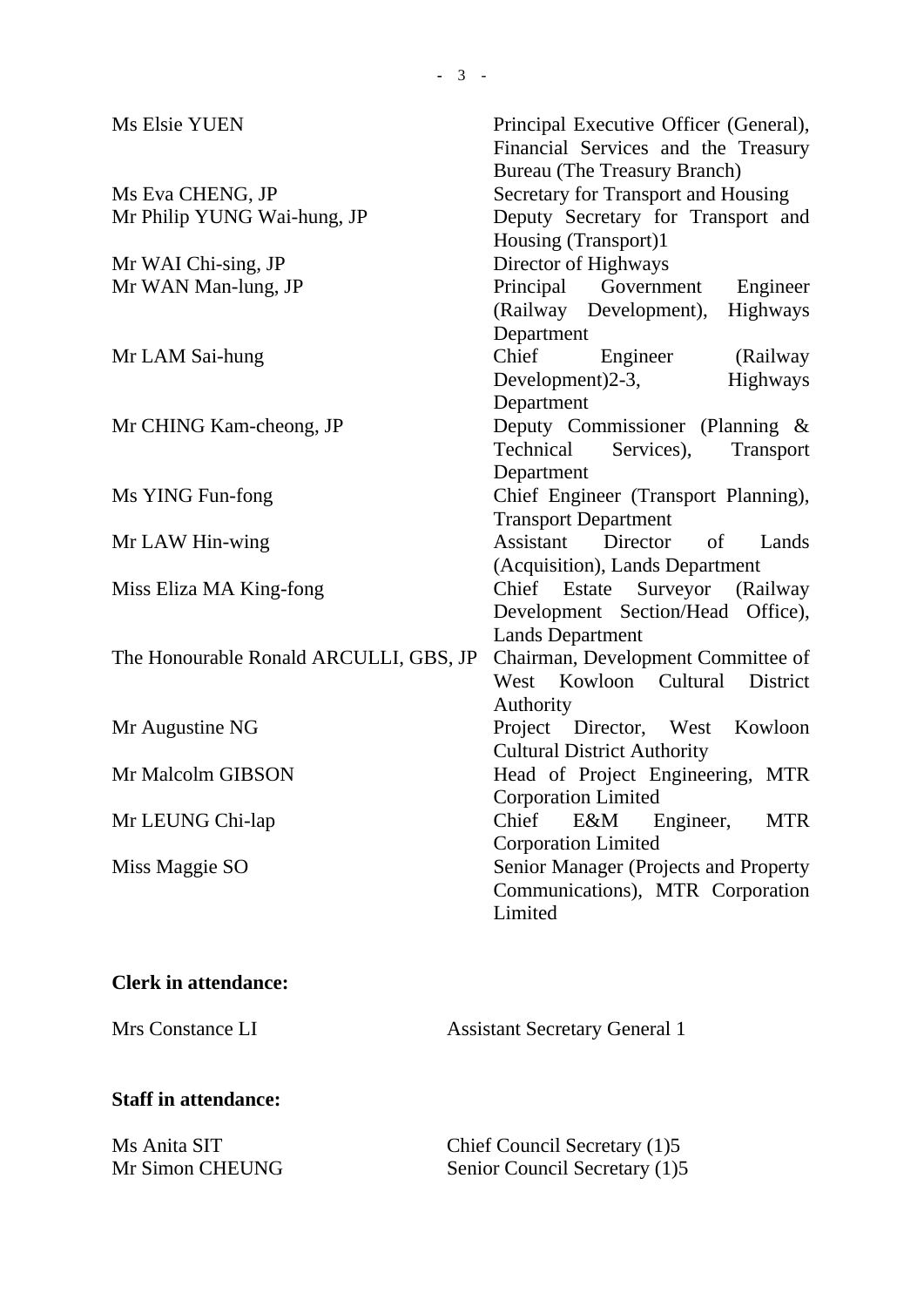| | |
|---|---|
| Ms Elsie YUEN | Principal Executive Officer (General), Financial Services and the Treasury Bureau (The Treasury Branch) |
| Ms Eva CHENG, JP | Secretary for Transport and Housing |
| Mr Philip YUNG Wai-hung, JP | Deputy Secretary for Transport and Housing (Transport)1 |
| Mr WAI Chi-sing, JP | Director of Highways |
| Mr WAN Man-lung, JP | Principal Government Engineer (Railway Development), Highways Department |
| Mr LAM Sai-hung | Chief Engineer (Railway Development)2-3, Highways Department |
| Mr CHING Kam-cheong, JP | Deputy Commissioner (Planning & Technical Services), Transport Department |
| Ms YING Fun-fong | Chief Engineer (Transport Planning), Transport Department |
| Mr LAW Hin-wing | Assistant Director of Lands (Acquisition), Lands Department |
| Miss Eliza MA King-fong | Chief Estate Surveyor (Railway Development Section/Head Office), Lands Department |
| The Honourable Ronald ARCULLI, GBS, JP | Chairman, Development Committee of West Kowloon Cultural District Authority |
| Mr Augustine NG | Project Director, West Kowloon Cultural District Authority |
| Mr Malcolm GIBSON | Head of Project Engineering, MTR Corporation Limited |
| Mr LEUNG Chi-lap | Chief E&M Engineer, MTR Corporation Limited |
| Miss Maggie SO | Senior Manager (Projects and Property Communications), MTR Corporation Limited |

**Clerk in attendance:**

| | |
|---|---|
| Mrs Constance LI | Assistant Secretary General 1 |

**Staff in attendance:**

| | |
|---|---|
| Ms Anita SIT | Chief Council Secretary (1)5 |
| Mr Simon CHEUNG | Senior Council Secretary (1)5 |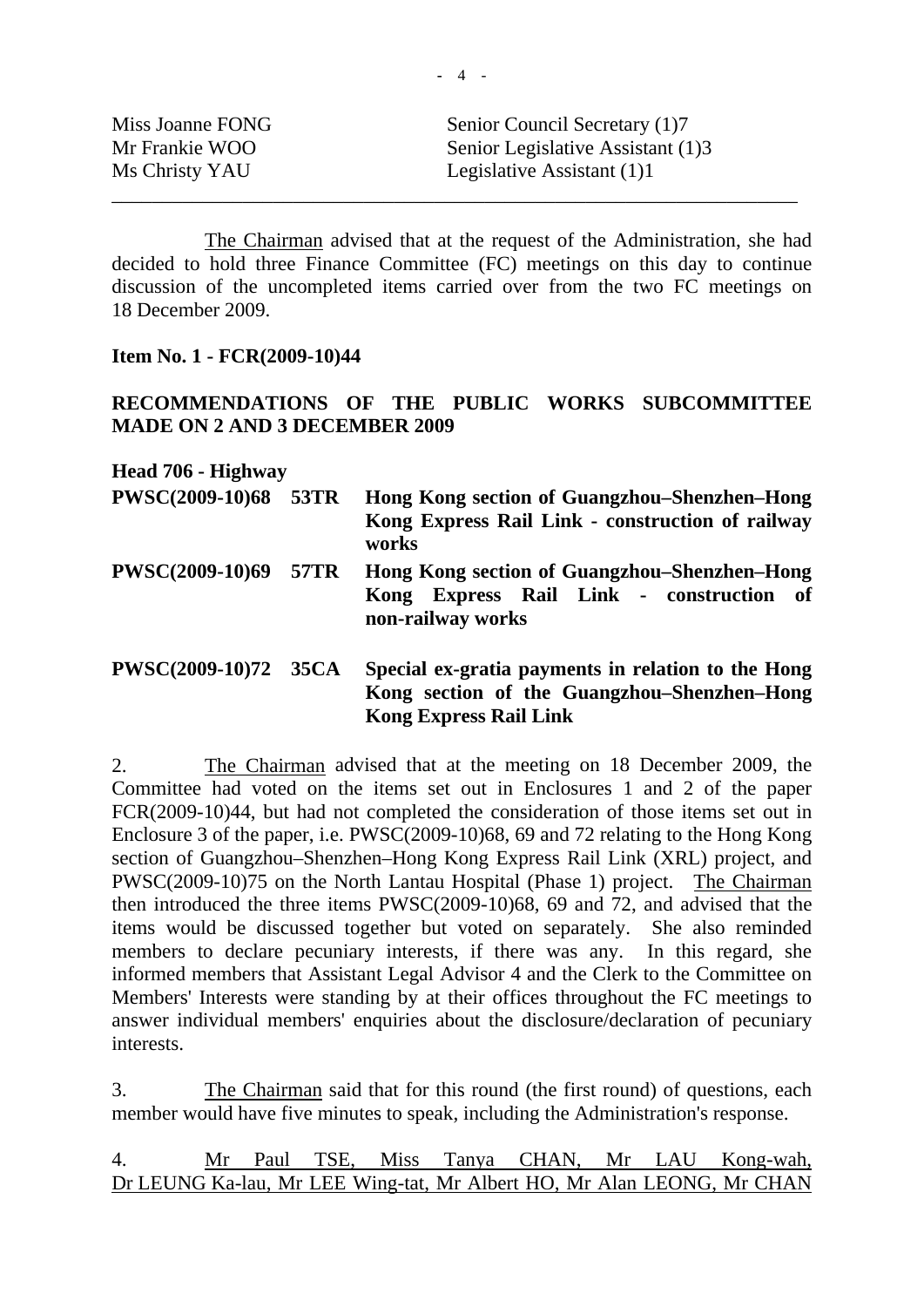| | |
|---|---|
| Miss Joanne FONG | Senior Council Secretary (1)7 |
| Mr Frankie WOO | Senior Legislative Assistant (1)3 |
| Ms Christy YAU | Legislative Assistant (1)1 |

---

The Chairman advised that at the request of the Administration, she had decided to hold three Finance Committee (FC) meetings on this day to continue discussion of the uncompleted items carried over from the two FC meetings on 18 December 2009.

**Item No. 1 - FCR(2009-10)44**

**RECOMMENDATIONS OF THE PUBLIC WORKS SUBCOMMITTEE MADE ON 2 AND 3 DECEMBER 2009**

**Head 706 - Highway**

| | |
|---|---|
| **PWSC(2009-10)68 53TR** | **Hong Kong section of Guangzhou–Shenzhen–Hong Kong Express Rail Link - construction of railway works** |
| **PWSC(2009-10)69 57TR** | **Hong Kong section of Guangzhou–Shenzhen–Hong Kong Express Rail Link - construction of non-railway works** |
| **PWSC(2009-10)72 35CA** | **Special ex-gratia payments in relation to the Hong Kong section of the Guangzhou–Shenzhen–Hong Kong Express Rail Link** |

2. The Chairman advised that at the meeting on 18 December 2009, the Committee had voted on the items set out in Enclosures 1 and 2 of the paper FCR(2009-10)44, but had not completed the consideration of those items set out in Enclosure 3 of the paper, i.e. PWSC(2009-10)68, 69 and 72 relating to the Hong Kong section of Guangzhou–Shenzhen–Hong Kong Express Rail Link (XRL) project, and PWSC(2009-10)75 on the North Lantau Hospital (Phase 1) project. The Chairman then introduced the three items PWSC(2009-10)68, 69 and 72, and advised that the items would be discussed together but voted on separately. She also reminded members to declare pecuniary interests, if there was any. In this regard, she informed members that Assistant Legal Advisor 4 and the Clerk to the Committee on Members' Interests were standing by at their offices throughout the FC meetings to answer individual members' enquiries about the disclosure/declaration of pecuniary interests.

3. The Chairman said that for this round (the first round) of questions, each member would have five minutes to speak, including the Administration's response.

4. Mr Paul TSE, Miss Tanya CHAN, Mr LAU Kong-wah, Dr LEUNG Ka-lau, Mr LEE Wing-tat, Mr Albert HO, Mr Alan LEONG, Mr CHAN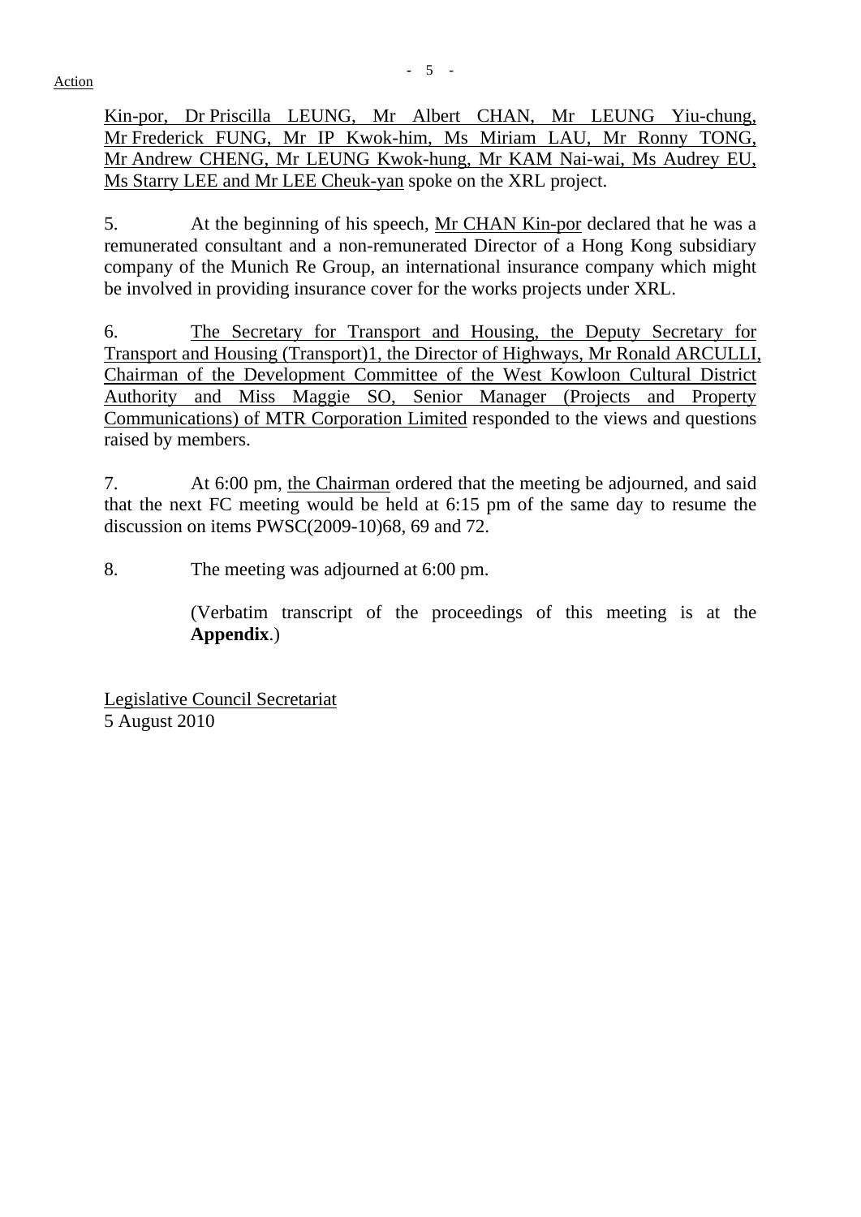Kin-por, Dr Priscilla LEUNG, Mr Albert CHAN, Mr LEUNG Yiu-chung, Mr Frederick FUNG, Mr IP Kwok-him, Ms Miriam LAU, Mr Ronny TONG, Mr Andrew CHENG, Mr LEUNG Kwok-hung, Mr KAM Nai-wai, Ms Audrey EU, Ms Starry LEE and Mr LEE Cheuk-yan spoke on the XRL project.

5. At the beginning of his speech, Mr CHAN Kin-por declared that he was a remunerated consultant and a non-remunerated Director of a Hong Kong subsidiary company of the Munich Re Group, an international insurance company which might be involved in providing insurance cover for the works projects under XRL.

6. The Secretary for Transport and Housing, the Deputy Secretary for Transport and Housing (Transport)1, the Director of Highways, Mr Ronald ARCULLI, Chairman of the Development Committee of the West Kowloon Cultural District Authority and Miss Maggie SO, Senior Manager (Projects and Property Communications) of MTR Corporation Limited responded to the views and questions raised by members.

7. At 6:00 pm, the Chairman ordered that the meeting be adjourned, and said that the next FC meeting would be held at 6:15 pm of the same day to resume the discussion on items PWSC(2009-10)68, 69 and 72.

8. The meeting was adjourned at 6:00 pm.

(Verbatim transcript of the proceedings of this meeting is at the **Appendix**.)

Legislative Council Secretariat
5 August 2010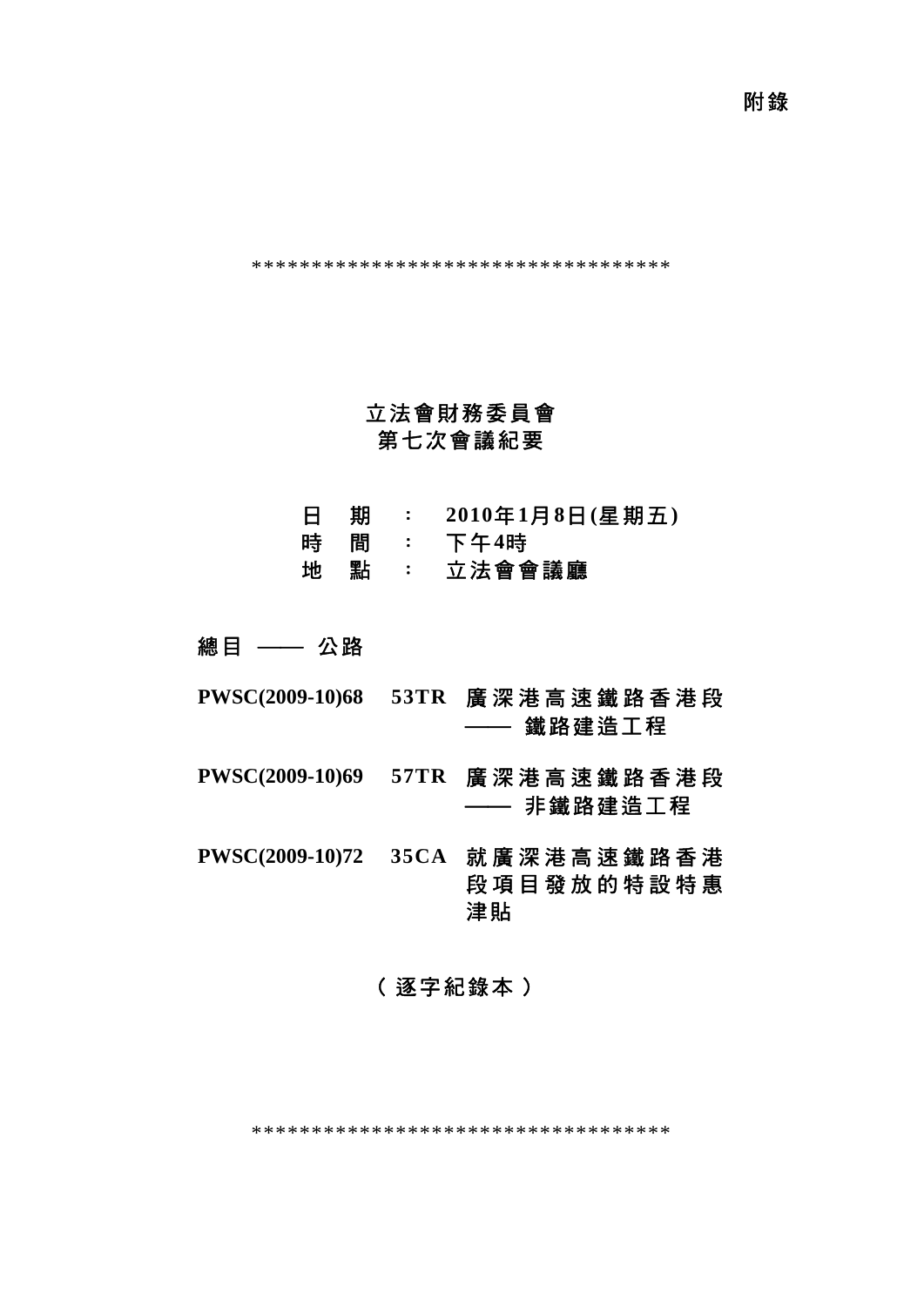附錄

\*\*\*\*\*\*\*\*\*\*\*\*\*\*\*\*\*\*\*\*\*\*\*\*\*\*\*\*\*\*\*\*\*\*\*

# 立法會財務委員會
# 第七次會議紀要

**日　期　：　2010年1月8日(星期五)**
**時　間　：　下午4時**
**地　點　：　立法會會議廳**

**總目 —— 公路**

| | | |
|---|---|---|
| **PWSC(2009-10)68** | **53TR** | **廣深港高速鐵路香港段 —— 鐵路建造工程** |
| **PWSC(2009-10)69** | **57TR** | **廣深港高速鐵路香港段 —— 非鐵路建造工程** |
| **PWSC(2009-10)72** | **35CA** | **就廣深港高速鐵路香港段項目發放的特設特惠津貼** |

**(逐字紀錄本)**

\*\*\*\*\*\*\*\*\*\*\*\*\*\*\*\*\*\*\*\*\*\*\*\*\*\*\*\*\*\*\*\*\*\*\*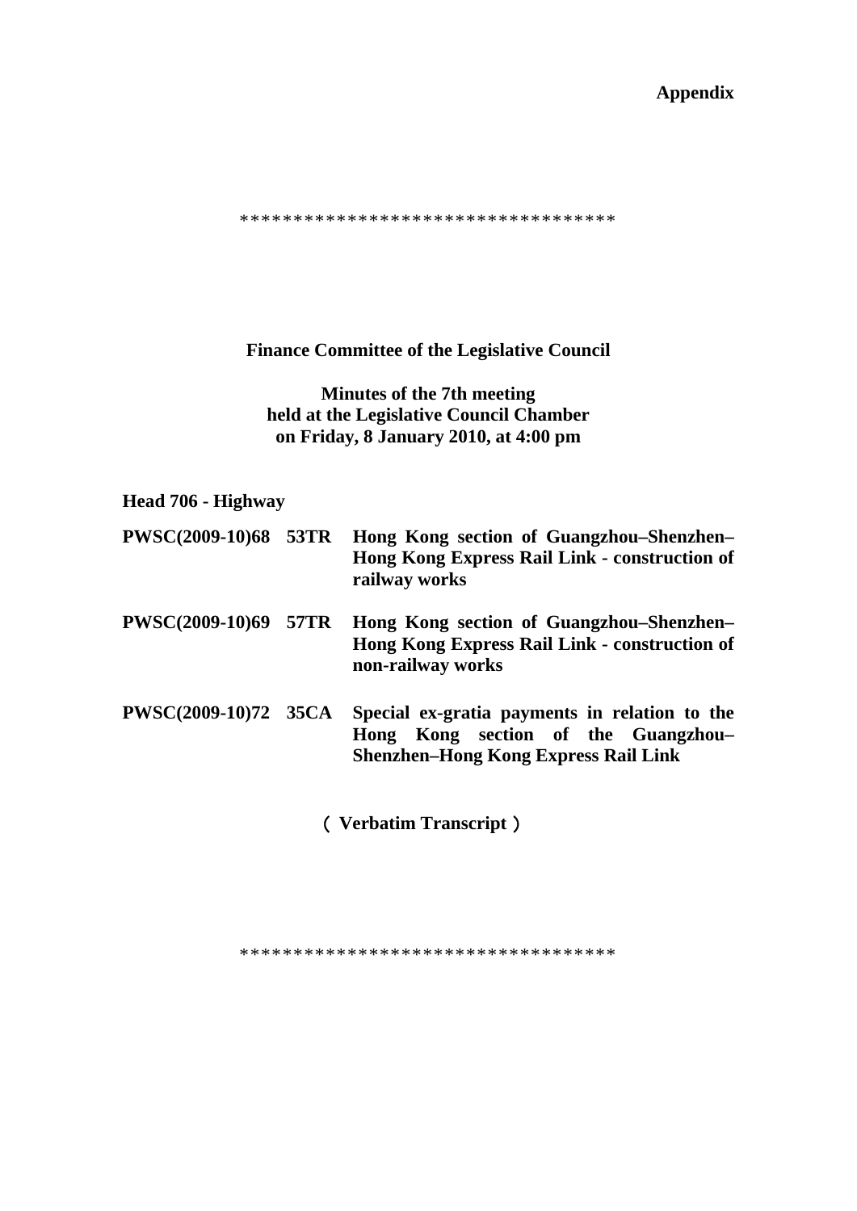**Appendix**

\*\*\*\*\*\*\*\*\*\*\*\*\*\*\*\*\*\*\*\*\*\*\*\*\*\*\*\*\*\*\*\*\*\*\*

**Finance Committee of the Legislative Council**

**Minutes of the 7th meeting**
**held at the Legislative Council Chamber**
**on Friday, 8 January 2010, at 4:00 pm**

**Head 706 - Highway**

**PWSC(2009-10)68 53TR Hong Kong section of Guangzhou–Shenzhen–Hong Kong Express Rail Link - construction of railway works**

**PWSC(2009-10)69 57TR Hong Kong section of Guangzhou–Shenzhen–Hong Kong Express Rail Link - construction of non-railway works**

**PWSC(2009-10)72 35CA Special ex-gratia payments in relation to the Hong Kong section of the Guangzhou–Shenzhen–Hong Kong Express Rail Link**

**（ Verbatim Transcript ）**

\*\*\*\*\*\*\*\*\*\*\*\*\*\*\*\*\*\*\*\*\*\*\*\*\*\*\*\*\*\*\*\*\*\*\*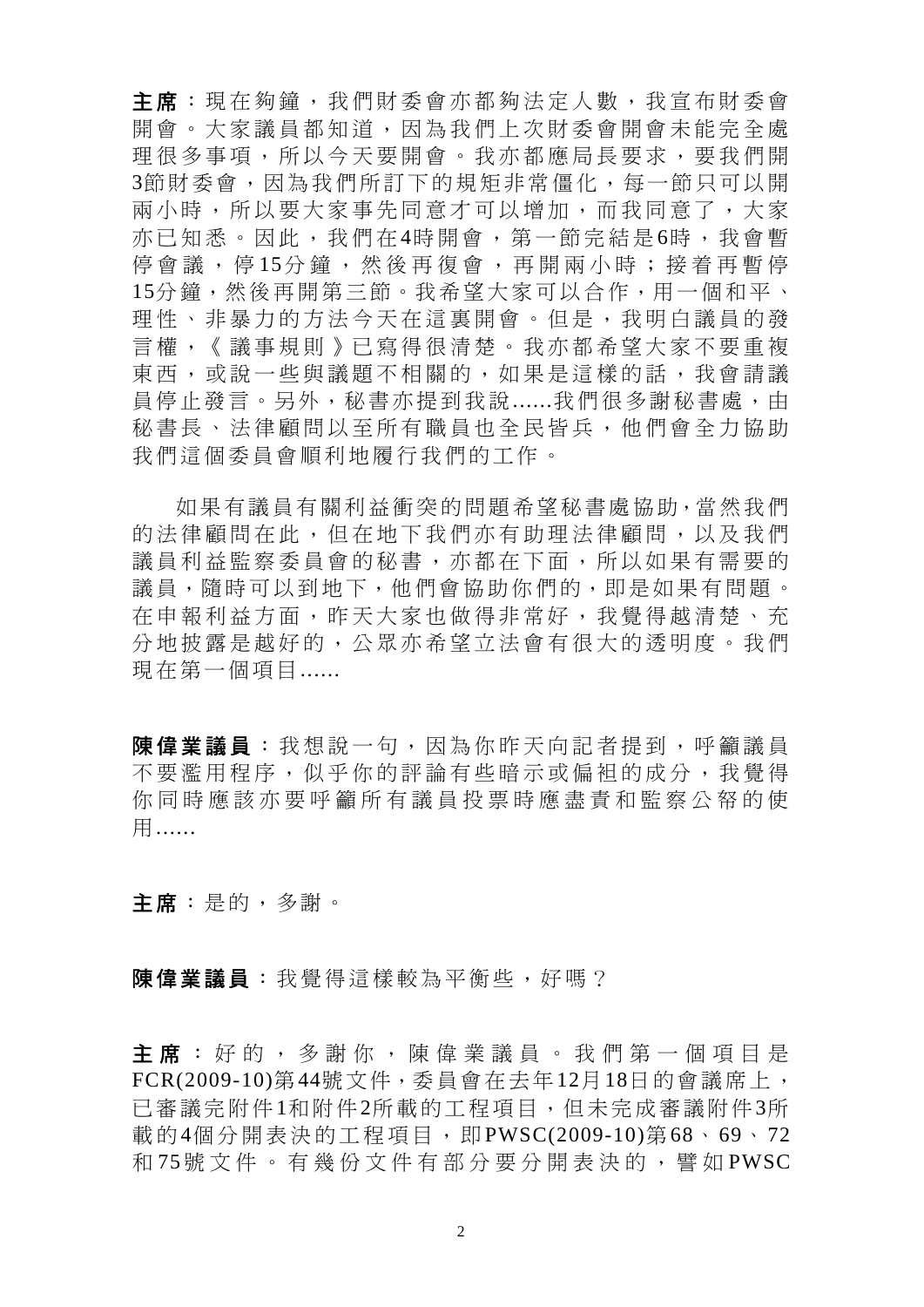**主席**：現在夠鐘，我們財委會亦都夠法定人數，我宣布財委會開會。大家議員都知道，因為我們上次財委會開會未能完全處理很多事項，所以今天要開會。我亦都應局長要求，要我們開3節財委會，因為我們所訂下的規矩非常僵化，每一節只可以開兩小時，所以要大家事先同意才可以增加，而我同意了，大家亦已知悉。因此，我們在4時開會，第一節完結是6時，我會暫停會議，停15分鐘，然後再復會，再開兩小時；接着再暫停15分鐘，然後再開第三節。我希望大家可以合作，用一個和平、理性、非暴力的方法今天在這裏開會。但是，我明白議員的發言權，《議事規則》已寫得很清楚。我亦都希望大家不要重複東西，或說一些與議題不相關的，如果是這樣的話，我會請議員停止發言。另外，秘書亦提到我說......我們很多謝秘書處，由秘書長、法律顧問以至所有職員也全民皆兵，他們會全力協助我們這個委員會順利地履行我們的工作。

如果有議員有關利益衝突的問題希望秘書處協助,當然我們的法律顧問在此，但在地下我們亦有助理法律顧問，以及我們議員利益監察委員會的秘書，亦都在下面，所以如果有需要的議員，隨時可以到地下，他們會協助你們的，即是如果有問題。在申報利益方面，昨天大家也做得非常好，我覺得越清楚、充分地披露是越好的，公眾亦希望立法會有很大的透明度。我們現在第一個項目......

**陳偉業議員**：我想說一句，因為你昨天向記者提到，呼籲議員不要濫用程序，似乎你的評論有些暗示或偏袒的成分，我覺得你同時應該亦要呼籲所有議員投票時應盡責和監察公帑的使用......

**主席**：是的，多謝。

**陳偉業議員**：我覺得這樣較為平衡些，好嗎？

**主席**：好的，多謝你，陳偉業議員。我們第一個項目是FCR(2009-10)第44號文件，委員會在去年12月18日的會議席上，已審議完附件1和附件2所載的工程項目，但未完成審議附件3所載的4個分開表決的工程項目，即PWSC(2009-10)第68、69、72和75號文件。有幾份文件有部分要分開表決的，譬如PWSC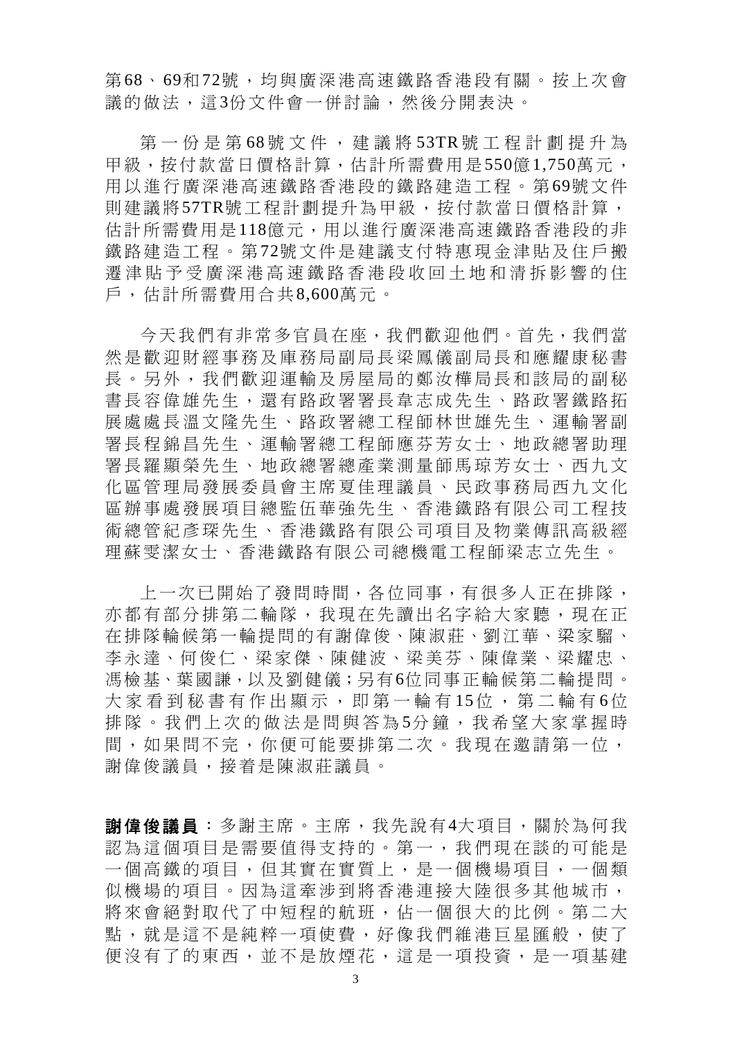第68、69和72號，均與廣深港高速鐵路香港段有關。按上次會議的做法，這3份文件會一併討論，然後分開表決。

第一份是第68號文件，建議將53TR號工程計劃提升為甲級，按付款當日價格計算，估計所需費用是550億1,750萬元，用以進行廣深港高速鐵路香港段的鐵路建造工程。第69號文件則建議將57TR號工程計劃提升為甲級，按付款當日價格計算，估計所需費用是118億元，用以進行廣深港高速鐵路香港段的非鐵路建造工程。第72號文件是建議支付特惠現金津貼及住戶搬遷津貼予受廣深港高速鐵路香港段收回土地和清拆影響的住戶，估計所需費用合共8,600萬元。

今天我們有非常多官員在座，我們歡迎他們。首先，我們當然是歡迎財經事務及庫務局副局長梁鳳儀副局長和應耀康秘書長。另外，我們歡迎運輸及房屋局的鄭汝樺局長和該局的副秘書長容偉雄先生，還有路政署署長韋志成先生、路政署鐵路拓展處處長溫文隆先生、路政署總工程師林世雄先生、運輸署副署長程錦昌先生、運輸署總工程師應芬芳女士、地政總署助理署長羅顯榮先生、地政總署總產業測量師馬琼芳女士、西九文化區管理局發展委員會主席夏佳理議員、民政事務局西九文化區辦事處發展項目總監伍華強先生、香港鐵路有限公司工程技術總管紀彥琛先生、香港鐵路有限公司項目及物業傳訊高級經理蘇雯潔女士、香港鐵路有限公司總機電工程師梁志立先生。

上一次已開始了發問時間，各位同事，有很多人正在排隊，亦都有部分排第二輪隊，我現在先讀出名字給大家聽，現在正在排隊輪候第一輪提問的有謝偉俊、陳淑莊、劉江華、梁家騮、李永達、何俊仁、梁家傑、陳健波、梁美芬、陳偉業、梁耀忠、馮檢基、葉國謙，以及劉健儀；另有6位同事正輪候第二輪提問。大家看到秘書有作出顯示，即第一輪有15位，第二輪有6位排隊。我們上次的做法是問與答為5分鐘，我希望大家掌握時間，如果問不完，你便可能要排第二次。我現在邀請第一位，謝偉俊議員，接着是陳淑莊議員。

**謝偉俊議員**：多謝主席。主席，我先說有4大項目，關於為何我認為這個項目是需要值得支持的。第一，我們現在談的可能是一個高鐵的項目，但其實在實質上，是一個機場項目，一個類似機場的項目。因為這牽涉到將香港連接大陸很多其他城市，將來會絕對取代了中短程的航班，佔一個很大的比例。第二大點，就是這不是純粹一項使費，好像我們維港巨星匯般，使了便沒有了的東西，並不是放煙花，這是一項投資，是一項基建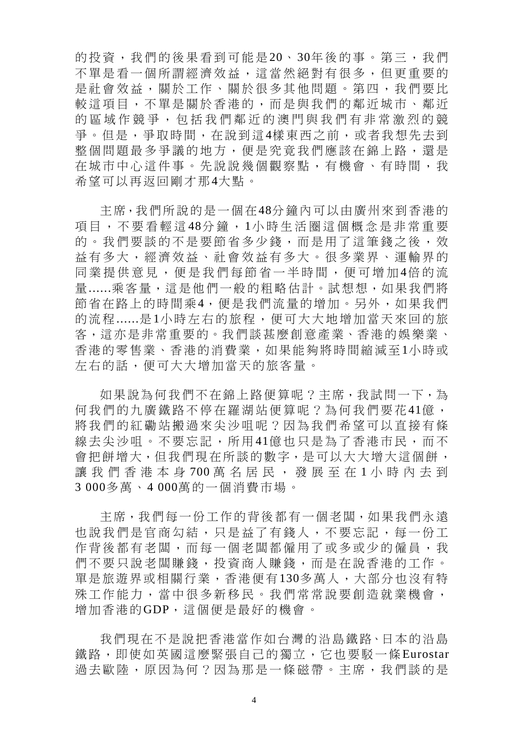的投資，我們的後果看到可能是20、30年後的事。第三，我們不單是看一個所謂經濟效益，這當然絕對有很多，但更重要的是社會效益，關於工作、關於很多其他問題。第四，我們要比較這項目，不單是關於香港的，而是與我們的鄰近城市、鄰近的區域作競爭，包括我們鄰近的澳門與我們有非常激烈的競爭。但是，爭取時間，在說到這4樣東西之前，或者我想先去到整個問題最多爭議的地方，便是究竟我們應該在錦上路，還是在城市中心這件事。先說說幾個觀察點，有機會、有時間，我希望可以再返回剛才那4大點。

主席，我們所說的是一個在48分鐘內可以由廣州來到香港的項目，不要看輕這48分鐘，1小時生活圈這個概念是非常重要的。我們要談的不是要節省多少錢，而是用了這筆錢之後，效益有多大，經濟效益、社會效益有多大。很多業界、運輸界的同業提供意見，便是我們每節省一半時間，便可增加4倍的流量......乘客量，這是他們一般的粗略估計。試想想，如果我們將節省在路上的時間乘4，便是我們流量的增加。另外，如果我們的流程......是1小時左右的旅程，便可大大地增加當天來回的旅客，這亦是非常重要的。我們談甚麼創意產業、香港的娛樂業、香港的零售業、香港的消費業，如果能夠將時間縮減至1小時或左右的話，便可大大增加當天的旅客量。

如果說為何我們不在錦上路便算呢？主席，我試問一下，為何我們的九廣鐵路不停在羅湖站便算呢？為何我們要花41億，將我們的紅磡站搬過來尖沙咀呢？因為我們希望可以直接有條線去尖沙咀。不要忘記，所用41億也只是為了香港市民，而不會把餅增大，但我們現在所談的數字，是可以大大增大這個餅，讓我們香港本身700萬名居民，發展至在1小時內去到3 000多萬、4 000萬的一個消費市場。

主席，我們每一份工作的背後都有一個老闆，如果我們永遠也說我們是官商勾結，只是益了有錢人，不要忘記，每一份工作背後都有老闆，而每一個老闆都僱用了或多或少的僱員，我們不要只說老闆賺錢，投資商人賺錢，而是在說香港的工作。單是旅遊界或相關行業，香港便有130多萬人，大部分也沒有特殊工作能力，當中很多新移民。我們常常說要創造就業機會，增加香港的GDP，這個便是最好的機會。

我們現在不是說把香港當作如台灣的沿島鐵路、日本的沿島鐵路，即使如英國這麼緊張自己的獨立，它也要駁一條Eurostar過去歐陸，原因為何？因為那是一條磁帶。主席，我們談的是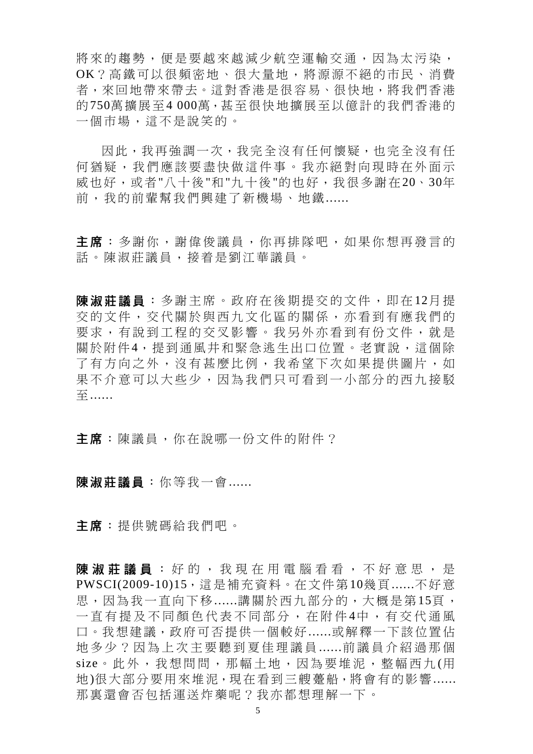將來的趨勢，便是要越來越減少航空運輸交通，因為太污染，OK？高鐵可以很頻密地、很大量地，將源源不絕的市民、消費者，來回地帶來帶去。這對香港是很容易、很快地，將我們香港的750萬擴展至4 000萬，甚至很快地擴展至以億計的我們香港的一個市場，這不是說笑的。

因此，我再強調一次，我完全沒有任何懷疑，也完全沒有任何猶疑，我們應該要盡快做這件事。我亦絕對向現時在外面示威也好，或者"八十後"和"九十後"的也好，我很多謝在20、30年前，我的前輩幫我們興建了新機場、地鐵......

**主席**：多謝你，謝偉俊議員，你再排隊吧，如果你想再發言的話。陳淑莊議員，接着是劉江華議員。

**陳淑莊議員**：多謝主席。政府在後期提交的文件，即在12月提交的文件，交代關於與西九文化區的關係，亦看到有應我們的要求，有說到工程的交叉影響。我另外亦看到有份文件，就是關於附件4，提到通風井和緊急逃生出口位置。老實說，這個除了有方向之外，沒有甚麼比例，我希望下次如果提供圖片，如果不介意可以大些少，因為我們只可看到一小部分的西九接駁至......

**主席**：陳議員，你在說哪一份文件的附件？

**陳淑莊議員**：你等我一會......

**主席**：提供號碼給我們吧。

**陳淑莊議員**：好的，我現在用電腦看看，不好意思，是PWSCI(2009-10)15，這是補充資料。在文件第10幾頁......不好意思，因為我一直向下移......講關於西九部分的，大概是第15頁，一直有提及不同顏色代表不同部分，在附件4中，有交代通風口。我想建議，政府可否提供一個較好......或解釋一下該位置佔地多少？因為上次主要聽到夏佳理議員......前議員介紹過那個size。此外，我想問問，那幅土地，因為要堆泥，整幅西九(用地)很大部分要用來堆泥，現在看到三艘躉船，將會有的影響......那裏還會否包括運送炸藥呢？我亦都想理解一下。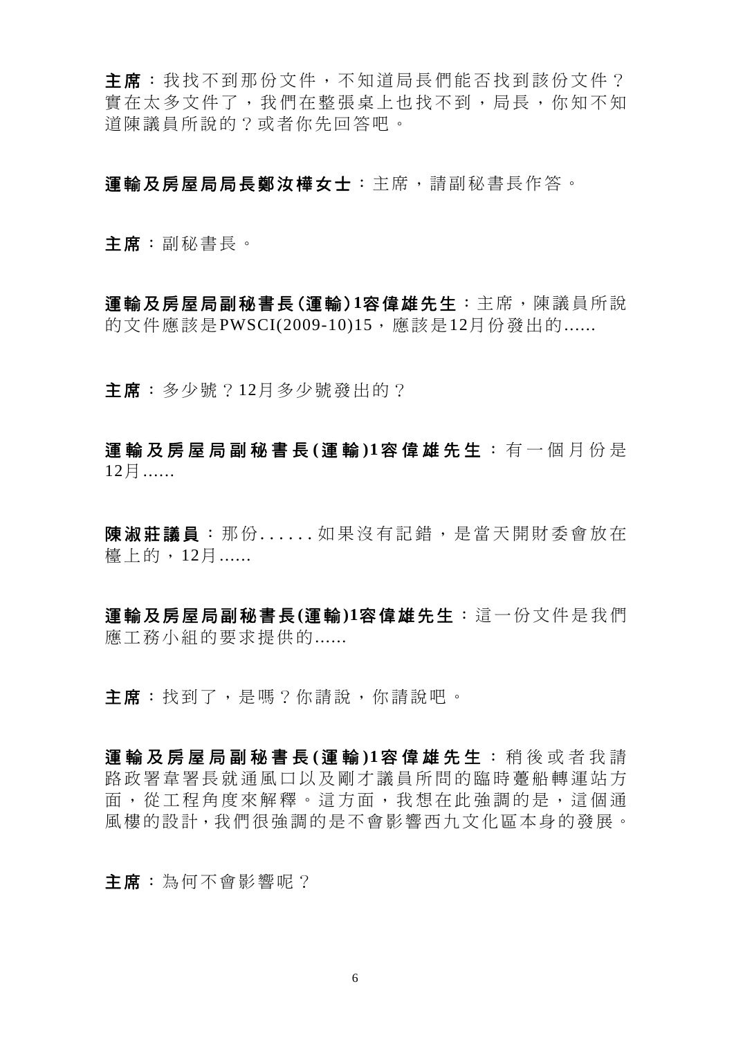**主席**：我找不到那份文件，不知道局長們能否找到該份文件？實在太多文件了，我們在整張桌上也找不到，局長，你知不知道陳議員所說的？或者你先回答吧。

**運輸及房屋局局長鄭汝樺女士**：主席，請副秘書長作答。

**主席**：副秘書長。

**運輸及房屋局副秘書長(運輸)1容偉雄先生**：主席，陳議員所說的文件應該是PWSCI(2009-10)15，應該是12月份發出的......

**主席**：多少號？12月多少號發出的？

**運輸及房屋局副秘書長(運輸)1容偉雄先生**：有一個月份是12月......

**陳淑莊議員**：那份......如果沒有記錯，是當天開財委會放在檯上的，12月......

**運輸及房屋局副秘書長(運輸)1容偉雄先生**：這一份文件是我們應工務小組的要求提供的......

**主席**：找到了，是嗎？你請說，你請說吧。

**運輸及房屋局副秘書長(運輸)1容偉雄先生**：稍後或者我請路政署韋署長就通風口以及剛才議員所問的臨時躉船轉運站方面，從工程角度來解釋。這方面，我想在此強調的是，這個通風樓的設計，我們很強調的是不會影響西九文化區本身的發展。

**主席**：為何不會影響呢？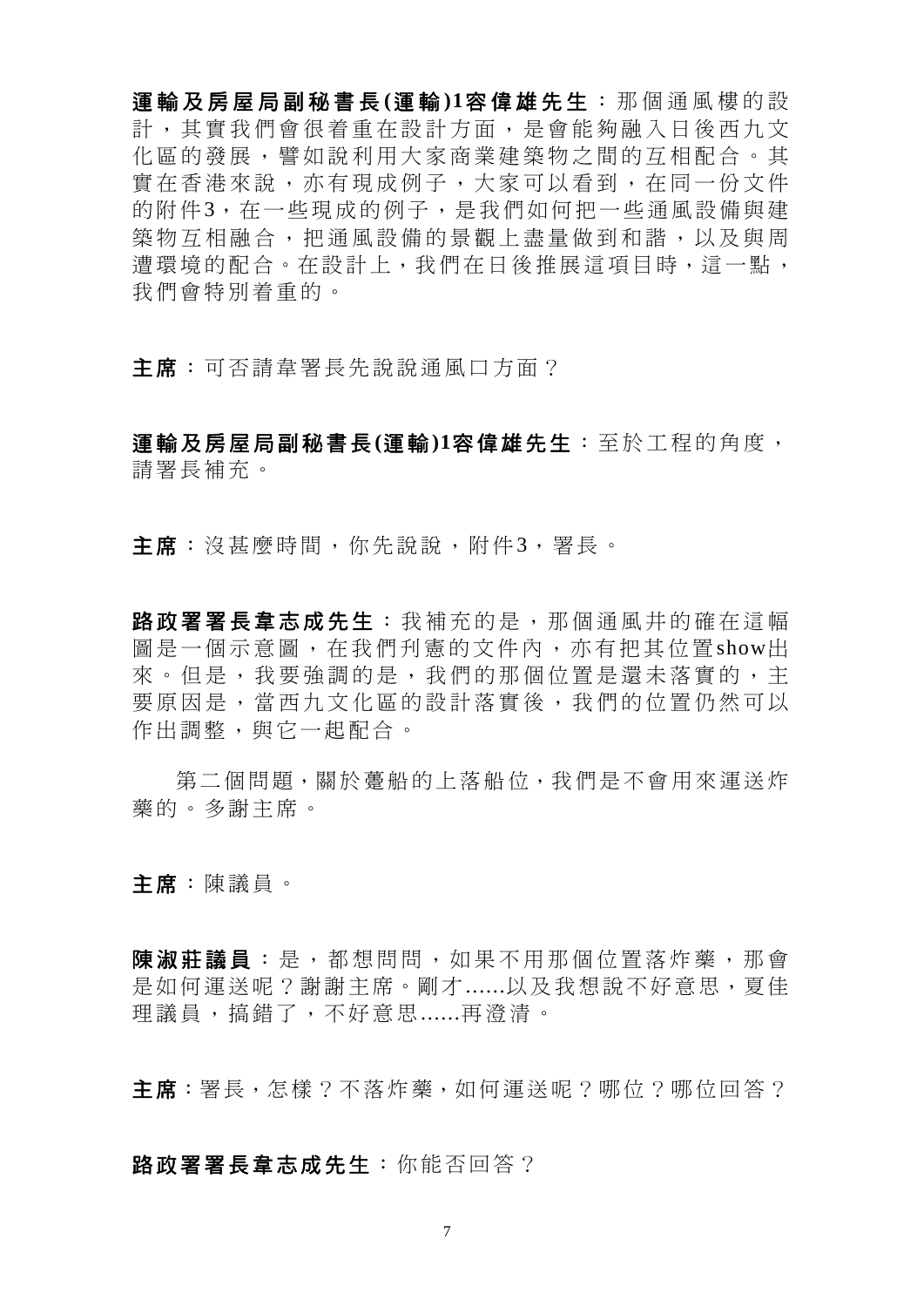**運輸及房屋局副秘書長(運輸)1容偉雄先生**：那個通風樓的設計，其實我們會很着重在設計方面，是會能夠融入日後西九文化區的發展，譬如說利用大家商業建築物之間的互相配合。其實在香港來說，亦有現成例子，大家可以看到，在同一份文件的附件3，在一些現成的例子，是我們如何把一些通風設備與建築物互相融合，把通風設備的景觀上盡量做到和諧，以及與周遭環境的配合。在設計上，我們在日後推展這項目時，這一點，我們會特別着重的。

**主席**：可否請韋署長先說說通風口方面？

**運輸及房屋局副秘書長(運輸)1容偉雄先生**：至於工程的角度，請署長補充。

**主席**：沒甚麼時間，你先說說，附件3，署長。

**路政署署長韋志成先生**：我補充的是，那個通風井的確在這幅圖是一個示意圖，在我們刊憲的文件內，亦有把其位置show出來。但是，我要強調的是，我們的那個位置是還未落實的，主要原因是，當西九文化區的設計落實後，我們的位置仍然可以作出調整，與它一起配合。

第二個問題，關於躉船的上落船位，我們是不會用來運送炸藥的。多謝主席。

**主席**：陳議員。

**陳淑莊議員**：是，都想問問，如果不用那個位置落炸藥，那會是如何運送呢？謝謝主席。剛才......以及我想說不好意思，夏佳理議員，搞錯了，不好意思......再澄清。

**主席**：署長，怎樣？不落炸藥，如何運送呢？哪位？哪位回答？

**路政署署長韋志成先生**：你能否回答？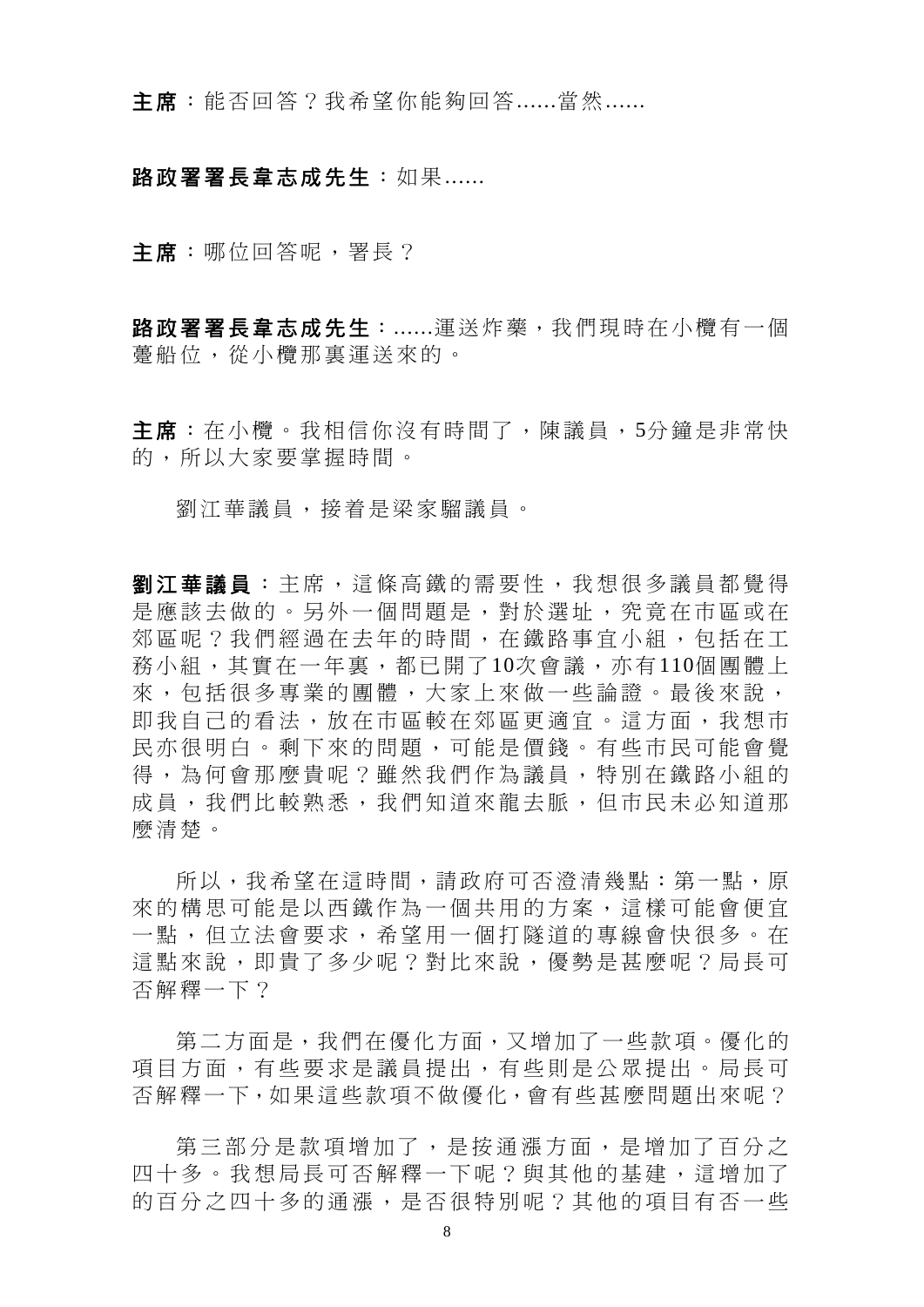**主席**：能否回答？我希望你能夠回答......當然......

**路政署署長韋志成先生**：如果......

**主席**：哪位回答呢，署長？

**路政署署長韋志成先生**：......運送炸藥，我們現時在小欖有一個躉船位，從小欖那裏運送來的。

**主席**：在小欖。我相信你沒有時間了，陳議員，5分鐘是非常快的，所以大家要掌握時間。

劉江華議員，接着是梁家騮議員。

**劉江華議員**：主席，這條高鐵的需要性，我想很多議員都覺得是應該去做的。另外一個問題是，對於選址，究竟在市區或在郊區呢？我們經過在去年的時間，在鐵路事宜小組，包括在工務小組，其實在一年裏，都已開了10次會議，亦有110個團體上來，包括很多專業的團體，大家上來做一些論證。最後來說，即我自己的看法，放在市區較在郊區更適宜。這方面，我想市民亦很明白。剩下來的問題，可能是價錢。有些市民可能會覺得，為何會那麼貴呢？雖然我們作為議員，特別在鐵路小組的成員，我們比較熟悉，我們知道來龍去脈，但市民未必知道那麼清楚。

所以，我希望在這時間，請政府可否澄清幾點：第一點，原來的構思可能是以西鐵作為一個共用的方案，這樣可能會便宜一點，但立法會要求，希望用一個打隧道的專線會快很多。在這點來說，即貴了多少呢？對比來說，優勢是甚麼呢？局長可否解釋一下？

第二方面是，我們在優化方面，又增加了一些款項。優化的項目方面，有些要求是議員提出，有些則是公眾提出。局長可否解釋一下，如果這些款項不做優化，會有些甚麼問題出來呢？

第三部分是款項增加了，是按通漲方面，是增加了百分之四十多。我想局長可否解釋一下呢？與其他的基建，這增加了的百分之四十多的通漲，是否很特別呢？其他的項目有否一些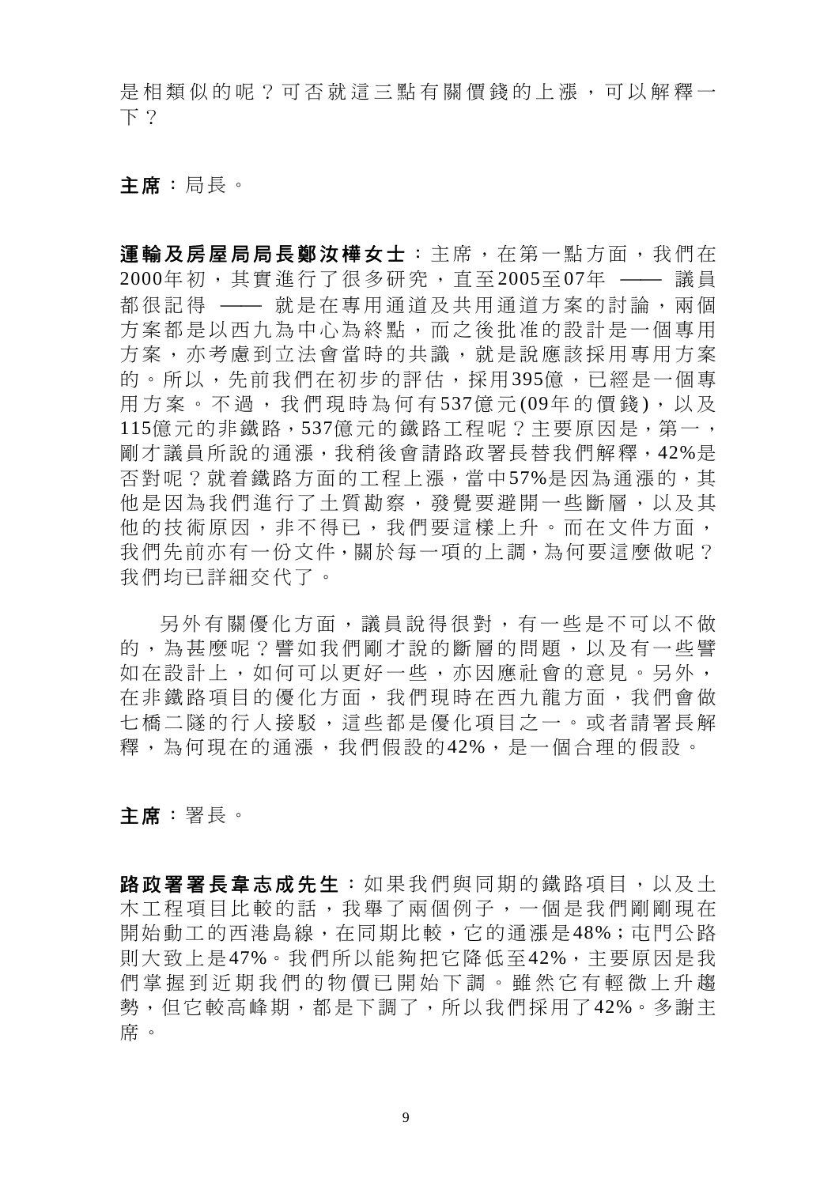是相類似的呢？可否就這三點有關價錢的上漲，可以解釋一下？

**主席**：局長。

**運輸及房屋局局長鄭汝樺女士**：主席，在第一點方面，我們在2000年初，其實進行了很多研究，直至2005至07年 —— 議員都很記得 —— 就是在專用通道及共用通道方案的討論，兩個方案都是以西九為中心為終點，而之後批准的設計是一個專用方案，亦考慮到立法會當時的共識，就是說應該採用專用方案的。所以，先前我們在初步的評估，採用395億，已經是一個專用方案。不過，我們現時為何有537億元(09年的價錢)，以及115億元的非鐵路，537億元的鐵路工程呢？主要原因是，第一，剛才議員所說的通漲，我稍後會請路政署長替我們解釋，42%是否對呢？就着鐵路方面的工程上漲，當中57%是因為通漲的，其他是因為我們進行了土質勘察，發覺要避開一些斷層，以及其他的技術原因，非不得已，我們要這樣上升。而在文件方面，我們先前亦有一份文件，關於每一項的上調，為何要這麼做呢？我們均已詳細交代了。

另外有關優化方面，議員說得很對，有一些是不可以不做的，為甚麼呢？譬如我們剛才說的斷層的問題，以及有一些譬如在設計上，如何可以更好一些，亦因應社會的意見。另外，在非鐵路項目的優化方面，我們現時在西九龍方面，我們會做七橋二隧的行人接駁，這些都是優化項目之一。或者請署長解釋，為何現在的通漲，我們假設的42%，是一個合理的假設。

**主席**：署長。

**路政署署長韋志成先生**：如果我們與同期的鐵路項目，以及土木工程項目比較的話，我舉了兩個例子，一個是我們剛剛現在開始動工的西港島線，在同期比較，它的通漲是48%；屯門公路則大致上是47%。我們所以能夠把它降低至42%，主要原因是我們掌握到近期我們的物價已開始下調。雖然它有輕微上升趨勢，但它較高峰期，都是下調了，所以我們採用了42%。多謝主席。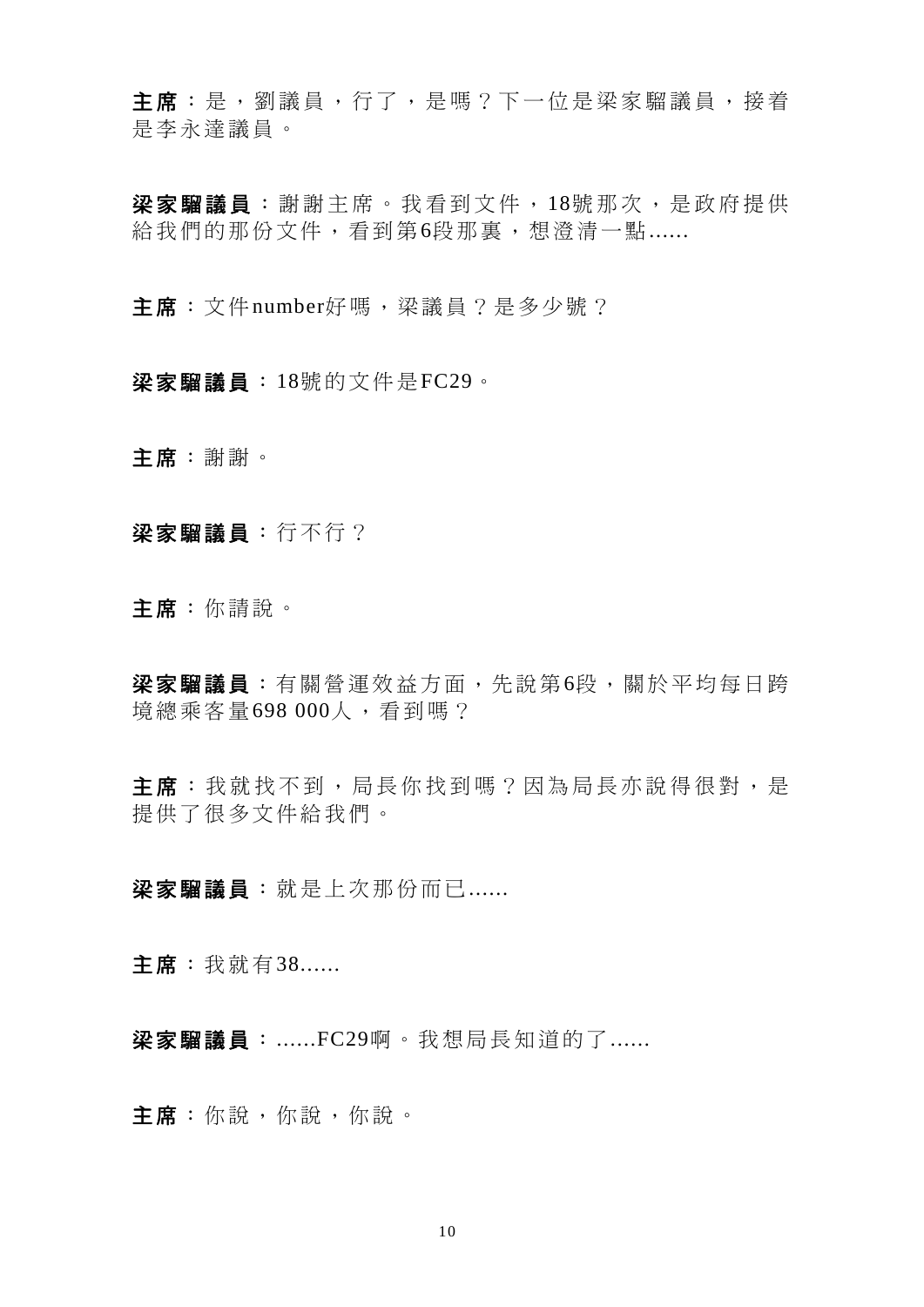**主席**：是，劉議員，行了，是嗎？下一位是梁家騮議員，接着是李永達議員。

**梁家騮議員**：謝謝主席。我看到文件，18號那次，是政府提供給我們的那份文件，看到第6段那裏，想澄清一點......

**主席**：文件number好嗎，梁議員？是多少號？

**梁家騮議員**：18號的文件是FC29。

**主席**：謝謝。

**梁家騮議員**：行不行？

**主席**：你請說。

**梁家騮議員**：有關營運效益方面，先說第6段，關於平均每日跨境總乘客量698 000人，看到嗎？

**主席**：我就找不到，局長你找到嗎？因為局長亦說得很對，是提供了很多文件給我們。

**梁家騮議員**：就是上次那份而已......

**主席**：我就有38......

**梁家騮議員**：......FC29啊。我想局長知道的了......

**主席**：你說，你說，你說。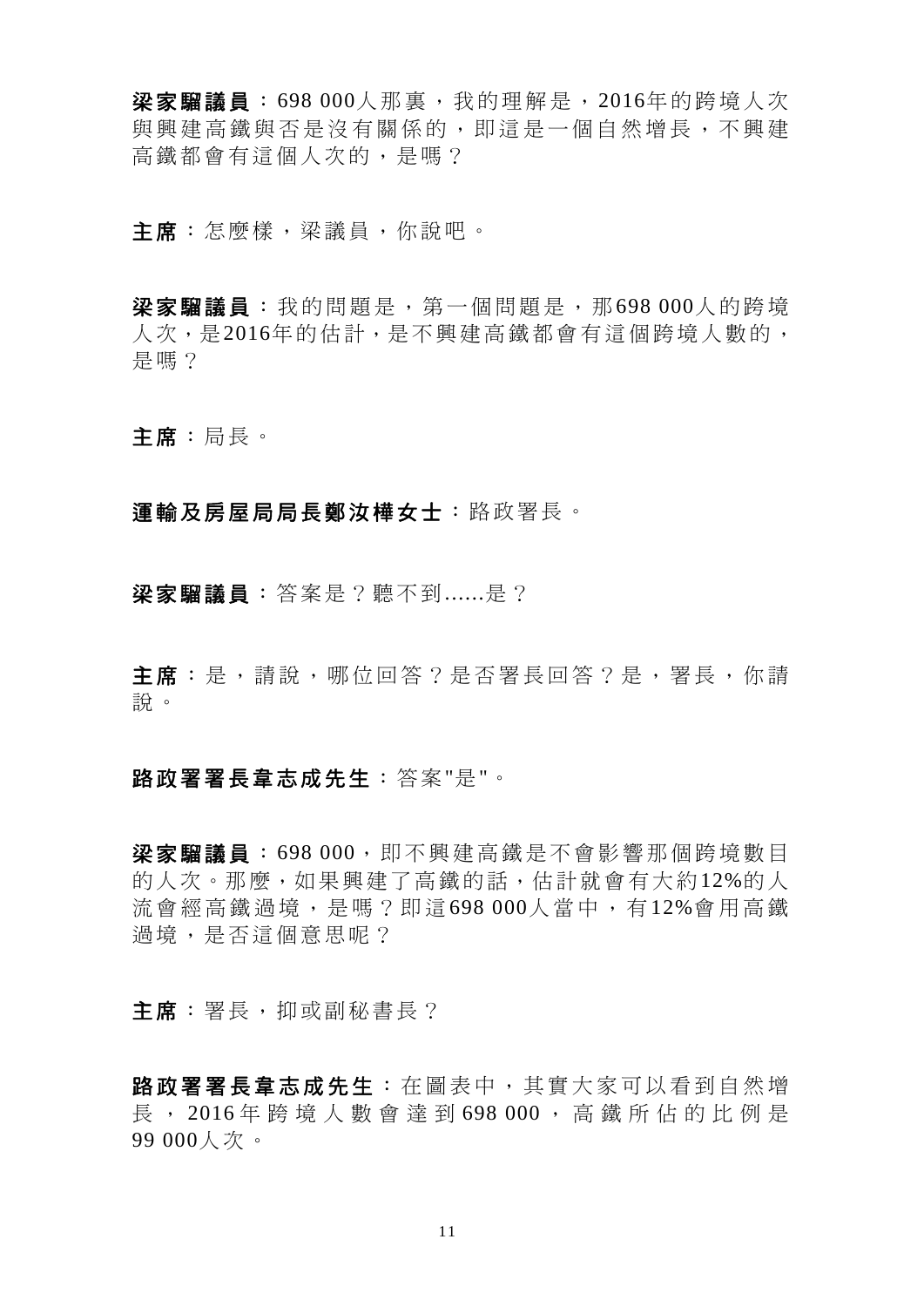**梁家騮議員**：698 000人那裏，我的理解是，2016年的跨境人次與興建高鐵與否是沒有關係的，即這是一個自然增長，不興建高鐵都會有這個人次的，是嗎？

**主席**：怎麼樣，梁議員，你說吧。

**梁家騮議員**：我的問題是，第一個問題是，那698 000人的跨境人次，是2016年的估計，是不興建高鐵都會有這個跨境人數的，是嗎？

**主席**：局長。

**運輸及房屋局局長鄭汝樺女士**：路政署長。

**梁家騮議員**：答案是？聽不到......是？

**主席**：是，請說，哪位回答？是否署長回答？是，署長，你請說。

**路政署署長韋志成先生**：答案"是"。

**梁家騮議員**：698 000，即不興建高鐵是不會影響那個跨境數目的人次。那麼，如果興建了高鐵的話，估計就會有大約12%的人流會經高鐵過境，是嗎？即這698 000人當中，有12%會用高鐵過境，是否這個意思呢？

**主席**：署長，抑或副秘書長？

**路政署署長韋志成先生**：在圖表中，其實大家可以看到自然增長，2016年跨境人數會達到698 000，高鐵所佔的比例是99 000人次。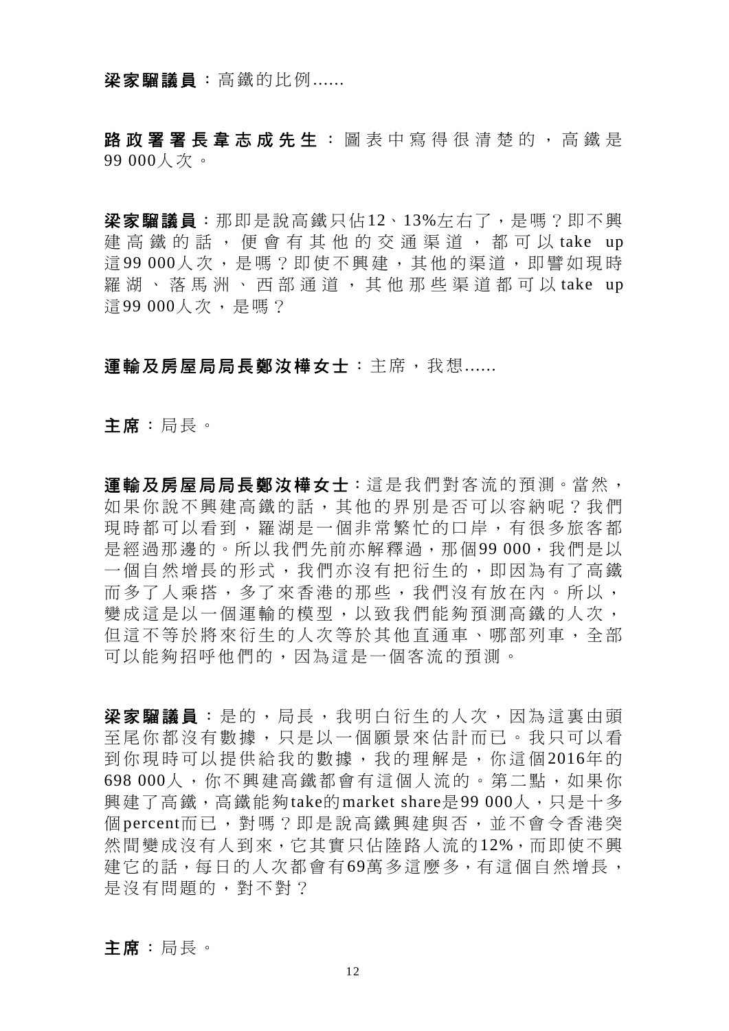**梁家騮議員**：高鐵的比例......

**路政署署長韋志成先生**：圖表中寫得很清楚的，高鐵是99 000人次。

**梁家騮議員**：那即是說高鐵只佔12、13%左右了，是嗎？即不興建高鐵的話，便會有其他的交通渠道，都可以take up這99 000人次，是嗎？即使不興建，其他的渠道，即譬如現時羅湖、落馬洲、西部通道，其他那些渠道都可以take up這99 000人次，是嗎？

**運輸及房屋局局長鄭汝樺女士**：主席，我想......

**主席**：局長。

**運輸及房屋局局長鄭汝樺女士**：這是我們對客流的預測。當然，如果你說不興建高鐵的話，其他的界別是否可以容納呢？我們現時都可以看到，羅湖是一個非常繁忙的口岸，有很多旅客都是經過那邊的。所以我們先前亦解釋過，那個99 000，我們是以一個自然增長的形式，我們亦沒有把衍生的，即因為有了高鐵而多了人乘搭，多了來香港的那些，我們沒有放在內。所以，變成這是以一個運輸的模型，以致我們能夠預測高鐵的人次，但這不等於將來衍生的人次等於其他直通車、哪部列車，全部可以能夠招呼他們的，因為這是一個客流的預測。

**梁家騮議員**：是的，局長，我明白衍生的人次，因為這裏由頭至尾你都沒有數據，只是以一個願景來估計而已。我只可以看到你現時可以提供給我的數據，我的理解是，你這個2016年的698 000人，你不興建高鐵都會有這個人流的。第二點，如果你興建了高鐵，高鐵能夠take的market share是99 000人，只是十多個percent而已，對嗎？即是說高鐵興建與否，並不會令香港突然間變成沒有人到來，它其實只佔陸路人流的12%，而即使不興建它的話，每日的人次都會有69萬多這麼多，有這個自然增長，是沒有問題的，對不對？

**主席**：局長。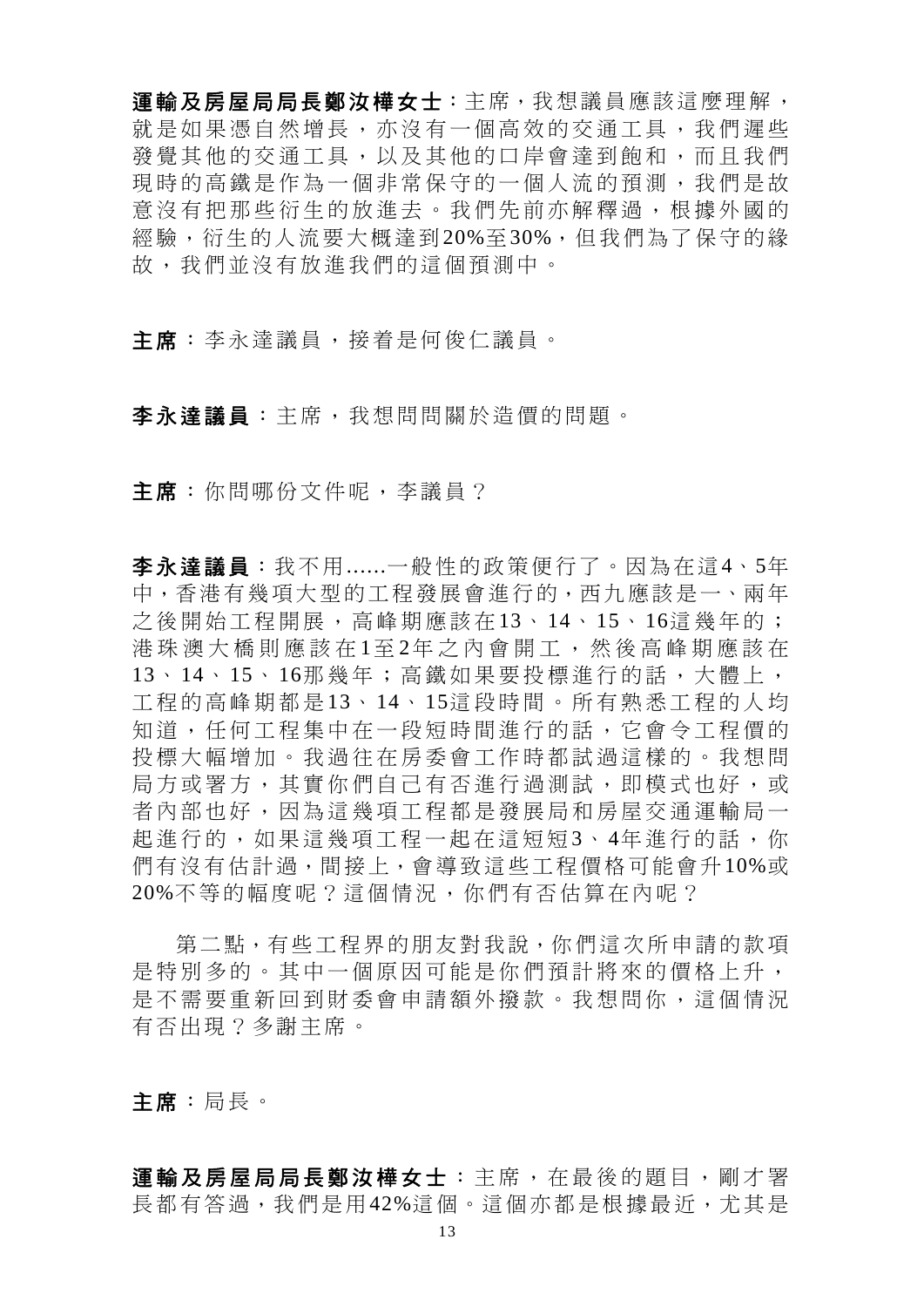**運輸及房屋局局長鄭汝樺女士**：主席，我想議員應該這麼理解，就是如果憑自然增長，亦沒有一個高效的交通工具，我們遲些發覺其他的交通工具，以及其他的口岸會達到飽和，而且我們現時的高鐵是作為一個非常保守的一個人流的預測，我們是故意沒有把那些衍生的放進去。我們先前亦解釋過，根據外國的經驗，衍生的人流要大概達到20%至30%，但我們為了保守的緣故，我們並沒有放進我們的這個預測中。

**主席**：李永達議員，接着是何俊仁議員。

**李永達議員**：主席，我想問問關於造價的問題。

**主席**：你問哪份文件呢，李議員？

**李永達議員**：我不用......一般性的政策便行了。因為在這4、5年中，香港有幾項大型的工程發展會進行的，西九應該是一、兩年之後開始工程開展，高峰期應該在13、14、15、16這幾年的；港珠澳大橋則應該在1至2年之內會開工，然後高峰期應該在13、14、15、16那幾年；高鐵如果要投標進行的話，大體上，工程的高峰期都是13、14、15這段時間。所有熟悉工程的人均知道，任何工程集中在一段短時間進行的話，它會令工程價的投標大幅增加。我過往在房委會工作時都試過這樣的。我想問局方或署方，其實你們自己有否進行過測試，即模式也好，或者內部也好，因為這幾項工程都是發展局和房屋交通運輸局一起進行的，如果這幾項工程一起在這短短3、4年進行的話，你們有沒有估計過，間接上，會導致這些工程價格可能會升10%或20%不等的幅度呢？這個情況，你們有否估算在內呢？

第二點，有些工程界的朋友對我說，你們這次所申請的款項是特別多的。其中一個原因可能是你們預計將來的價格上升，是不需要重新回到財委會申請額外撥款。我想問你，這個情況有否出現？多謝主席。

**主席**：局長。

**運輸及房屋局局長鄭汝樺女士**：主席，在最後的題目，剛才署長都有答過，我們是用42%這個。這個亦都是根據最近，尤其是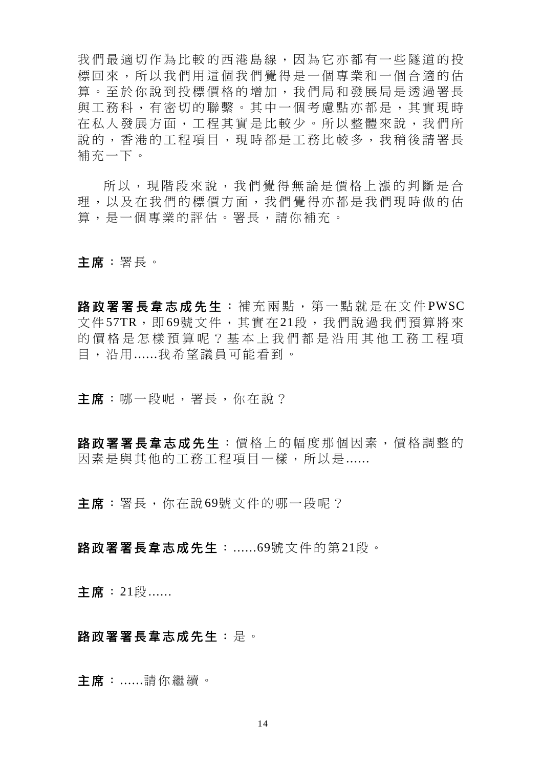我們最適切作為比較的西港島線，因為它亦都有一些隧道的投標回來，所以我們用這個我們覺得是一個專業和一個合適的估算。至於你說到投標價格的增加，我們局和發展局是透過署長與工務科，有密切的聯繫。其中一個考慮點亦都是，其實現時在私人發展方面，工程其實是比較少。所以整體來說，我們所說的，香港的工程項目，現時都是工務比較多，我稍後請署長補充一下。

所以，現階段來說，我們覺得無論是價格上漲的判斷是合理，以及在我們的標價方面，我們覺得亦都是我們現時做的估算，是一個專業的評估。署長，請你補充。

**主席**：署長。

**路政署署長韋志成先生**：補充兩點，第一點就是在文件PWSC文件57TR，即69號文件，其實在21段，我們說過我們預算將來的價格是怎樣預算呢？基本上我們都是沿用其他工務工程項目，沿用......我希望議員可能看到。

**主席**：哪一段呢，署長，你在說？

**路政署署長韋志成先生**：價格上的幅度那個因素，價格調整的因素是與其他的工務工程項目一樣，所以是......

**主席**：署長，你在說69號文件的哪一段呢？

**路政署署長韋志成先生**：......69號文件的第21段。

**主席**：21段......

**路政署署長韋志成先生**：是。

**主席**：......請你繼續。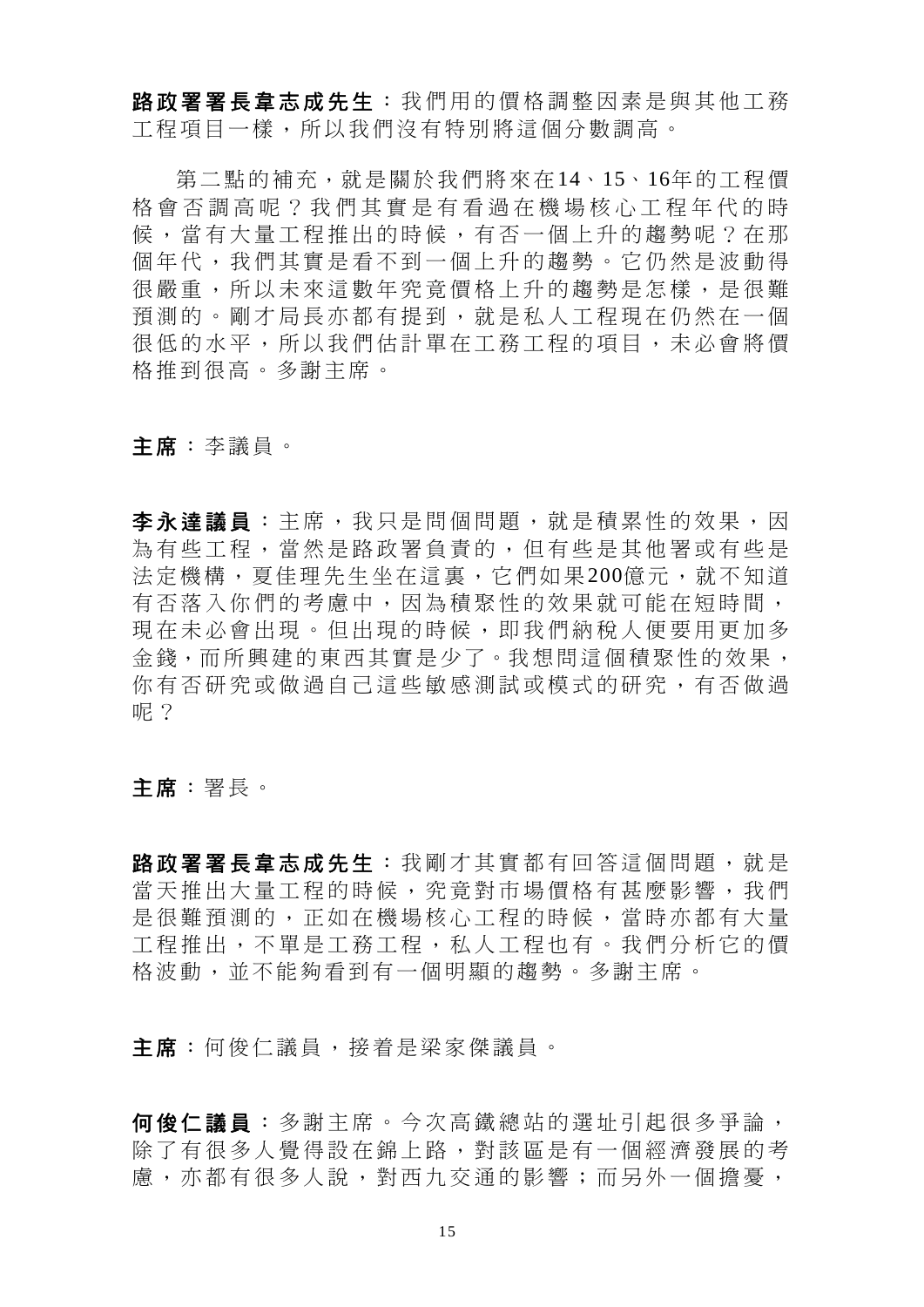**路政署署長韋志成先生**：我們用的價格調整因素是與其他工務工程項目一樣，所以我們沒有特別將這個分數調高。

第二點的補充，就是關於我們將來在14、15、16年的工程價格會否調高呢？我們其實是有看過在機場核心工程年代的時候，當有大量工程推出的時候，有否一個上升的趨勢呢？在那個年代，我們其實是看不到一個上升的趨勢。它仍然是波動得很嚴重，所以未來這數年究竟價格上升的趨勢是怎樣，是很難預測的。剛才局長亦都有提到，就是私人工程現在仍然在一個很低的水平，所以我們估計單在工務工程的項目，未必會將價格推到很高。多謝主席。

**主席**：李議員。

**李永達議員**：主席，我只是問個問題，就是積累性的效果，因為有些工程，當然是路政署負責的，但有些是其他署或有些是法定機構，夏佳理先生坐在這裏，它們如果200億元，就不知道有否落入你們的考慮中，因為積聚性的效果就可能在短時間，現在未必會出現。但出現的時候，即我們納稅人便要用更加多金錢，而所興建的東西其實是少了。我想問這個積聚性的效果，你有否研究或做過自己這些敏感測試或模式的研究，有否做過呢？

**主席**：署長。

**路政署署長韋志成先生**：我剛才其實都有回答這個問題，就是當天推出大量工程的時候，究竟對市場價格有甚麼影響，我們是很難預測的，正如在機場核心工程的時候，當時亦都有大量工程推出，不單是工務工程，私人工程也有。我們分析它的價格波動，並不能夠看到有一個明顯的趨勢。多謝主席。

**主席**：何俊仁議員，接着是梁家傑議員。

**何俊仁議員**：多謝主席。今次高鐵總站的選址引起很多爭論，除了有很多人覺得設在錦上路，對該區是有一個經濟發展的考慮，亦都有很多人說，對西九交通的影響；而另外一個擔憂，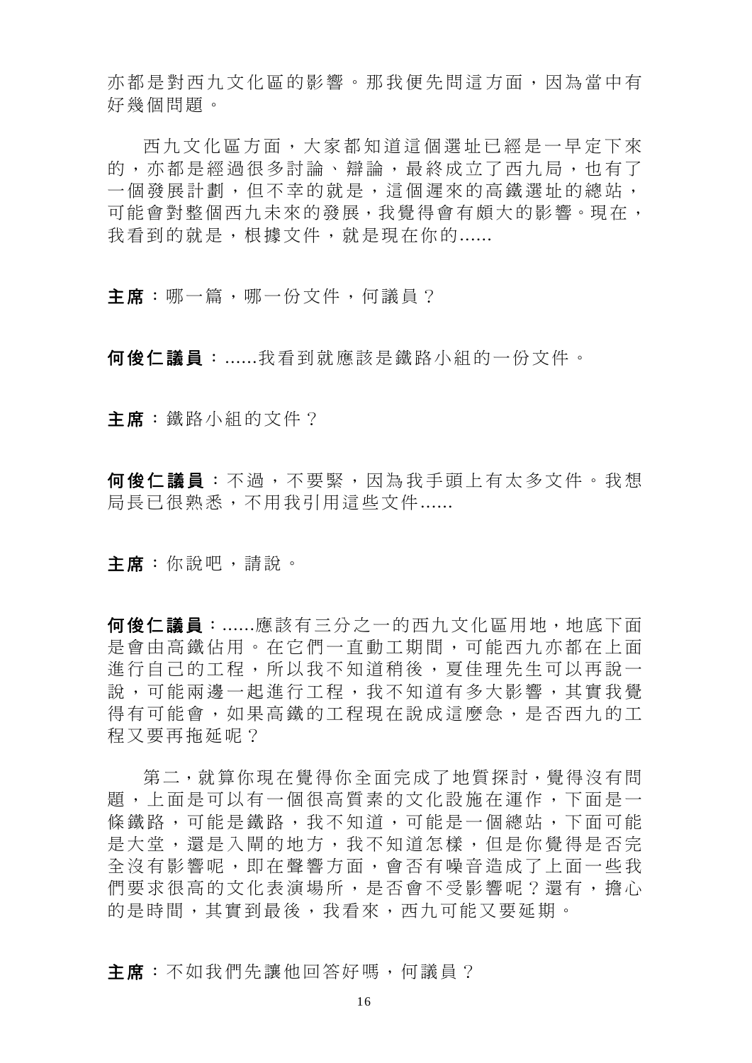亦都是對西九文化區的影響。那我便先問這方面，因為當中有好幾個問題。

西九文化區方面，大家都知道這個選址已經是一早定下來的，亦都是經過很多討論、辯論，最終成立了西九局，也有了一個發展計劃，但不幸的就是，這個遲來的高鐵選址的總站，可能會對整個西九未來的發展，我覺得會有頗大的影響。現在，我看到的就是，根據文件，就是現在你的......

**主席**：哪一篇，哪一份文件，何議員？

**何俊仁議員**：......我看到就應該是鐵路小組的一份文件。

**主席**：鐵路小組的文件？

**何俊仁議員**：不過，不要緊，因為我手頭上有太多文件。我想局長已很熟悉，不用我引用這些文件......

**主席**：你說吧，請說。

**何俊仁議員**：......應該有三分之一的西九文化區用地，地底下面是會由高鐵佔用。在它們一直動工期間，可能西九亦都在上面進行自己的工程，所以我不知道稍後，夏佳理先生可以再說一說，可能兩邊一起進行工程，我不知道有多大影響，其實我覺得有可能會，如果高鐵的工程現在說成這麼急，是否西九的工程又要再拖延呢？

第二，就算你現在覺得你全面完成了地質探討，覺得沒有問題，上面是可以有一個很高質素的文化設施在運作，下面是一條鐵路，可能是鐵路，我不知道，可能是一個總站，下面可能是大堂，還是入閘的地方，我不知道怎樣，但是你覺得是否完全沒有影響呢，即在聲響方面，會否有噪音造成了上面一些我們要求很高的文化表演場所，是否會不受影響呢？還有，擔心的是時間，其實到最後，我看來，西九可能又要延期。

**主席**：不如我們先讓他回答好嗎，何議員？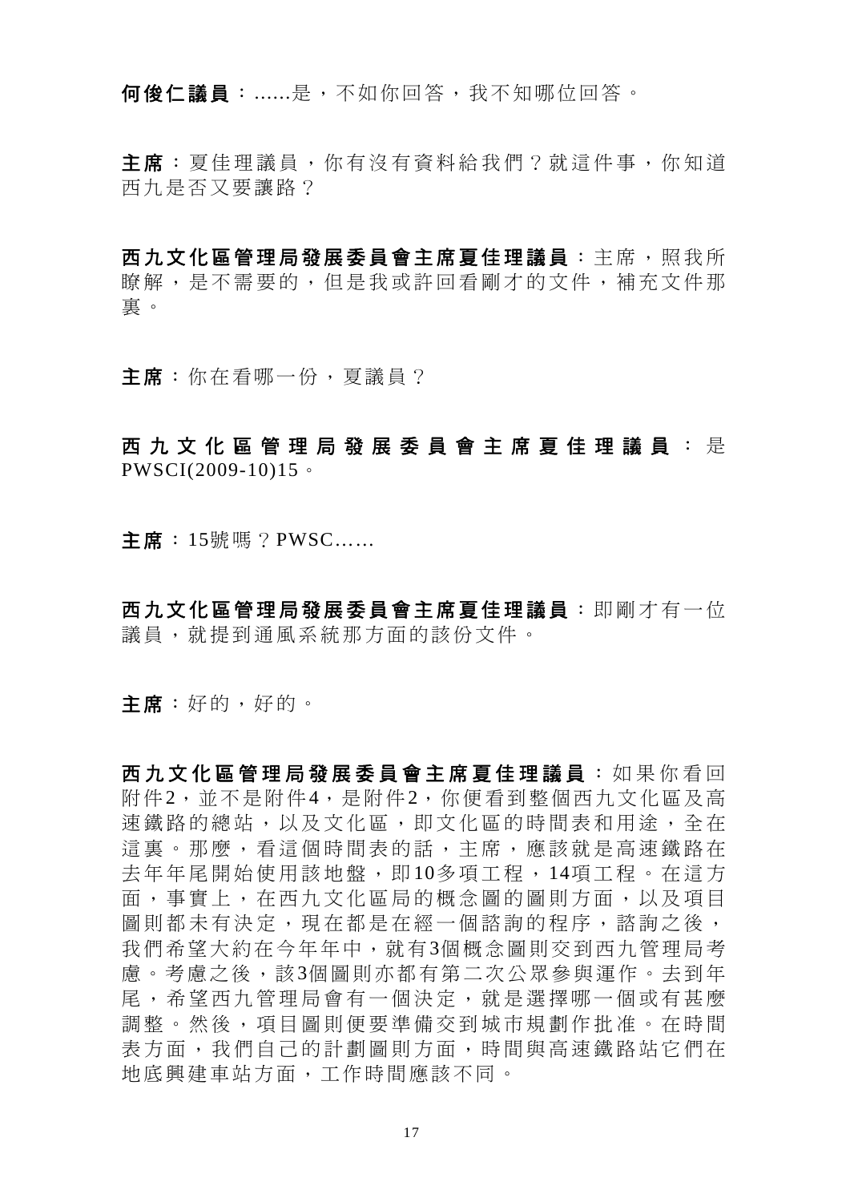**何俊仁議員**：......是，不如你回答，我不知哪位回答。

**主席**：夏佳理議員，你有沒有資料給我們？就這件事，你知道西九是否又要讓路？

**西九文化區管理局發展委員會主席夏佳理議員**：主席，照我所瞭解，是不需要的，但是我或許回看剛才的文件，補充文件那裏。

**主席**：你在看哪一份，夏議員？

**西九文化區管理局發展委員會主席夏佳理議員**：是PWSCI(2009-10)15。

**主席**：15號嗎？PWSC......

**西九文化區管理局發展委員會主席夏佳理議員**：即剛才有一位議員，就提到通風系統那方面的該份文件。

**主席**：好的，好的。

**西九文化區管理局發展委員會主席夏佳理議員**：如果你看回附件2，並不是附件4，是附件2，你便看到整個西九文化區及高速鐵路的總站，以及文化區，即文化區的時間表和用途，全在這裏。那麼，看這個時間表的話，主席，應該就是高速鐵路在去年年尾開始使用該地盤，即10多項工程，14項工程。在這方面，事實上，在西九文化區局的概念圖的圖則方面，以及項目圖則都未有決定，現在都是在經一個諮詢的程序，諮詢之後，我們希望大約在今年年中，就有3個概念圖則交到西九管理局考慮。考慮之後，該3個圖則亦都有第二次公眾參與運作。去到年尾，希望西九管理局會有一個決定，就是選擇哪一個或有甚麼調整。然後，項目圖則便要準備交到城市規劃作批准。在時間表方面，我們自己的計劃圖則方面，時間與高速鐵路站它們在地底興建車站方面，工作時間應該不同。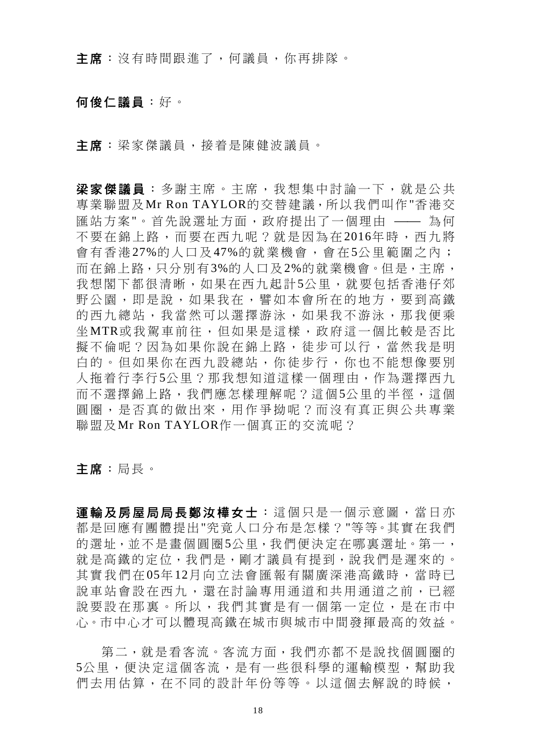**主席**：沒有時間跟進了，何議員，你再排隊。

**何俊仁議員**：好。

**主席**：梁家傑議員，接着是陳健波議員。

**梁家傑議員**：多謝主席。主席，我想集中討論一下，就是公共專業聯盟及Mr Ron TAYLOR的交替建議，所以我們叫作"香港交匯站方案"。首先說選址方面，政府提出了一個理由 —— 為何不要在錦上路，而要在西九呢？就是因為在2016年時，西九將會有香港27%的人口及47%的就業機會，會在5公里範圍之內；而在錦上路，只分別有3%的人口及2%的就業機會。但是，主席，我想閣下都很清晰，如果在西九起計5公里，就要包括香港仔郊野公園，即是說，如果我在，譬如本會所在的地方，要到高鐵的西九總站，我當然可以選擇游泳，如果我不游泳，那我便乘坐MTR或我駕車前往，但如果是這樣，政府這一個比較是否比擬不倫呢？因為如果你說在錦上路，徒步可以行，當然我是明白的。但如果你在西九設總站，你徒步行，你也不能想像要別人拖着行李行5公里？那我想知道這樣一個理由，作為選擇西九而不選擇錦上路，我們應怎樣理解呢？這個5公里的半徑，這個圓圈，是否真的做出來，用作爭拗呢？而沒有真正與公共專業聯盟及Mr Ron TAYLOR作一個真正的交流呢？

**主席**：局長。

**運輸及房屋局局長鄭汝樺女士**：這個只是一個示意圖，當日亦都是回應有團體提出"究竟人口分布是怎樣？"等等。其實在我們的選址，並不是畫個圓圈5公里，我們便決定在哪裏選址。第一，就是高鐵的定位，我們是，剛才議員有提到，說我們是遲來的。其實我們在05年12月向立法會匯報有關廣深港高鐵時，當時已說車站會設在西九，還在討論專用通道和共用通道之前，已經說要設在那裏。所以，我們其實是有一個第一定位，是在市中心。市中心才可以體現高鐵在城市與城市中間發揮最高的效益。

第二，就是看客流。客流方面，我們亦都不是說找個圓圈的5公里，便決定這個客流，是有一些很科學的運輸模型，幫助我們去用估算，在不同的設計年份等等。以這個去解說的時候，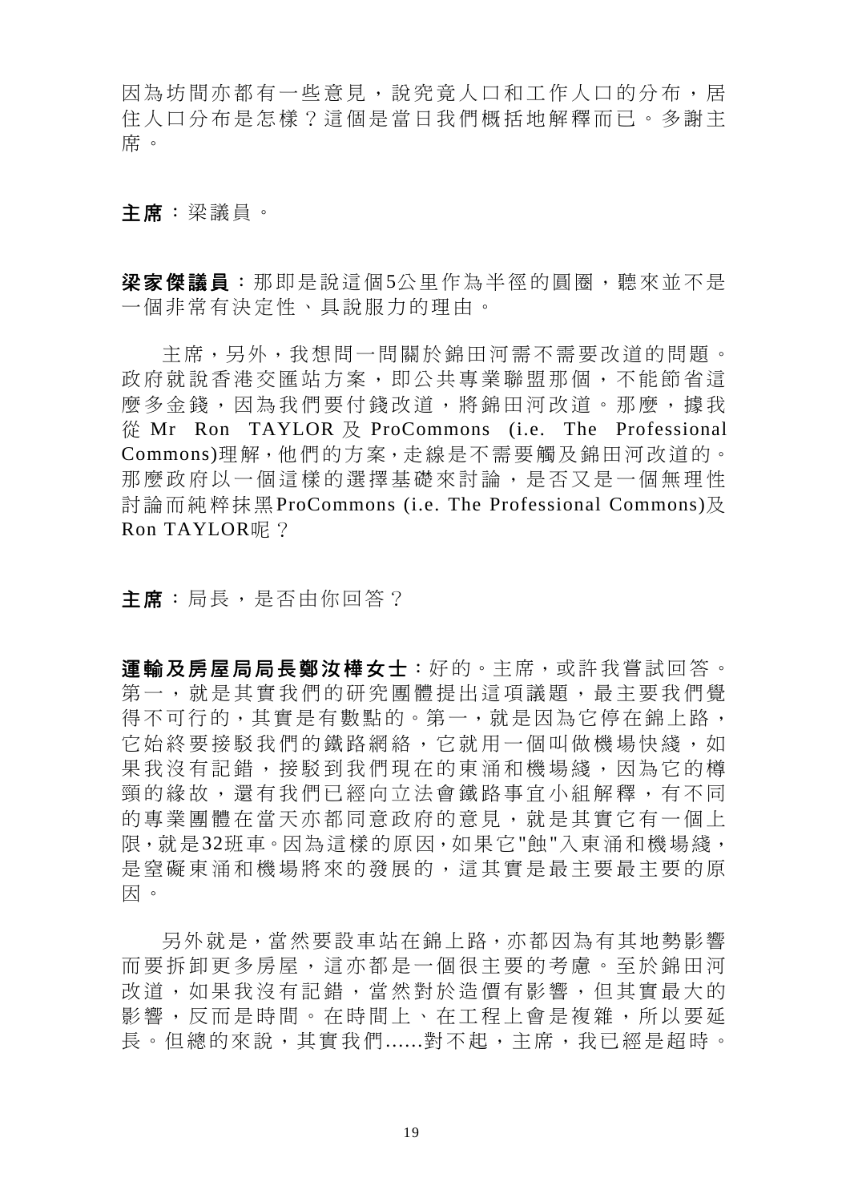因為坊間亦都有一些意見，說究竟人口和工作人口的分布，居住人口分布是怎樣？這個是當日我們概括地解釋而已。多謝主席。

**主席**：梁議員。

**梁家傑議員**：那即是說這個5公里作為半徑的圓圈，聽來並不是一個非常有決定性、具說服力的理由。

主席，另外，我想問一問關於錦田河需不需要改道的問題。政府就說香港交匯站方案，即公共專業聯盟那個，不能節省這麼多金錢，因為我們要付錢改道，將錦田河改道。那麼，據我從 Mr Ron TAYLOR 及 ProCommons (i.e. The Professional Commons)理解，他們的方案，走線是不需要觸及錦田河改道的。那麼政府以一個這樣的選擇基礎來討論，是否又是一個無理性討論而純粹抹黑ProCommons (i.e. The Professional Commons)及Ron TAYLOR呢？

**主席**：局長，是否由你回答？

**運輸及房屋局局長鄭汝樺女士**：好的。主席，或許我嘗試回答。第一，就是其實我們的研究團體提出這項議題，最主要我們覺得不可行的，其實是有數點的。第一，就是因為它停在錦上路，它始終要接駁我們的鐵路網絡，它就用一個叫做機場快綫，如果我沒有記錯，接駁到我們現在的東涌和機場綫，因為它的樽頸的緣故，還有我們已經向立法會鐵路事宜小組解釋，有不同的專業團體在當天亦都同意政府的意見，就是其實它有一個上限，就是32班車。因為這樣的原因，如果它"蝕"入東涌和機場綫，是窒礙東涌和機場將來的發展的，這其實是最主要最主要的原因。

另外就是，當然要設車站在錦上路，亦都因為有其地勢影響而要拆卸更多房屋，這亦都是一個很主要的考慮。至於錦田河改道，如果我沒有記錯，當然對於造價有影響，但其實最大的影響，反而是時間。在時間上、在工程上會是複雜，所以要延長。但總的來說，其實我們......對不起，主席，我已經是超時。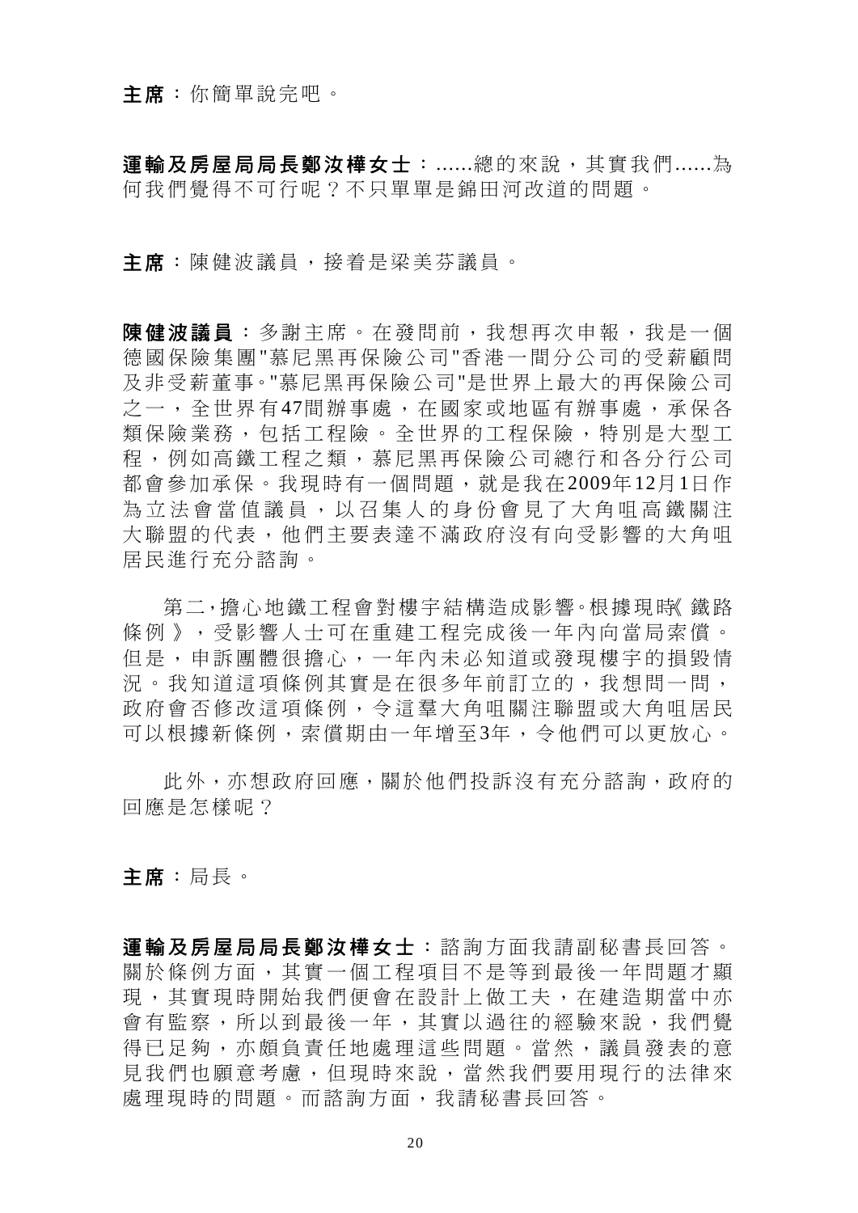**主席**：你簡單說完吧。

**運輸及房屋局局長鄭汝樺女士**：......總的來說，其實我們......為何我們覺得不可行呢？不只單單是錦田河改道的問題。

**主席**：陳健波議員，接着是梁美芬議員。

**陳健波議員**：多謝主席。在發問前，我想再次申報，我是一個德國保險集團"慕尼黑再保險公司"香港一間分公司的受薪顧問及非受薪董事。"慕尼黑再保險公司"是世界上最大的再保險公司之一，全世界有47間辦事處，在國家或地區有辦事處，承保各類保險業務，包括工程險。全世界的工程保險，特別是大型工程，例如高鐵工程之類，慕尼黑再保險公司總行和各分行公司都會參加承保。我現時有一個問題，就是我在2009年12月1日作為立法會當值議員，以召集人的身份會見了大角咀高鐵關注大聯盟的代表，他們主要表達不滿政府沒有向受影響的大角咀居民進行充分諮詢。

第二，擔心地鐵工程會對樓宇結構造成影響。根據現時《鐵路條例》，受影響人士可在重建工程完成後一年內向當局索償。但是，申訴團體很擔心，一年內未必知道或發現樓宇的損毀情況。我知道這項條例其實是在很多年前訂立的，我想問一問，政府會否修改這項條例，令這羣大角咀關注聯盟或大角咀居民可以根據新條例，索償期由一年增至3年，令他們可以更放心。

此外，亦想政府回應，關於他們投訴沒有充分諮詢，政府的回應是怎樣呢？

**主席**：局長。

**運輸及房屋局局長鄭汝樺女士**：諮詢方面我請副秘書長回答。關於條例方面，其實一個工程項目不是等到最後一年問題才顯現，其實現時開始我們便會在設計上做工夫，在建造期當中亦會有監察，所以到最後一年，其實以過往的經驗來說，我們覺得已足夠，亦頗負責任地處理這些問題。當然，議員發表的意見我們也願意考慮，但現時來說，當然我們要用現行的法律來處理現時的問題。而諮詢方面，我請秘書長回答。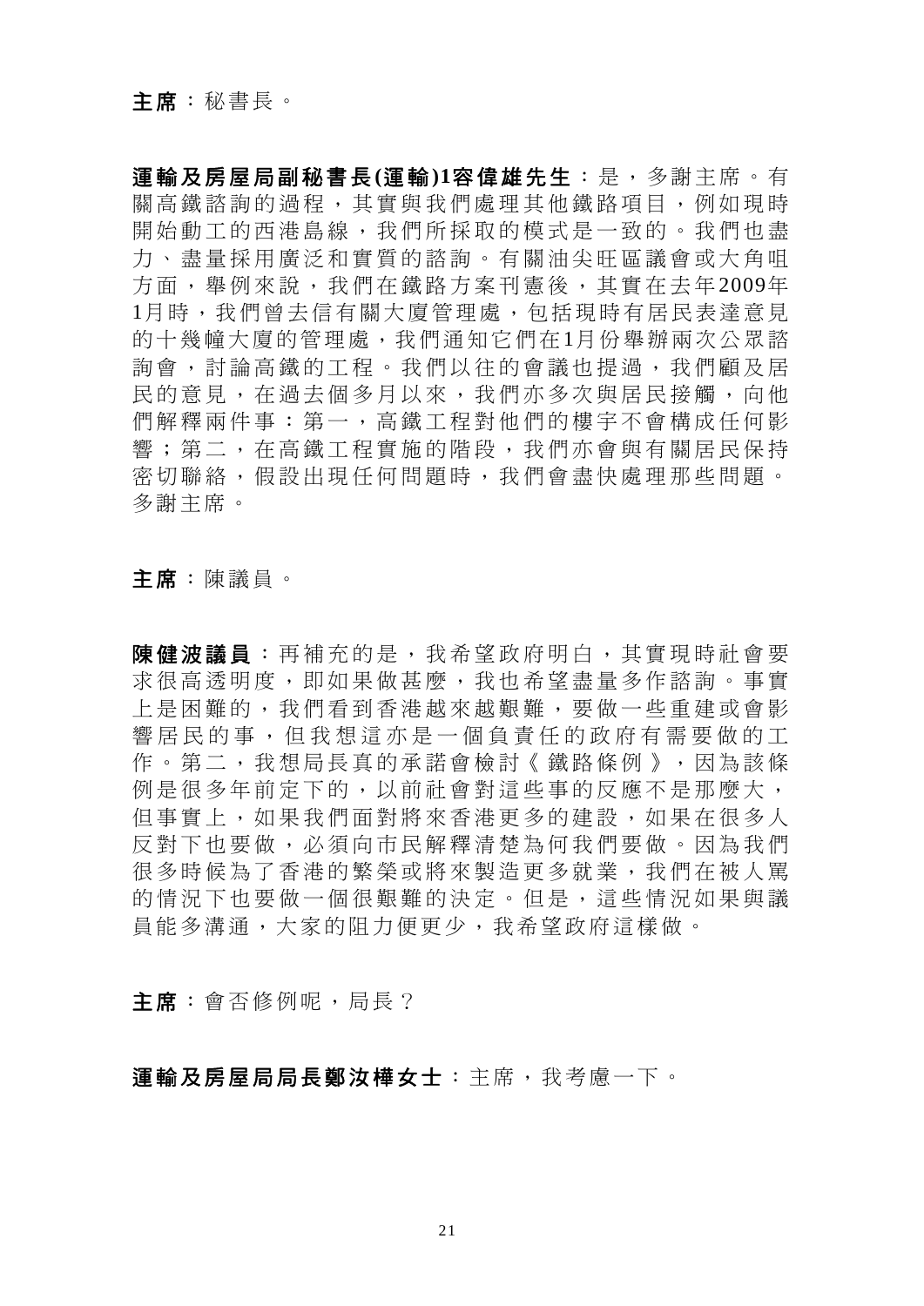**主席**：秘書長。

**運輸及房屋局副秘書長(運輸)1容偉雄先生**：是，多謝主席。有關高鐵諮詢的過程，其實與我們處理其他鐵路項目，例如現時開始動工的西港島線，我們所採取的模式是一致的。我們也盡力、盡量採用廣泛和實質的諮詢。有關油尖旺區議會或大角咀方面，舉例來說，我們在鐵路方案刊憲後，其實在去年2009年1月時，我們曾去信有關大廈管理處，包括現時有居民表達意見的十幾幢大廈的管理處，我們通知它們在1月份舉辦兩次公眾諮詢會，討論高鐵的工程。我們以往的會議也提過，我們顧及居民的意見，在過去個多月以來，我們亦多次與居民接觸，向他們解釋兩件事：第一，高鐵工程對他們的樓宇不會構成任何影響；第二，在高鐵工程實施的階段，我們亦會與有關居民保持密切聯絡，假設出現任何問題時，我們會盡快處理那些問題。多謝主席。

**主席**：陳議員。

**陳健波議員**：再補充的是，我希望政府明白，其實現時社會要求很高透明度，即如果做甚麼，我也希望盡量多作諮詢。事實上是困難的，我們看到香港越來越艱難，要做一些重建或會影響居民的事，但我想這亦是一個負責任的政府有需要做的工作。第二，我想局長真的承諾會檢討《鐵路條例》，因為該條例是很多年前定下的，以前社會對這些事的反應不是那麼大，但事實上，如果我們面對將來香港更多的建設，如果在很多人反對下也要做，必須向市民解釋清楚為何我們要做。因為我們很多時候為了香港的繁榮或將來製造更多就業，我們在被人罵的情況下也要做一個很艱難的決定。但是，這些情況如果與議員能多溝通，大家的阻力便更少，我希望政府這樣做。

**主席**：會否修例呢，局長？

**運輸及房屋局局長鄭汝樺女士**：主席，我考慮一下。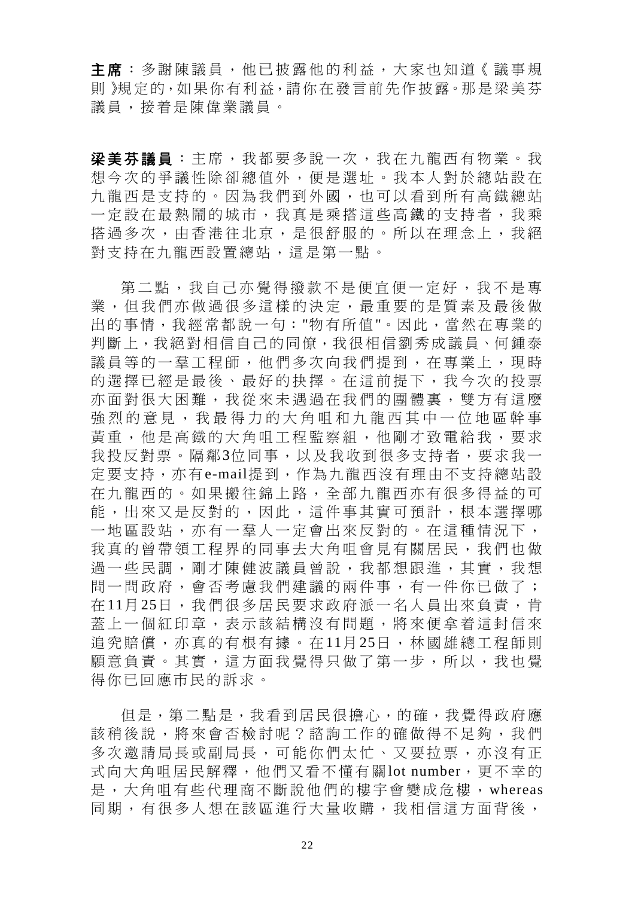**主席**：多謝陳議員，他已披露他的利益，大家也知道《議事規則》規定的，如果你有利益，請你在發言前先作披露。那是梁美芬議員，接着是陳偉業議員。

**梁美芬議員**：主席，我都要多說一次，我在九龍西有物業。我想今次的爭議性除卻總值外，便是選址。我本人對於總站設在九龍西是支持的。因為我們到外國，也可以看到所有高鐵總站一定設在最熱鬧的城市，我真是乘搭這些高鐵的支持者，我乘搭過多次，由香港往北京，是很舒服的。所以在理念上，我絕對支持在九龍西設置總站，這是第一點。

第二點，我自己亦覺得撥款不是便宜便一定好，我不是專業，但我們亦做過很多這樣的決定，最重要的是質素及最後做出的事情，我經常都說一句："物有所值"。因此，當然在專業的判斷上，我絕對相信自己的同僚，我很相信劉秀成議員、何鍾泰議員等的一羣工程師，他們多次向我們提到，在專業上，現時的選擇已經是最後、最好的抉擇。在這前提下，我今次的投票亦面對很大困難，我從來未遇過在我們的團體裏，雙方有這麼強烈的意見，我最得力的大角咀和九龍西其中一位地區幹事黃重，他是高鐵的大角咀工程監察組，他剛才致電給我，要求我投反對票。隔鄰3位同事，以及我收到很多支持者，要求我一定要支持，亦有e-mail提到，作為九龍西沒有理由不支持總站設在九龍西的。如果搬往錦上路，全部九龍西亦有很多得益的可能，出來又是反對的，因此，這件事其實可預計，根本選擇哪一地區設站，亦有一羣人一定會出來反對的。在這種情況下，我真的曾帶領工程界的同事去大角咀會見有關居民，我們也做過一些民調，剛才陳健波議員曾說，我都想跟進，其實，我想問一問政府，會否考慮我們建議的兩件事，有一件你已做了；在11月25日，我們很多居民要求政府派一名人員出來負責，肯蓋上一個紅印章，表示該結構沒有問題，將來便拿着這封信來追究賠償，亦真的有根有據。在11月25日，林國雄總工程師則願意負責。其實，這方面我覺得只做了第一步，所以，我也覺得你已回應市民的訴求。

但是，第二點是，我看到居民很擔心，的確，我覺得政府應該稍後說，將來會否檢討呢？諮詢工作的確做得不足夠，我們多次邀請局長或副局長，可能你們太忙、又要拉票，亦沒有正式向大角咀居民解釋，他們又看不懂有關lot number，更不幸的是，大角咀有些代理商不斷說他們的樓宇會變成危樓，whereas同期，有很多人想在該區進行大量收購，我相信這方面背後，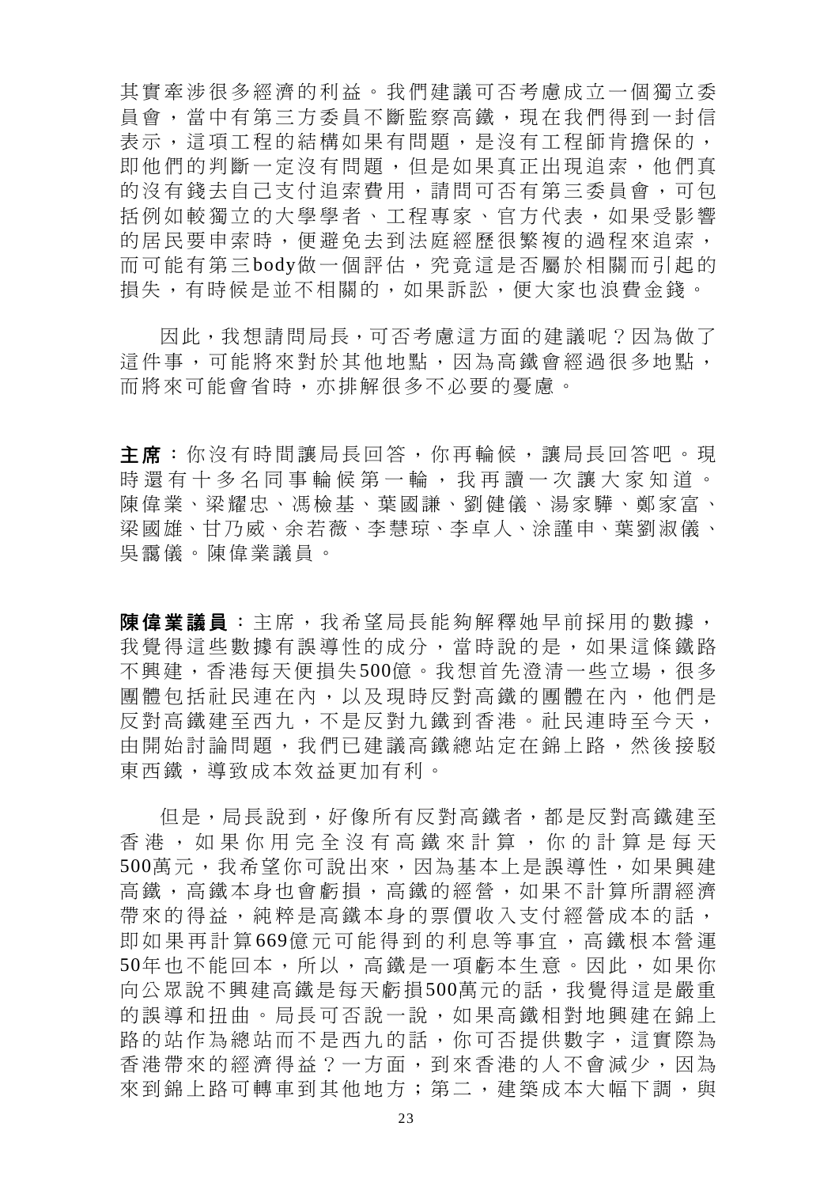其實牽涉很多經濟的利益。我們建議可否考慮成立一個獨立委員會，當中有第三方委員不斷監察高鐵，現在我們得到一封信表示，這項工程的結構如果有問題，是沒有工程師肯擔保的，即他們的判斷一定沒有問題，但是如果真正出現追索，他們真的沒有錢去自己支付追索費用，請問可否有第三委員會，可包括例如較獨立的大學學者、工程專家、官方代表，如果受影響的居民要申索時，便避免去到法庭經歷很繁複的過程來追索，而可能有第三body做一個評估，究竟這是否屬於相關而引起的損失，有時候是並不相關的，如果訴訟，便大家也浪費金錢。

因此，我想請問局長，可否考慮這方面的建議呢？因為做了這件事，可能將來對於其他地點，因為高鐵會經過很多地點，而將來可能會省時，亦排解很多不必要的憂慮。

**主席**：你沒有時間讓局長回答，你再輪候，讓局長回答吧。現時還有十多名同事輪候第一輪，我再讀一次讓大家知道。陳偉業、梁耀忠、馮檢基、葉國謙、劉健儀、湯家驊、鄭家富、梁國雄、甘乃威、余若薇、李慧琼、李卓人、涂謹申、葉劉淑儀、吳靄儀。陳偉業議員。

**陳偉業議員**：主席，我希望局長能夠解釋她早前採用的數據，我覺得這些數據有誤導性的成分，當時說的是，如果這條鐵路不興建，香港每天便損失500億。我想首先澄清一些立場，很多團體包括社民連在內，以及現時反對高鐵的團體在內，他們是反對高鐵建至西九，不是反對九鐵到香港。社民連時至今天，由開始討論問題，我們已建議高鐵總站定在錦上路，然後接駁東西鐵，導致成本效益更加有利。

但是，局長說到，好像所有反對高鐵者，都是反對高鐵建至香港，如果你用完全沒有高鐵來計算，你的計算是每天500萬元，我希望你可說出來，因為基本上是誤導性，如果興建高鐵，高鐵本身也會虧損，高鐵的經營，如果不計算所謂經濟帶來的得益，純粹是高鐵本身的票價收入支付經營成本的話，即如果再計算669億元可能得到的利息等事宜，高鐵根本營運50年也不能回本，所以，高鐵是一項虧本生意。因此，如果你向公眾說不興建高鐵是每天虧損500萬元的話，我覺得這是嚴重的誤導和扭曲。局長可否說一說，如果高鐵相對地興建在錦上路的站作為總站而不是西九的話，你可否提供數字，這實際為香港帶來的經濟得益？一方面，到來香港的人不會減少，因為來到錦上路可轉車到其他地方；第二，建築成本大幅下調，與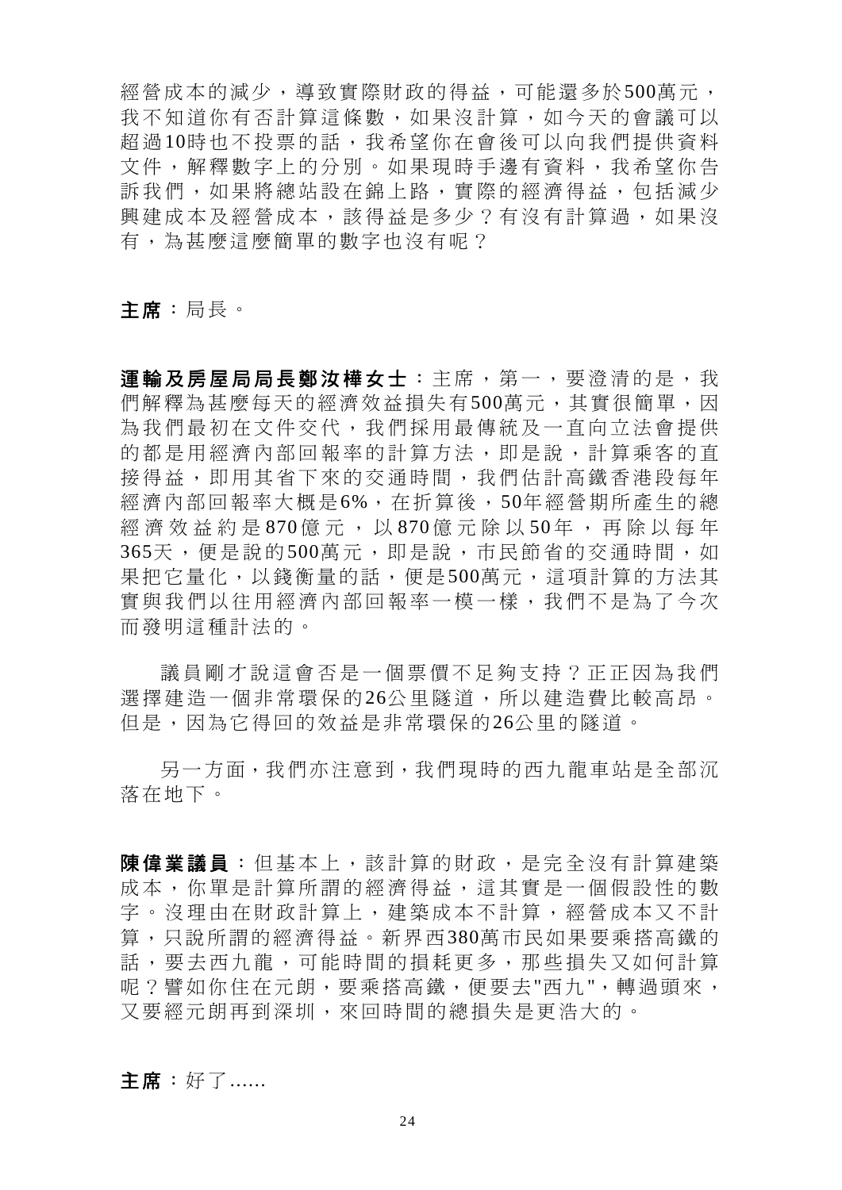經營成本的減少，導致實際財政的得益，可能還多於500萬元，我不知道你有否計算這條數，如果沒計算，如今天的會議可以超過10時也不投票的話，我希望你在會後可以向我們提供資料文件，解釋數字上的分別。如果現時手邊有資料，我希望你告訴我們，如果將總站設在錦上路，實際的經濟得益，包括減少興建成本及經營成本，該得益是多少？有沒有計算過，如果沒有，為甚麼這麼簡單的數字也沒有呢？

**主席**：局長。

**運輸及房屋局局長鄭汝樺女士**：主席，第一，要澄清的是，我們解釋為甚麼每天的經濟效益損失有500萬元，其實很簡單，因為我們最初在文件交代，我們採用最傳統及一直向立法會提供的都是用經濟內部回報率的計算方法，即是說，計算乘客的直接得益，即用其省下來的交通時間，我們估計高鐵香港段每年經濟內部回報率大概是6%，在折算後，50年經營期所產生的總經濟效益約是870億元，以870億元除以50年，再除以每年365天，便是說的500萬元，即是說，市民節省的交通時間，如果把它量化，以錢衡量的話，便是500萬元，這項計算的方法其實與我們以往用經濟內部回報率一模一樣，我們不是為了今次而發明這種計法的。

議員剛才說這會否是一個票價不足夠支持？正正因為我們選擇建造一個非常環保的26公里隧道，所以建造費比較高昂。但是，因為它得回的效益是非常環保的26公里的隧道。

另一方面，我們亦注意到，我們現時的西九龍車站是全部沉落在地下。

**陳偉業議員**：但基本上，該計算的財政，是完全沒有計算建築成本，你單是計算所謂的經濟得益，這其實是一個假設性的數字。沒理由在財政計算上，建築成本不計算，經營成本又不計算，只說所謂的經濟得益。新界西380萬市民如果要乘搭高鐵的話，要去西九龍，可能時間的損耗更多，那些損失又如何計算呢？譬如你住在元朗，要乘搭高鐵，便要去"西九"，轉過頭來，又要經元朗再到深圳，來回時間的總損失是更浩大的。

**主席**：好了......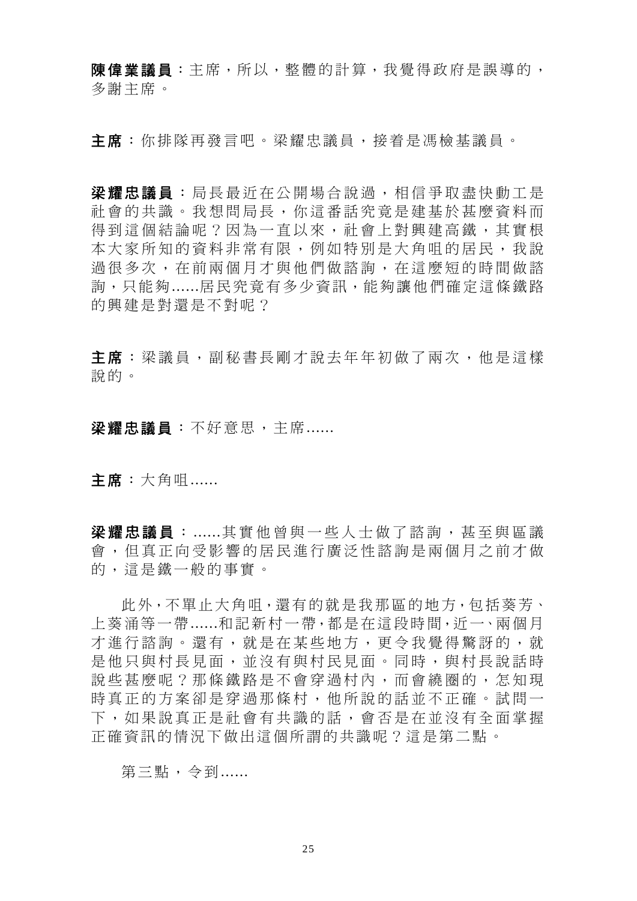**陳偉業議員**：主席，所以，整體的計算，我覺得政府是誤導的，多謝主席。

**主席**：你排隊再發言吧。梁耀忠議員，接着是馮檢基議員。

**梁耀忠議員**：局長最近在公開場合說過，相信爭取盡快動工是社會的共識。我想問局長，你這番話究竟是建基於甚麼資料而得到這個結論呢？因為一直以來，社會上對興建高鐵，其實根本大家所知的資料非常有限，例如特別是大角咀的居民，我說過很多次，在前兩個月才與他們做諮詢，在這麼短的時間做諮詢，只能夠......居民究竟有多少資訊，能夠讓他們確定這條鐵路的興建是對還是不對呢？

**主席**：梁議員，副秘書長剛才說去年年初做了兩次，他是這樣說的。

**梁耀忠議員**：不好意思，主席......

**主席**：大角咀......

**梁耀忠議員**：......其實他曾與一些人士做了諮詢，甚至與區議會，但真正向受影響的居民進行廣泛性諮詢是兩個月之前才做的，這是鐵一般的事實。

此外，不單止大角咀，還有的就是我那區的地方，包括葵芳、上葵涌等一帶......和記新村一帶，都是在這段時間，近一、兩個月才進行諮詢。還有，就是在某些地方，更令我覺得驚訝的，就是他只與村長見面，並沒有與村民見面。同時，與村長說話時說些甚麼呢？那條鐵路是不會穿過村內，而會繞圈的，怎知現時真正的方案卻是穿過那條村，他所說的話並不正確。試問一下，如果說真正是社會有共識的話，會否是在並沒有全面掌握正確資訊的情況下做出這個所謂的共識呢？這是第二點。

第三點，令到......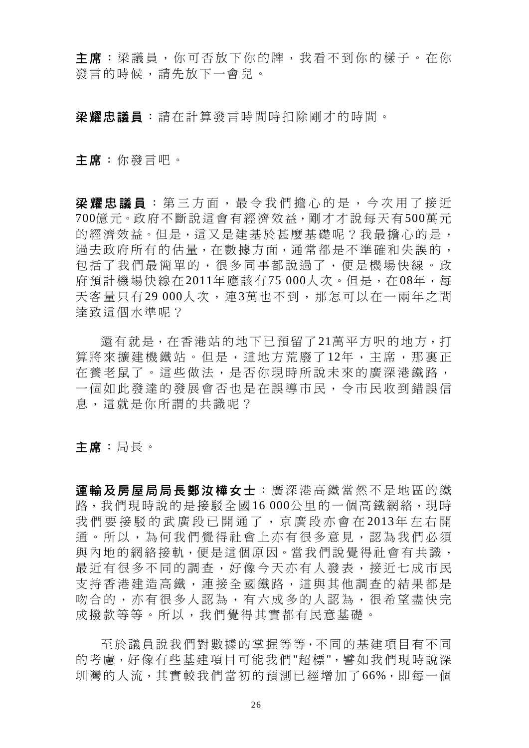**主席**：梁議員，你可否放下你的牌，我看不到你的樣子。在你發言的時候，請先放下一會兒。

**梁耀忠議員**：請在計算發言時間時扣除剛才的時間。

**主席**：你發言吧。

**梁耀忠議員**：第三方面，最令我們擔心的是，今次用了接近700億元。政府不斷說這會有經濟效益，剛才才說每天有500萬元的經濟效益。但是，這又是建基於甚麼基礎呢？我最擔心的是，過去政府所有的估量，在數據方面，通常都是不準確和失誤的，包括了我們最簡單的，很多同事都說過了，便是機場快線。政府預計機場快線在2011年應該有75 000人次。但是，在08年，每天客量只有29 000人次，連3萬也不到，那怎可以在一兩年之間達致這個水準呢？

還有就是，在香港站的地下已預留了21萬平方呎的地方，打算將來擴建機鐵站。但是，這地方荒廢了12年，主席，那裏正在養老鼠了。這些做法，是否你現時所說未來的廣深港鐵路，一個如此發達的發展會否也是在誤導市民，令市民收到錯誤信息，這就是你所謂的共識呢？

**主席**：局長。

**運輸及房屋局局長鄭汝樺女士**：廣深港高鐵當然不是地區的鐵路，我們現時說的是接駁全國16 000公里的一個高鐵網絡，現時我們要接駁的武廣段已開通了，京廣段亦會在2013年左右開通。所以，為何我們覺得社會上亦有很多意見，認為我們必須與內地的網絡接軌，便是這個原因。當我們說覺得社會有共識，最近有很多不同的調查，好像今天亦有人發表，接近七成市民支持香港建造高鐵，連接全國鐵路，這與其他調查的結果都是吻合的，亦有很多人認為，有六成多的人認為，很希望盡快完成撥款等等。所以，我們覺得其實都有民意基礎。

至於議員說我們對數據的掌握等等，不同的基建項目有不同的考慮，好像有些基建項目可能我們"超標"，譬如我們現時說深圳灣的人流，其實較我們當初的預測已經增加了66%，即每一個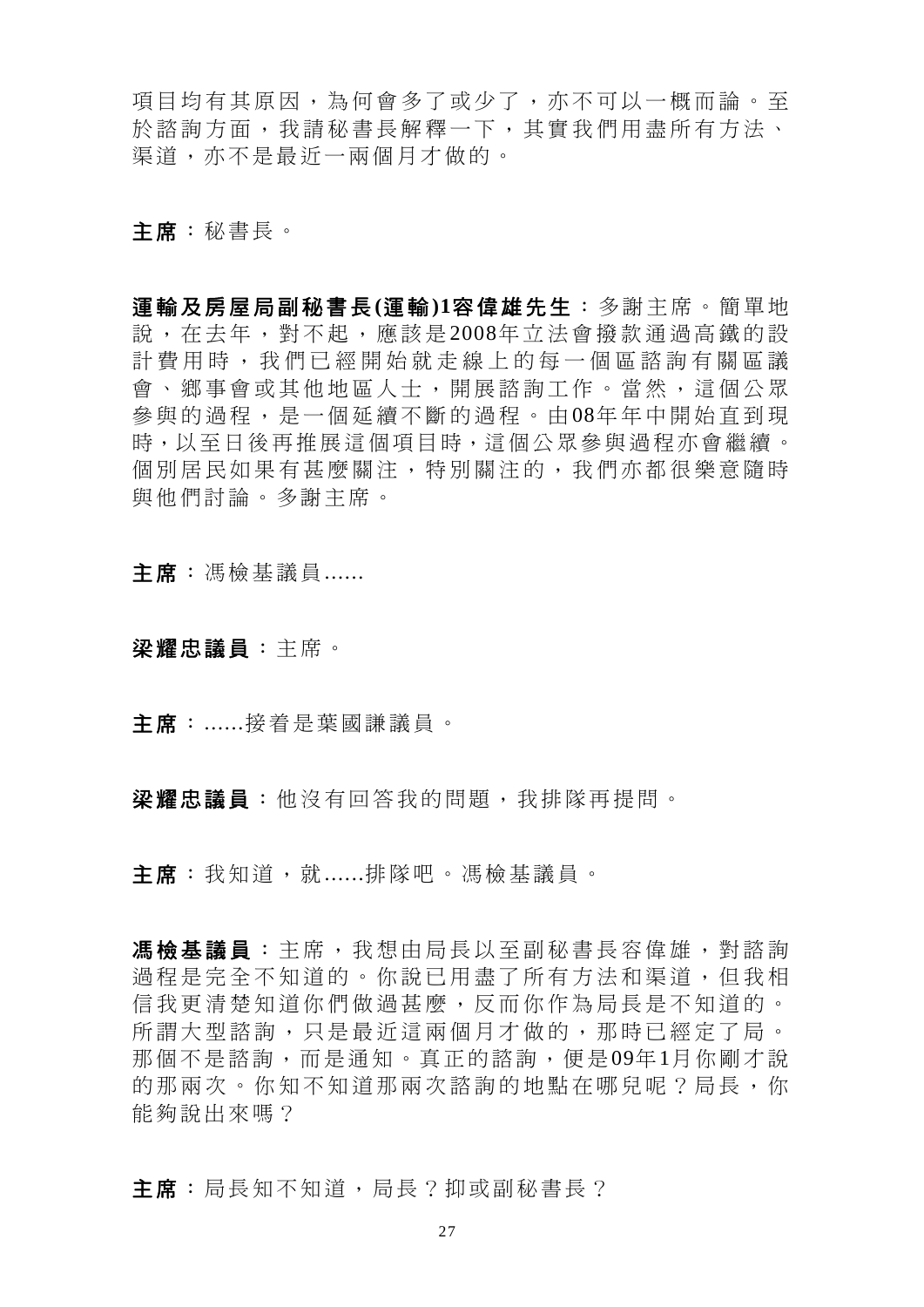項目均有其原因，為何會多了或少了，亦不可以一概而論。至於諮詢方面，我請秘書長解釋一下，其實我們用盡所有方法、渠道，亦不是最近一兩個月才做的。

**主席**：秘書長。

**運輸及房屋局副秘書長(運輸)1容偉雄先生**：多謝主席。簡單地說，在去年，對不起，應該是2008年立法會撥款通過高鐵的設計費用時，我們已經開始就走線上的每一個區諮詢有關區議會、鄉事會或其他地區人士，開展諮詢工作。當然，這個公眾參與的過程，是一個延續不斷的過程。由08年年中開始直到現時，以至日後再推展這個項目時，這個公眾參與過程亦會繼續。個別居民如果有甚麼關注，特別關注的，我們亦都很樂意隨時與他們討論。多謝主席。

**主席**：馮檢基議員......

**梁耀忠議員**：主席。

**主席**：......接着是葉國謙議員。

**梁耀忠議員**：他沒有回答我的問題，我排隊再提問。

**主席**：我知道，就......排隊吧。馮檢基議員。

**馮檢基議員**：主席，我想由局長以至副秘書長容偉雄，對諮詢過程是完全不知道的。你說已用盡了所有方法和渠道，但我相信我更清楚知道你們做過甚麼，反而你作為局長是不知道的。所謂大型諮詢，只是最近這兩個月才做的，那時已經定了局。那個不是諮詢，而是通知。真正的諮詢，便是09年1月你剛才說的那兩次。你知不知道那兩次諮詢的地點在哪兒呢？局長，你能夠說出來嗎？

**主席**：局長知不知道，局長？抑或副秘書長？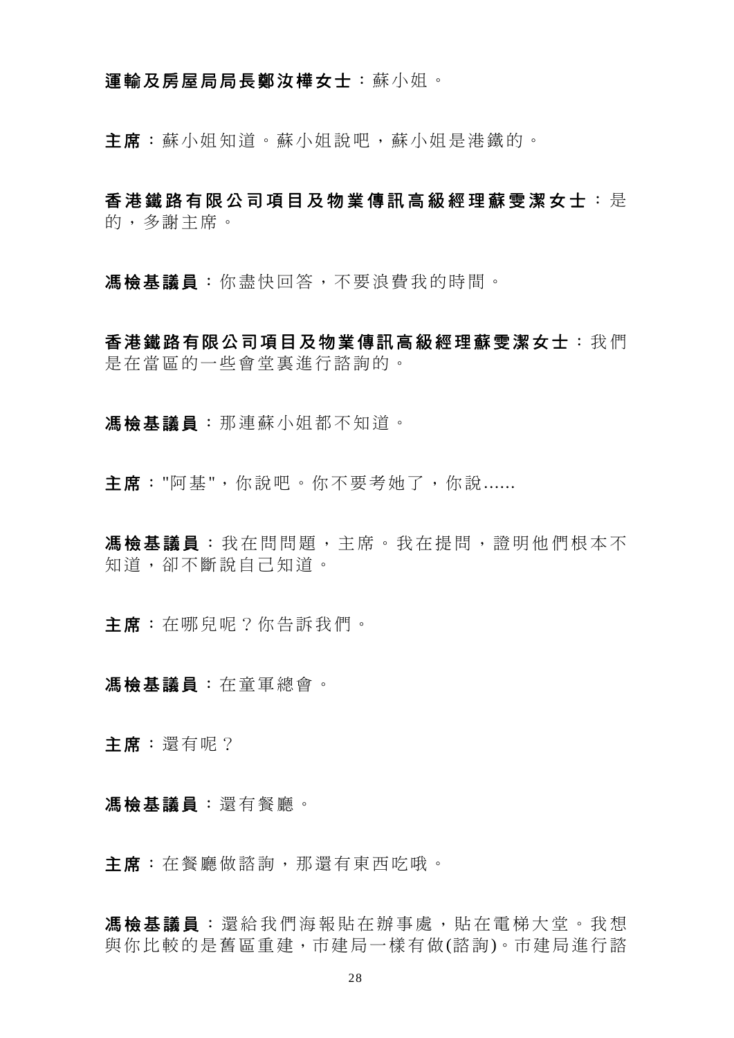**運輸及房屋局局長鄭汝樺女士**：蘇小姐。

**主席**：蘇小姐知道。蘇小姐說吧，蘇小姐是港鐵的。

**香港鐵路有限公司項目及物業傳訊高級經理蘇雯潔女士**：是的，多謝主席。

**馮檢基議員**：你盡快回答，不要浪費我的時間。

**香港鐵路有限公司項目及物業傳訊高級經理蘇雯潔女士**：我們是在當區的一些會堂裏進行諮詢的。

**馮檢基議員**：那連蘇小姐都不知道。

**主席**："阿基"，你說吧。你不要考她了，你說......

**馮檢基議員**：我在問問題，主席。我在提問，證明他們根本不知道，卻不斷說自己知道。

**主席**：在哪兒呢？你告訴我們。

**馮檢基議員**：在童軍總會。

**主席**：還有呢？

**馮檢基議員**：還有餐廳。

**主席**：在餐廳做諮詢，那還有東西吃哦。

**馮檢基議員**：還給我們海報貼在辦事處，貼在電梯大堂。我想與你比較的是舊區重建，市建局一樣有做(諮詢)。市建局進行諮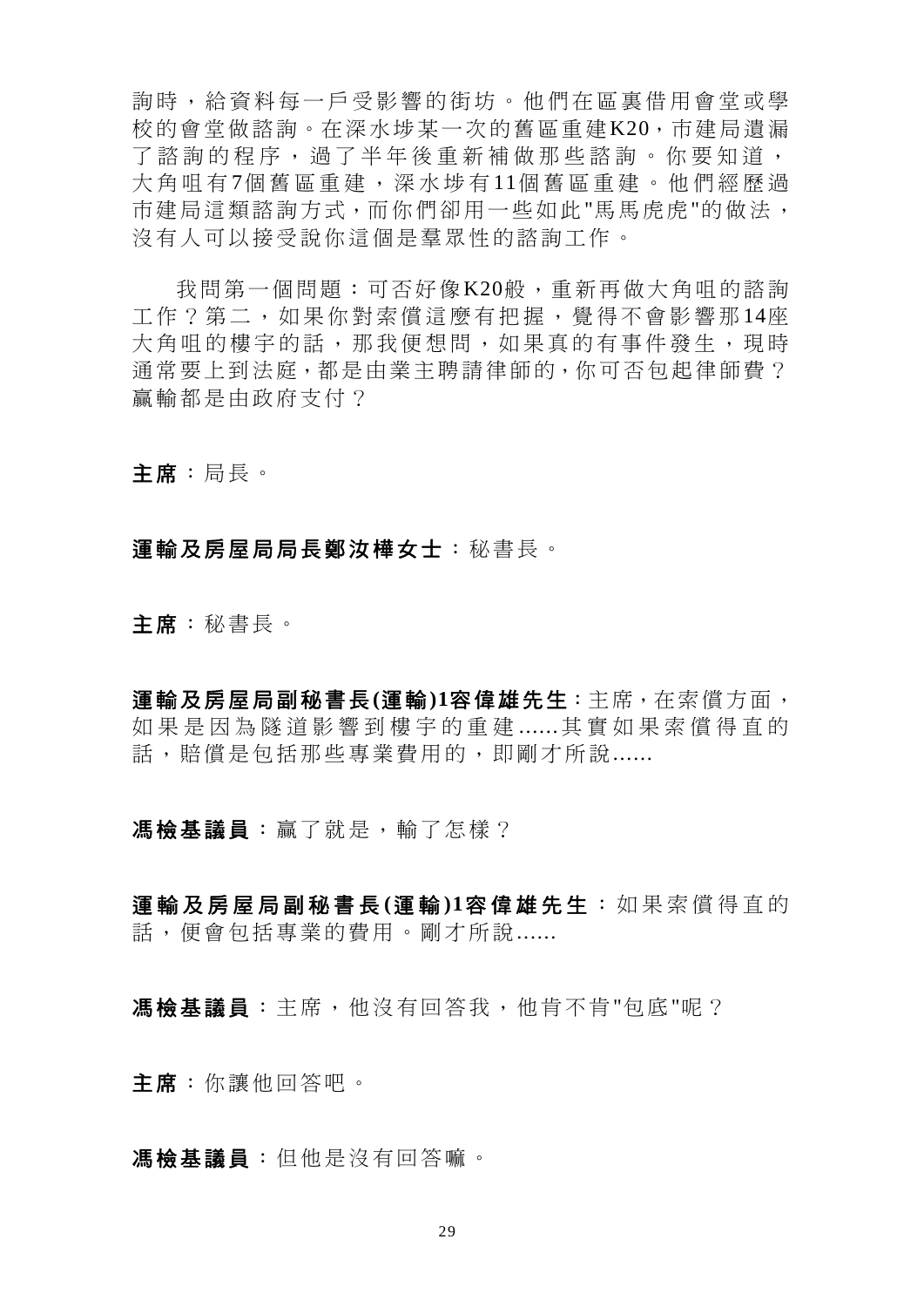詢時，給資料每一戶受影響的街坊。他們在區裏借用會堂或學校的會堂做諮詢。在深水埗某一次的舊區重建K20，市建局遺漏了諮詢的程序，過了半年後重新補做那些諮詢。你要知道，大角咀有7個舊區重建，深水埗有11個舊區重建。他們經歷過市建局這類諮詢方式，而你們卻用一些如此"馬馬虎虎"的做法，沒有人可以接受說你這個是羣眾性的諮詢工作。

我問第一個問題：可否好像K20般，重新再做大角咀的諮詢工作？第二，如果你對索償這麼有把握，覺得不會影響那14座大角咀的樓宇的話，那我便想問，如果真的有事件發生，現時通常要上到法庭，都是由業主聘請律師的，你可否包起律師費？贏輸都是由政府支付？

**主席**：局長。

**運輸及房屋局局長鄭汝樺女士**：秘書長。

**主席**：秘書長。

**運輸及房屋局副秘書長(運輸)1容偉雄先生**：主席，在索償方面，如果是因為隧道影響到樓宇的重建......其實如果索償得直的話，賠償是包括那些專業費用的，即剛才所說......

**馮檢基議員**：贏了就是，輸了怎樣？

**運輸及房屋局副秘書長(運輸)1容偉雄先生**：如果索償得直的話，便會包括專業的費用。剛才所說......

**馮檢基議員**：主席，他沒有回答我，他肯不肯"包底"呢？

**主席**：你讓他回答吧。

**馮檢基議員**：但他是沒有回答嘛。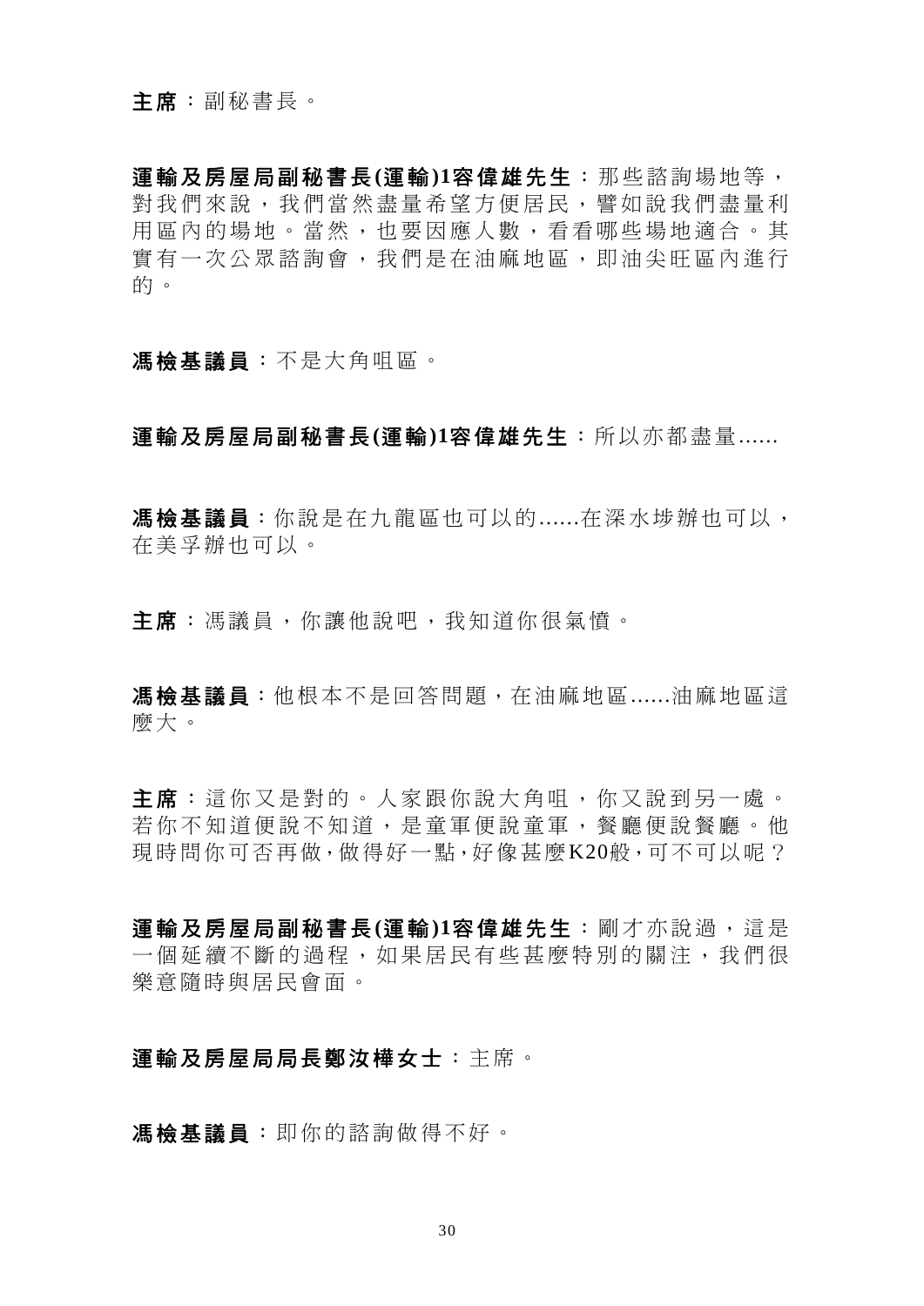**主席**：副秘書長。

**運輸及房屋局副秘書長(運輸)1容偉雄先生**：那些諮詢場地等，對我們來說，我們當然盡量希望方便居民，譬如說我們盡量利用區內的場地。當然，也要因應人數，看看哪些場地適合。其實有一次公眾諮詢會，我們是在油麻地區，即油尖旺區內進行的。

**馮檢基議員**：不是大角咀區。

**運輸及房屋局副秘書長(運輸)1容偉雄先生**：所以亦都盡量......

**馮檢基議員**：你說是在九龍區也可以的......在深水埗辦也可以，在美孚辦也可以。

**主席**：馮議員，你讓他說吧，我知道你很氣憤。

**馮檢基議員**：他根本不是回答問題，在油麻地區......油麻地區這麼大。

**主席**：這你又是對的。人家跟你說大角咀，你又說到另一處。若你不知道便說不知道，是童軍便說童軍，餐廳便說餐廳。他現時問你可否再做,做得好一點,好像甚麼K20般,可不可以呢？

**運輸及房屋局副秘書長(運輸)1容偉雄先生**：剛才亦說過，這是一個延續不斷的過程，如果居民有些甚麼特別的關注，我們很樂意隨時與居民會面。

**運輸及房屋局局長鄭汝樺女士**：主席。

**馮檢基議員**：即你的諮詢做得不好。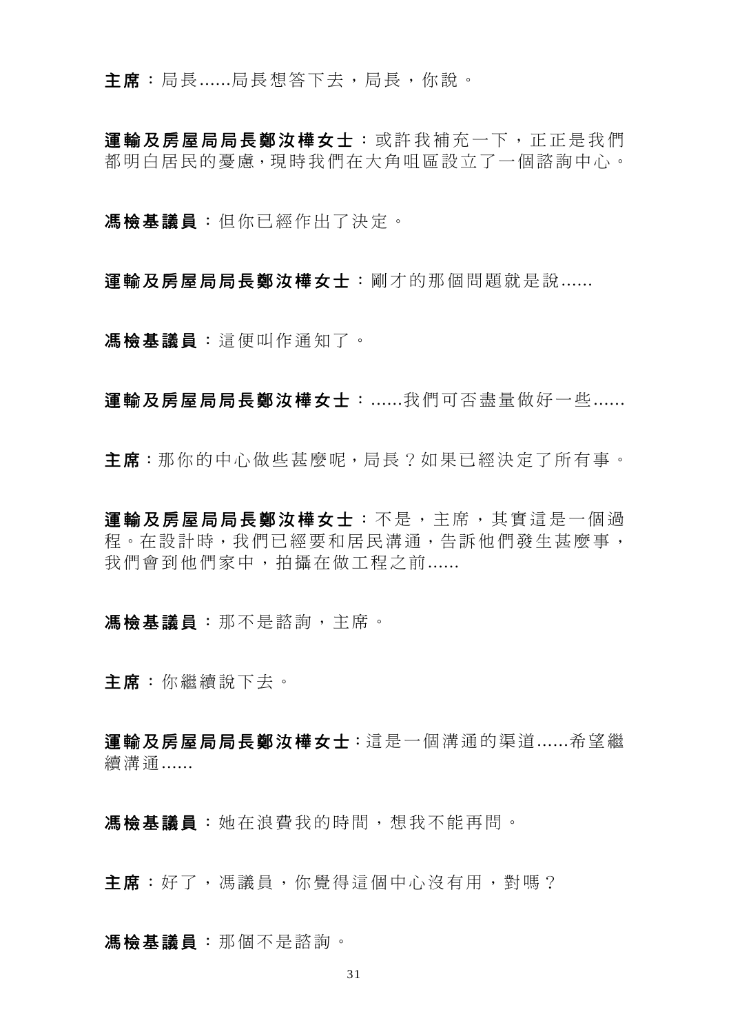**主席**：局長......局長想答下去，局長，你說。

**運輸及房屋局局長鄭汝樺女士**：或許我補充一下，正正是我們都明白居民的憂慮，現時我們在大角咀區設立了一個諮詢中心。

**馮檢基議員**：但你已經作出了決定。

**運輸及房屋局局長鄭汝樺女士**：剛才的那個問題就是說......

**馮檢基議員**：這便叫作通知了。

**運輸及房屋局局長鄭汝樺女士**：......我們可否盡量做好一些......

**主席**：那你的中心做些甚麼呢，局長？如果已經決定了所有事。

**運輸及房屋局局長鄭汝樺女士**：不是，主席，其實這是一個過程。在設計時，我們已經要和居民溝通，告訴他們發生甚麼事，我們會到他們家中，拍攝在做工程之前......

**馮檢基議員**：那不是諮詢，主席。

**主席**：你繼續說下去。

**運輸及房屋局局長鄭汝樺女士**：這是一個溝通的渠道......希望繼續溝通......

**馮檢基議員**：她在浪費我的時間，想我不能再問。

**主席**：好了，馮議員，你覺得這個中心沒有用，對嗎？

**馮檢基議員**：那個不是諮詢。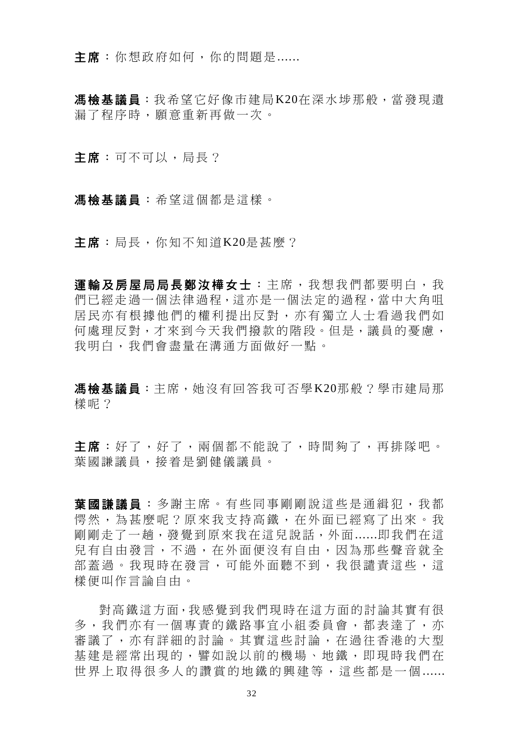**主席**：你想政府如何，你的問題是......

**馮檢基議員**：我希望它好像市建局K20在深水埗那般，當發現遺漏了程序時，願意重新再做一次。

**主席**：可不可以，局長？

**馮檢基議員**：希望這個都是這樣。

**主席**：局長，你知不知道K20是甚麼？

**運輸及房屋局局長鄭汝樺女士**：主席，我想我們都要明白，我們已經走過一個法律過程，這亦是一個法定的過程，當中大角咀居民亦有根據他們的權利提出反對，亦有獨立人士看過我們如何處理反對，才來到今天我們撥款的階段。但是，議員的憂慮，我明白，我們會盡量在溝通方面做好一點。

**馮檢基議員**：主席，她沒有回答我可否學K20那般？學市建局那樣呢？

**主席**：好了，好了，兩個都不能說了，時間夠了，再排隊吧。葉國謙議員，接着是劉健儀議員。

**葉國謙議員**：多謝主席。有些同事剛剛說這些是通緝犯，我都愕然，為甚麼呢？原來我支持高鐵，在外面已經寫了出來。我剛剛走了一趟，發覺到原來我在這兒說話，外面......即我們在這兒有自由發言，不過，在外面便沒有自由，因為那些聲音就全部蓋過。我現時在發言，可能外面聽不到，我很譴責這些，這樣便叫作言論自由。

對高鐵這方面，我感覺到我們現時在這方面的討論其實有很多，我們亦有一個專責的鐵路事宜小組委員會，都表達了，亦審議了，亦有詳細的討論。其實這些討論，在過往香港的大型基建是經常出現的，譬如說以前的機場、地鐵，即現時我們在世界上取得很多人的讚賞的地鐵的興建等，這些都是一個......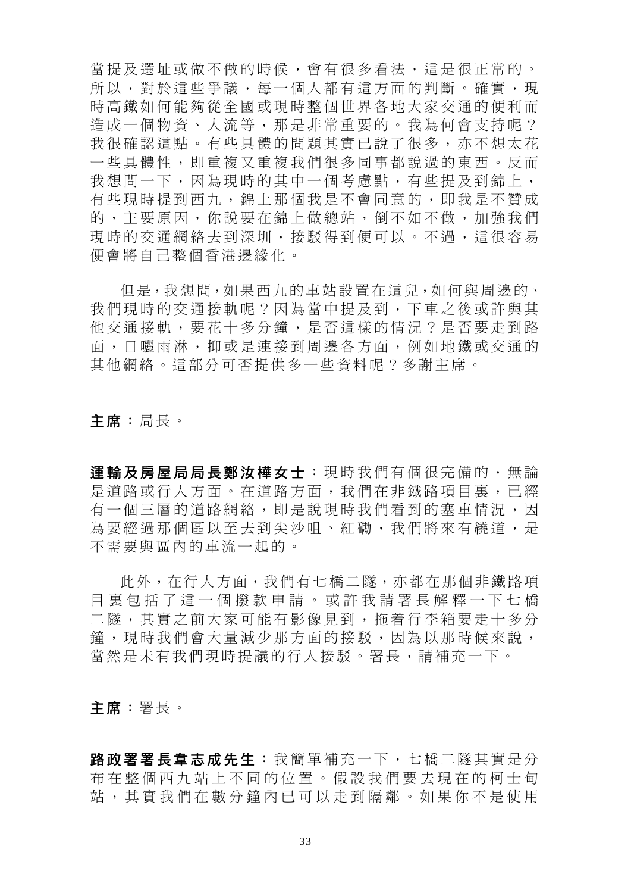當提及選址或做不做的時候，會有很多看法，這是很正常的。所以，對於這些爭議，每一個人都有這方面的判斷。確實，現時高鐵如何能夠從全國或現時整個世界各地大家交通的便利而造成一個物資、人流等，那是非常重要的。我為何會支持呢？我很確認這點。有些具體的問題其實已說了很多，亦不想太花一些具體性，即重複又重複我們很多同事都說過的東西。反而我想問一下，因為現時的其中一個考慮點，有些提及到錦上，有些現時提到西九，錦上那個我是不會同意的，即我是不贊成的，主要原因，你說要在錦上做總站，倒不如不做，加強我們現時的交通網絡去到深圳，接駁得到便可以。不過，這很容易便會將自己整個香港邊緣化。

但是，我想問，如果西九的車站設置在這兒，如何與周邊的、我們現時的交通接軌呢？因為當中提及到，下車之後或許與其他交通接軌，要花十多分鐘，是否這樣的情況？是否要走到路面，日曬雨淋，抑或是連接到周邊各方面，例如地鐵或交通的其他網絡。這部分可否提供多一些資料呢？多謝主席。

**主席**：局長。

**運輸及房屋局局長鄭汝樺女士**：現時我們有個很完備的，無論是道路或行人方面。在道路方面，我們在非鐵路項目裏，已經有一個三層的道路網絡，即是說現時我們看到的塞車情況，因為要經過那個區以至去到尖沙咀、紅磡，我們將來有繞道，是不需要與區內的車流一起的。

此外，在行人方面，我們有七橋二隧，亦都在那個非鐵路項目裏包括了這一個撥款申請。或許我請署長解釋一下七橋二隧，其實之前大家可能有影像見到，拖着行李箱要走十多分鐘，現時我們會大量減少那方面的接駁，因為以那時候來說，當然是未有我們現時提議的行人接駁。署長，請補充一下。

**主席**：署長。

**路政署署長韋志成先生**：我簡單補充一下，七橋二隧其實是分布在整個西九站上不同的位置。假設我們要去現在的柯士甸站，其實我們在數分鐘內已可以走到隔鄰。如果你不是使用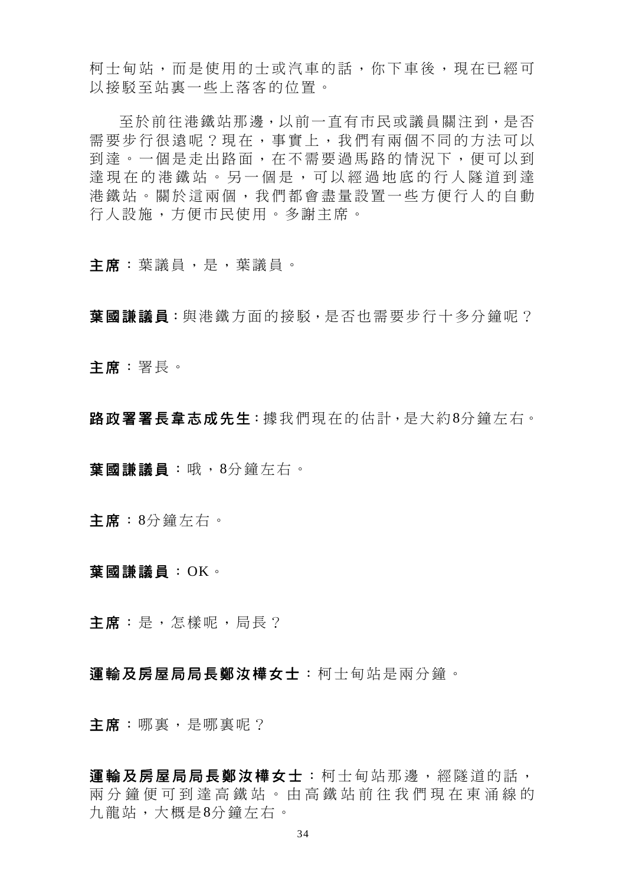柯士甸站，而是使用的士或汽車的話，你下車後，現在已經可以接駁至站裏一些上落客的位置。

至於前往港鐵站那邊，以前一直有市民或議員關注到，是否需要步行很遠呢？現在，事實上，我們有兩個不同的方法可以到達。一個是走出路面，在不需要過馬路的情況下，便可以到達現在的港鐵站。另一個是，可以經過地底的行人隧道到達港鐵站。關於這兩個，我們都會盡量設置一些方便行人的自動行人設施，方便市民使用。多謝主席。

**主席**：葉議員，是，葉議員。

**葉國謙議員**：與港鐵方面的接駁，是否也需要步行十多分鐘呢？

**主席**：署長。

**路政署署長韋志成先生**：據我們現在的估計，是大約8分鐘左右。

**葉國謙議員**：哦，8分鐘左右。

**主席**：8分鐘左右。

**葉國謙議員**：OK。

**主席**：是，怎樣呢，局長？

**運輸及房屋局局長鄭汝樺女士**：柯士甸站是兩分鐘。

**主席**：哪裏，是哪裏呢？

**運輸及房屋局局長鄭汝樺女士**：柯士甸站那邊，經隧道的話，兩分鐘便可到達高鐵站。由高鐵站前往我們現在東涌線的九龍站，大概是8分鐘左右。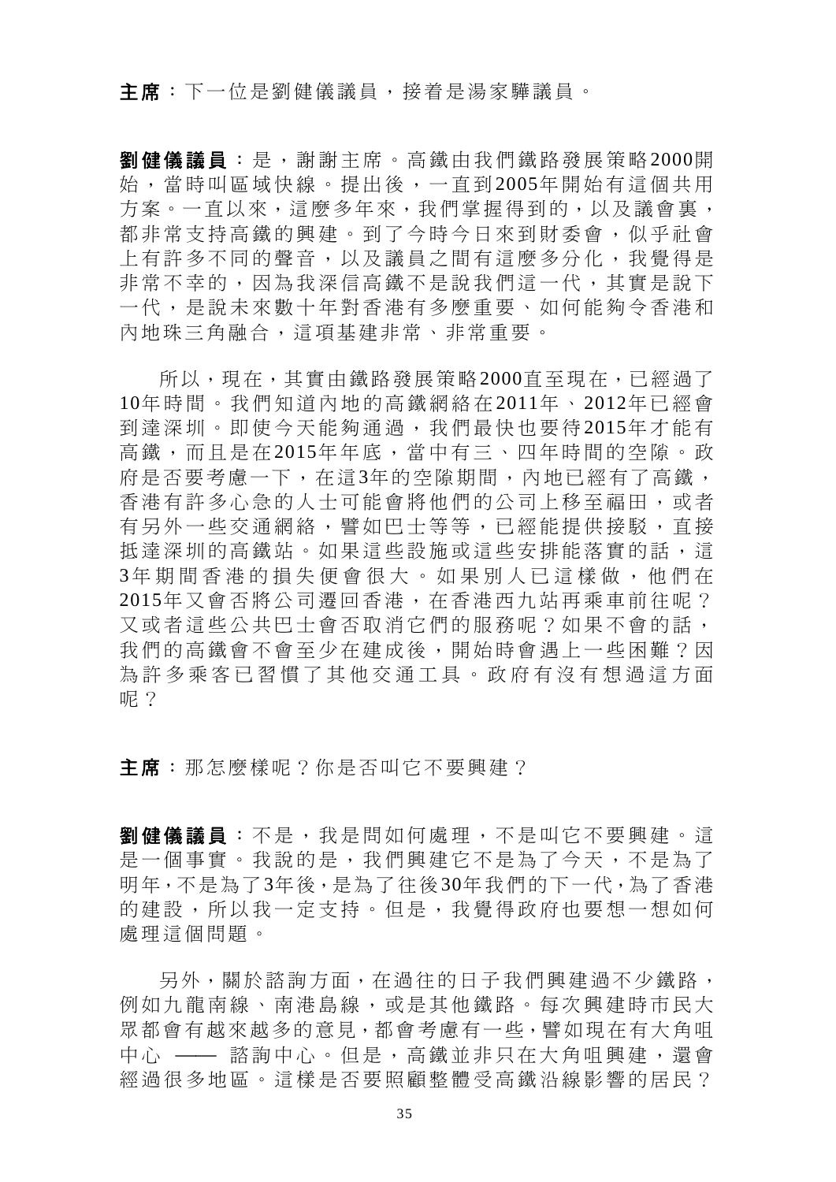**主席**：下一位是劉健儀議員，接着是湯家驊議員。

**劉健儀議員**：是，謝謝主席。高鐵由我們鐵路發展策略2000開始，當時叫區域快線。提出後，一直到2005年開始有這個共用方案。一直以來，這麼多年來，我們掌握得到的，以及議會裏，都非常支持高鐵的興建。到了今時今日來到財委會，似乎社會上有許多不同的聲音，以及議員之間有這麼多分化，我覺得是非常不幸的，因為我深信高鐵不是說我們這一代，其實是說下一代，是說未來數十年對香港有多麼重要、如何能夠令香港和內地珠三角融合，這項基建非常、非常重要。

所以，現在，其實由鐵路發展策略2000直至現在，已經過了10年時間。我們知道內地的高鐵網絡在2011年、2012年已經會到達深圳。即使今天能夠通過，我們最快也要待2015年才能有高鐵，而且是在2015年年底，當中有三、四年時間的空隙。政府是否要考慮一下，在這3年的空隙期間，內地已經有了高鐵，香港有許多心急的人士可能會將他們的公司上移至福田，或者有另外一些交通網絡，譬如巴士等等，已經能提供接駁，直接抵達深圳的高鐵站。如果這些設施或這些安排能落實的話，這3年期間香港的損失便會很大。如果別人已這樣做，他們在2015年又會否將公司遷回香港，在香港西九站再乘車前往呢？又或者這些公共巴士會否取消它們的服務呢？如果不會的話，我們的高鐵會不會至少在建成後，開始時會遇上一些困難？因為許多乘客已習慣了其他交通工具。政府有沒有想過這方面呢？

**主席**：那怎麼樣呢？你是否叫它不要興建？

**劉健儀議員**：不是，我是問如何處理，不是叫它不要興建。這是一個事實。我說的是，我們興建它不是為了今天，不是為了明年，不是為了3年後，是為了往後30年我們的下一代，為了香港的建設，所以我一定支持。但是，我覺得政府也要想一想如何處理這個問題。

另外，關於諮詢方面，在過往的日子我們興建過不少鐵路，例如九龍南線、南港島線，或是其他鐵路。每次興建時市民大眾都會有越來越多的意見，都會考慮有一些，譬如現在有大角咀中心 —— 諮詢中心。但是，高鐵並非只在大角咀興建，還會經過很多地區。這樣是否要照顧整體受高鐵沿線影響的居民？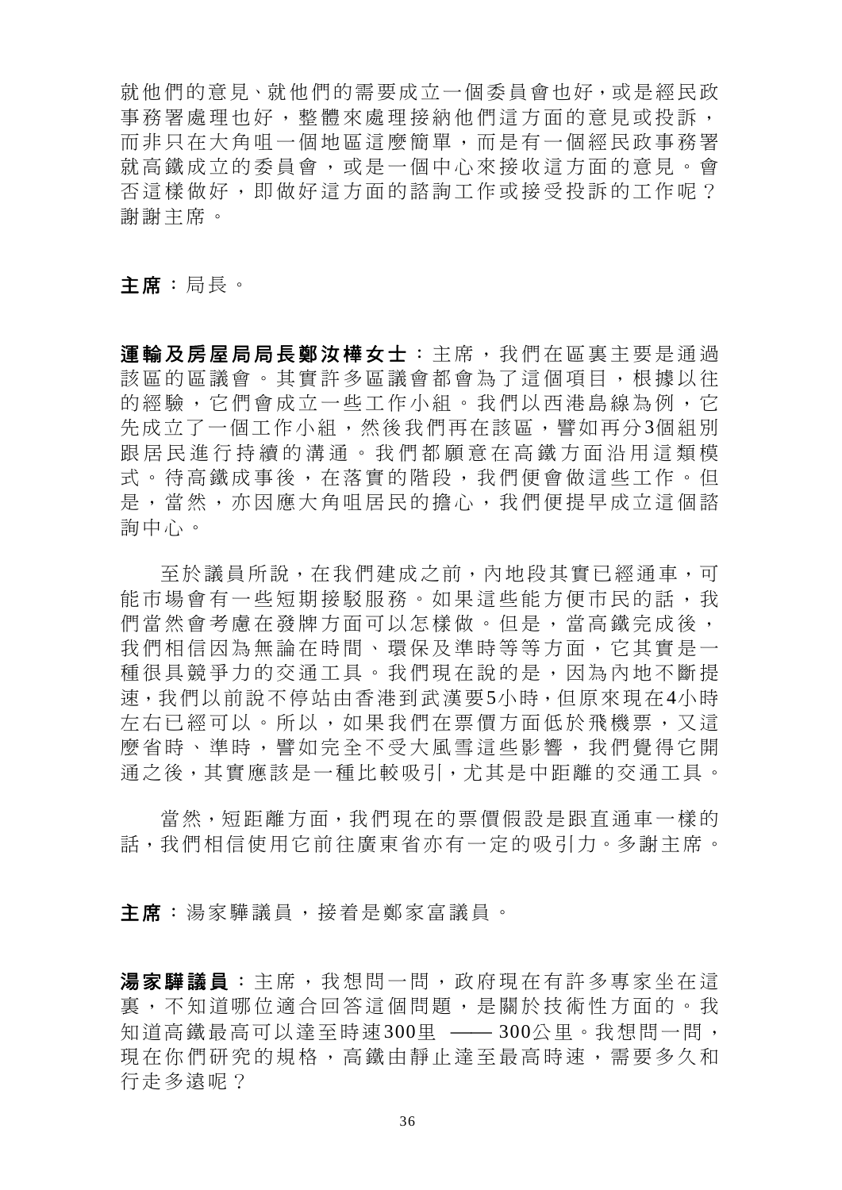就他們的意見、就他們的需要成立一個委員會也好，或是經民政事務署處理也好，整體來處理接納他們這方面的意見或投訴，而非只在大角咀一個地區這麼簡單，而是有一個經民政事務署就高鐵成立的委員會，或是一個中心來接收這方面的意見。會否這樣做好，即做好這方面的諮詢工作或接受投訴的工作呢？謝謝主席。

**主席**：局長。

**運輸及房屋局局長鄭汝樺女士**：主席，我們在區裏主要是通過該區的區議會。其實許多區議會都會為了這個項目，根據以往的經驗，它們會成立一些工作小組。我們以西港島線為例，它先成立了一個工作小組，然後我們再在該區，譬如再分3個組別跟居民進行持續的溝通。我們都願意在高鐵方面沿用這類模式。待高鐵成事後，在落實的階段，我們便會做這些工作。但是，當然，亦因應大角咀居民的擔心，我們便提早成立這個諮詢中心。

至於議員所說，在我們建成之前，內地段其實已經通車，可能市場會有一些短期接駁服務。如果這些能方便市民的話，我們當然會考慮在發牌方面可以怎樣做。但是，當高鐵完成後，我們相信因為無論在時間、環保及準時等等方面，它其實是一種很具競爭力的交通工具。我們現在說的是，因為內地不斷提速，我們以前說不停站由香港到武漢要5小時，但原來現在4小時左右已經可以。所以，如果我們在票價方面低於飛機票，又這麼省時、準時，譬如完全不受大風雪這些影響，我們覺得它開通之後，其實應該是一種比較吸引，尤其是中距離的交通工具。

當然，短距離方面，我們現在的票價假設是跟直通車一樣的話，我們相信使用它前往廣東省亦有一定的吸引力。多謝主席。

**主席**：湯家驊議員，接着是鄭家富議員。

**湯家驊議員**：主席，我想問一問，政府現在有許多專家坐在這裏，不知道哪位適合回答這個問題，是關於技術性方面的。我知道高鐵最高可以達至時速300里 —— 300公里。我想問一問，現在你們研究的規格，高鐵由靜止達至最高時速，需要多久和行走多遠呢？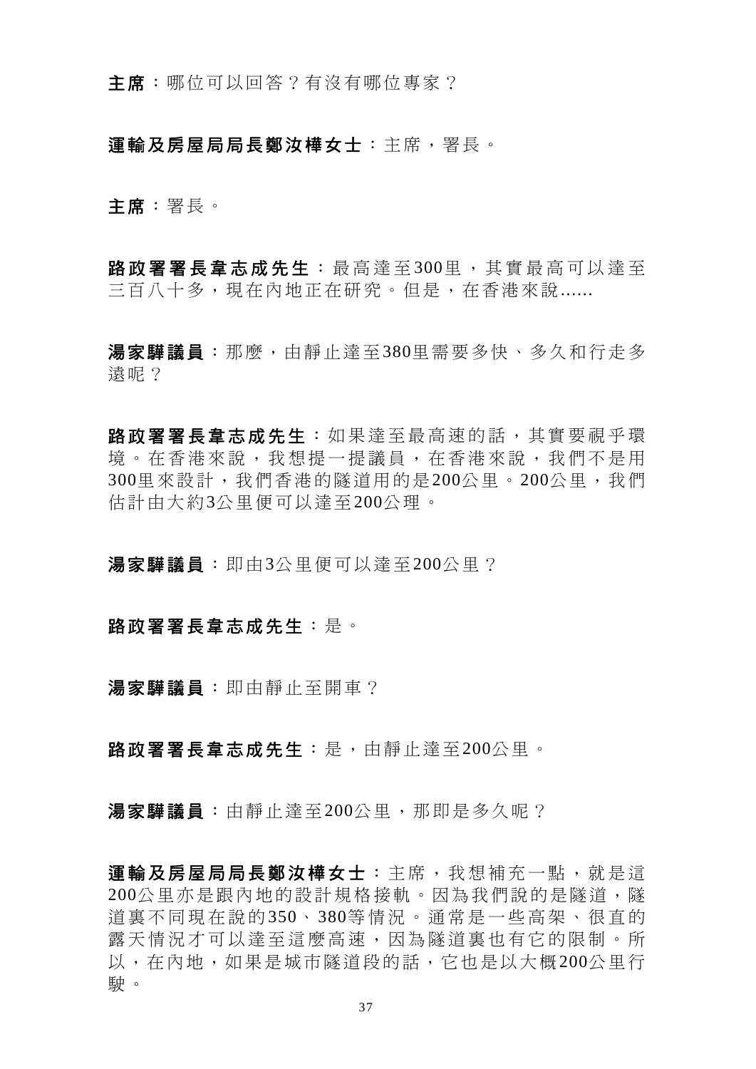**主席**：哪位可以回答？有沒有哪位專家？

**運輸及房屋局局長鄭汝樺女士**：主席，署長。

**主席**：署長。

**路政署署長韋志成先生**：最高達至300里，其實最高可以達至三百八十多，現在內地正在研究。但是，在香港來說......

**湯家驊議員**：那麼，由靜止達至380里需要多快、多久和行走多遠呢？

**路政署署長韋志成先生**：如果達至最高速的話，其實要視乎環境。在香港來說，我想提一提議員，在香港來說，我們不是用300里來設計，我們香港的隧道用的是200公里。200公里，我們估計由大約3公里便可以達至200公理。

**湯家驊議員**：即由3公里便可以達至200公里？

**路政署署長韋志成先生**：是。

**湯家驊議員**：即由靜止至開車？

**路政署署長韋志成先生**：是，由靜止達至200公里。

**湯家驊議員**：由靜止達至200公里，那即是多久呢？

**運輸及房屋局局長鄭汝樺女士**：主席，我想補充一點，就是這200公里亦是跟內地的設計規格接軌。因為我們說的是隧道，隧道裏不同現在說的350、380等情況。通常是一些高架、很直的露天情況才可以達至這麼高速，因為隧道裏也有它的限制。所以，在內地，如果是城市隧道段的話，它也是以大概200公里行駛。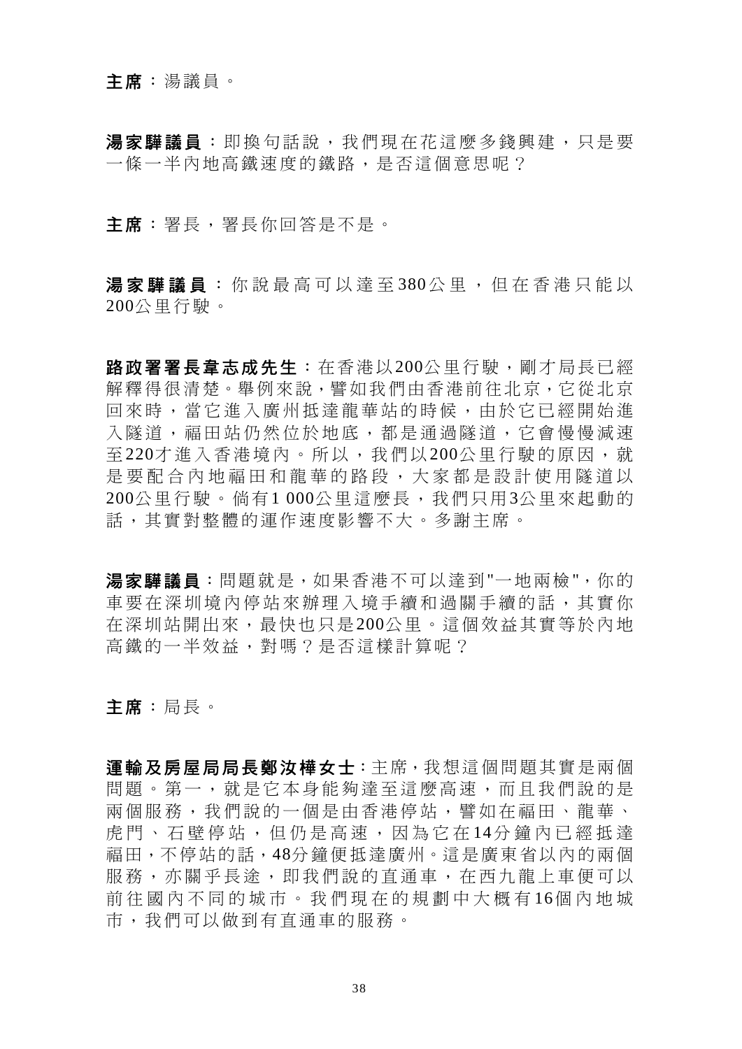**主席**：湯議員。

**湯家驊議員**：即換句話說，我們現在花這麼多錢興建，只是要一條一半內地高鐵速度的鐵路，是否這個意思呢？

**主席**：署長，署長你回答是不是。

**湯家驊議員**：你說最高可以達至380公里，但在香港只能以200公里行駛。

**路政署署長韋志成先生**：在香港以200公里行駛，剛才局長已經解釋得很清楚。舉例來說，譬如我們由香港前往北京，它從北京回來時，當它進入廣州抵達龍華站的時候，由於它已經開始進入隧道，福田站仍然位於地底，都是通過隧道，它會慢慢減速至220才進入香港境內。所以，我們以200公里行駛的原因，就是要配合內地福田和龍華的路段，大家都是設計使用隧道以200公里行駛。倘有1 000公里這麼長，我們只用3公里來起動的話，其實對整體的運作速度影響不大。多謝主席。

**湯家驊議員**：問題就是，如果香港不可以達到"一地兩檢"，你的車要在深圳境內停站來辦理入境手續和過關手續的話，其實你在深圳站開出來，最快也只是200公里。這個效益其實等於內地高鐵的一半效益，對嗎？是否這樣計算呢？

**主席**：局長。

**運輸及房屋局局長鄭汝樺女士**：主席，我想這個問題其實是兩個問題。第一，就是它本身能夠達至這麼高速，而且我們說的是兩個服務，我們說的一個是由香港停站，譬如在福田、龍華、虎門、石壁停站，但仍是高速，因為它在14分鐘內已經抵達福田，不停站的話，48分鐘便抵達廣州。這是廣東省以內的兩個服務，亦關乎長途，即我們說的直通車，在西九龍上車便可以前往國內不同的城市。我們現在的規劃中大概有16個內地城市，我們可以做到有直通車的服務。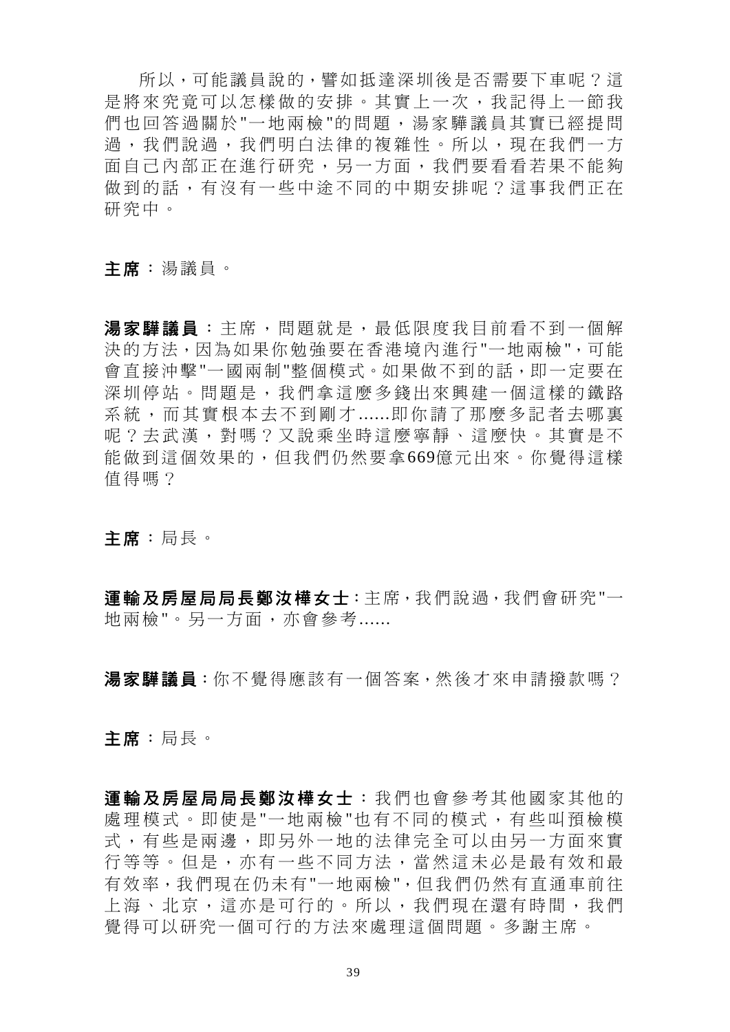所以，可能議員說的，譬如抵達深圳後是否需要下車呢？這是將來究竟可以怎樣做的安排。其實上一次，我記得上一節我們也回答過關於"一地兩檢"的問題，湯家驊議員其實已經提問過，我們說過，我們明白法律的複雜性。所以，現在我們一方面自己內部正在進行研究，另一方面，我們要看看若果不能夠做到的話，有沒有一些中途不同的中期安排呢？這事我們正在研究中。

**主席**：湯議員。

**湯家驊議員**：主席，問題就是，最低限度我目前看不到一個解決的方法，因為如果你勉強要在香港境內進行"一地兩檢"，可能會直接沖擊"一國兩制"整個模式。如果做不到的話，即一定要在深圳停站。問題是，我們拿這麼多錢出來興建一個這樣的鐵路系統，而其實根本去不到剛才......即你請了那麼多記者去哪裏呢？去武漢，對嗎？又說乘坐時這麼寧靜、這麼快。其實是不能做到這個效果的，但我們仍然要拿669億元出來。你覺得這樣值得嗎？

**主席**：局長。

**運輸及房屋局局長鄭汝樺女士**：主席，我們說過，我們會研究"一地兩檢"。另一方面，亦會參考......

**湯家驊議員**：你不覺得應該有一個答案，然後才來申請撥款嗎？

**主席**：局長。

**運輸及房屋局局長鄭汝樺女士**：我們也會參考其他國家其他的處理模式。即使是"一地兩檢"也有不同的模式，有些叫預檢模式，有些是兩邊，即另外一地的法律完全可以由另一方面來實行等等。但是，亦有一些不同方法，當然這未必是最有效和最有效率，我們現在仍未有"一地兩檢"，但我們仍然有直通車前往上海、北京，這亦是可行的。所以，我們現在還有時間，我們覺得可以研究一個可行的方法來處理這個問題。多謝主席。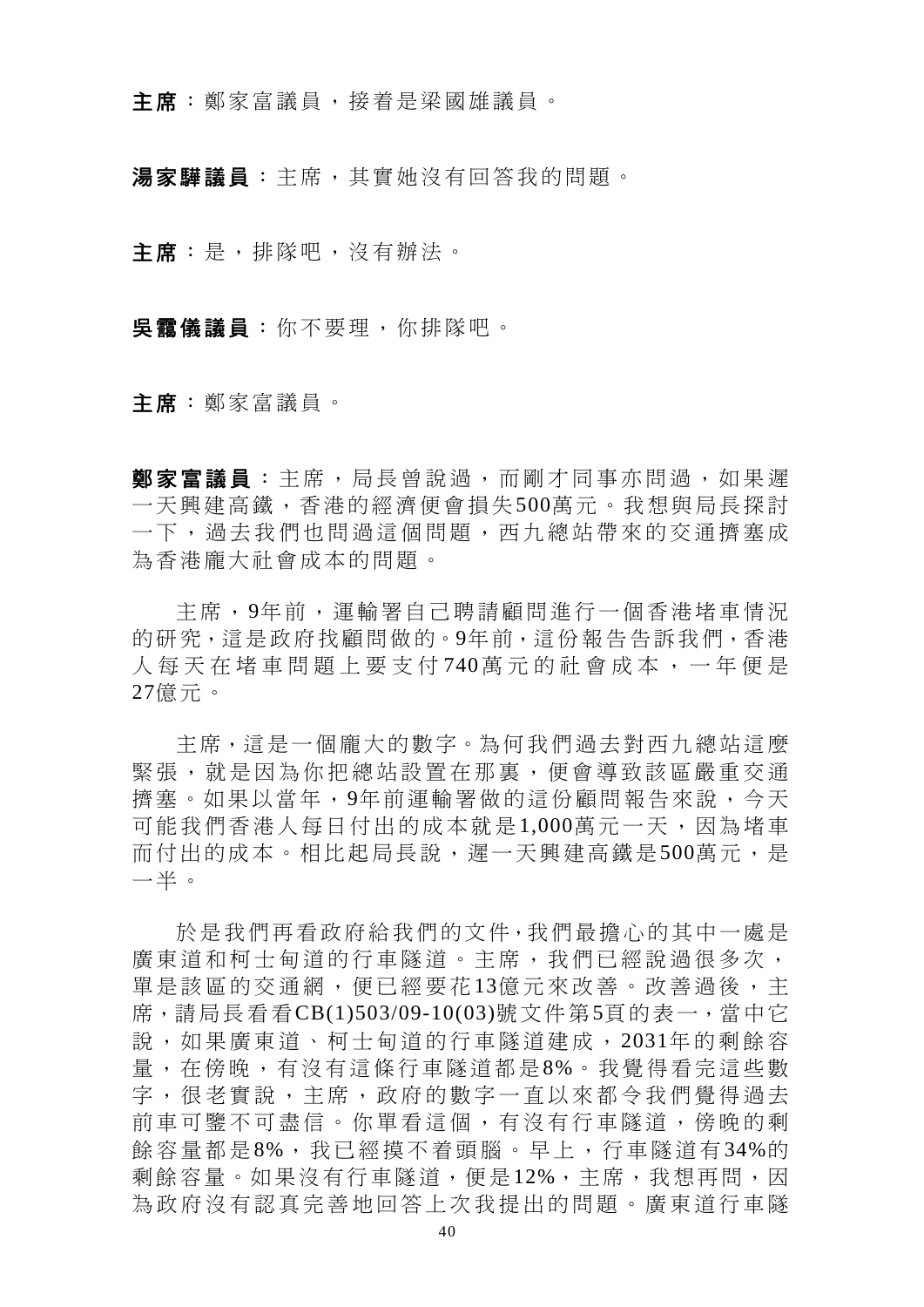**主席**：鄭家富議員，接着是梁國雄議員。

**湯家驊議員**：主席，其實她沒有回答我的問題。

**主席**：是，排隊吧，沒有辦法。

**吳靄儀議員**：你不要理，你排隊吧。

**主席**：鄭家富議員。

**鄭家富議員**：主席，局長曾說過，而剛才同事亦問過，如果遲一天興建高鐵，香港的經濟便會損失500萬元。我想與局長探討一下，過去我們也問過這個問題，西九總站帶來的交通擠塞成為香港龐大社會成本的問題。

主席，9年前，運輸署自己聘請顧問進行一個香港堵車情況的研究，這是政府找顧問做的。9年前，這份報告告訴我們，香港人每天在堵車問題上要支付740萬元的社會成本，一年便是27億元。

主席，這是一個龐大的數字。為何我們過去對西九總站這麼緊張，就是因為你把總站設置在那裏，便會導致該區嚴重交通擠塞。如果以當年，9年前運輸署做的這份顧問報告來說，今天可能我們香港人每日付出的成本就是1,000萬元一天，因為堵車而付出的成本。相比起局長說，遲一天興建高鐵是500萬元，是一半。

於是我們再看政府給我們的文件，我們最擔心的其中一處是廣東道和柯士甸道的行車隧道。主席，我們已經說過很多次，單是該區的交通網，便已經要花13億元來改善。改善過後，主席，請局長看看CB(1)503/09-10(03)號文件第5頁的表一，當中它說，如果廣東道、柯士甸道的行車隧道建成，2031年的剩餘容量，在傍晚，有沒有這條行車隧道都是8%。我覺得看完這些數字，很老實說，主席，政府的數字一直以來都令我們覺得過去前車可鑒不可盡信。你單看這個，有沒有行車隧道，傍晚的剩餘容量都是8%，我已經摸不着頭腦。早上，行車隧道有34%的剩餘容量。如果沒有行車隧道，便是12%，主席，我想再問，因為政府沒有認真完善地回答上次我提出的問題。廣東道行車隧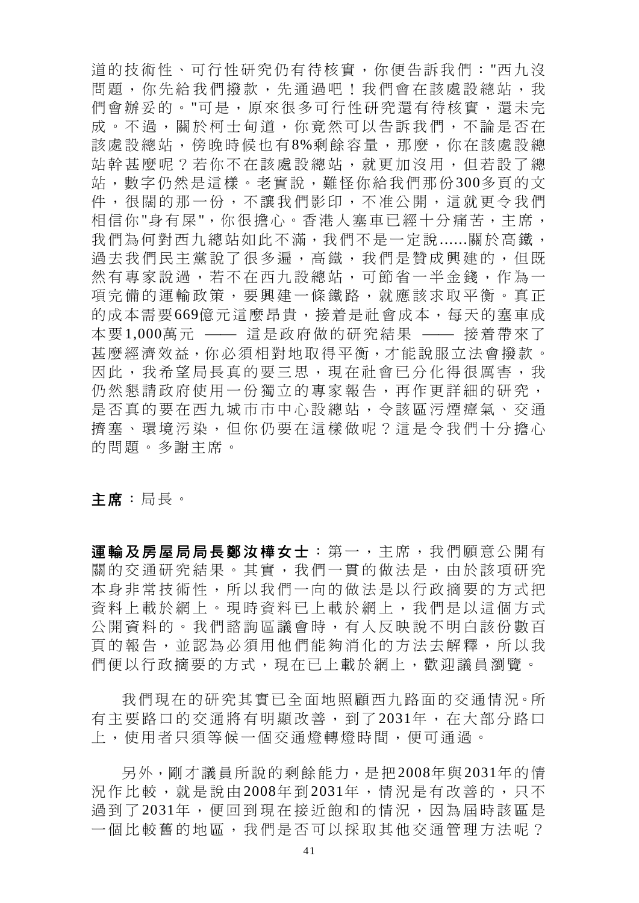道的技術性、可行性研究仍有待核實，你便告訴我們："西九沒問題，你先給我們撥款，先通過吧！我們會在該處設總站，我們會辦妥的。"可是，原來很多可行性研究還有待核實，還未完成。不過，關於柯士甸道，你竟然可以告訴我們，不論是否在該處設總站，傍晚時候也有8%剩餘容量，那麼，你在該處設總站幹甚麼呢？若你不在該處設總站，就更加沒用，但若設了總站，數字仍然是這樣。老實說，難怪你給我們那份300多頁的文件，很闊的那一份，不讓我們影印，不准公開，這就更令我們相信你"身有屎"，你很擔心。香港人塞車已經十分痛苦，主席，我們為何對西九總站如此不滿，我們不是一定說......關於高鐵，過去我們民主黨說了很多遍，高鐵，我們是贊成興建的，但既然有專家說過，若不在西九設總站，可節省一半金錢，作為一項完備的運輸政策，要興建一條鐵路，就應該求取平衡。真正的成本需要669億元這麼昂貴，接着是社會成本，每天的塞車成本要1,000萬元 —— 這是政府做的研究結果 —— 接着帶來了甚麼經濟效益，你必須相對地取得平衡，才能說服立法會撥款。因此，我希望局長真的要三思，現在社會已分化得很厲害，我仍然懇請政府使用一份獨立的專家報告，再作更詳細的研究，是否真的要在西九城市市中心設總站，令該區污煙瘴氣、交通擠塞、環境污染，但你仍要在這樣做呢？這是令我們十分擔心的問題。多謝主席。

**主席**：局長。

**運輸及房屋局局長鄭汝樺女士**：第一，主席，我們願意公開有關的交通研究結果。其實，我們一貫的做法是，由於該項研究本身非常技術性，所以我們一向的做法是以行政摘要的方式把資料上載於網上。現時資料已上載於網上，我們是以這個方式公開資料的。我們諮詢區議會時，有人反映說不明白該份數百頁的報告，並認為必須用他們能夠消化的方法去解釋，所以我們便以行政摘要的方式，現在已上載於網上，歡迎議員瀏覽。

我們現在的研究其實已全面地照顧西九路面的交通情況。所有主要路口的交通將有明顯改善，到了2031年，在大部分路口上，使用者只須等候一個交通燈轉燈時間，便可通過。

另外，剛才議員所說的剩餘能力，是把2008年與2031年的情況作比較，就是說由2008年到2031年，情況是有改善的，只不過到了2031年，便回到現在接近飽和的情況，因為屆時該區是一個比較舊的地區，我們是否可以採取其他交通管理方法呢？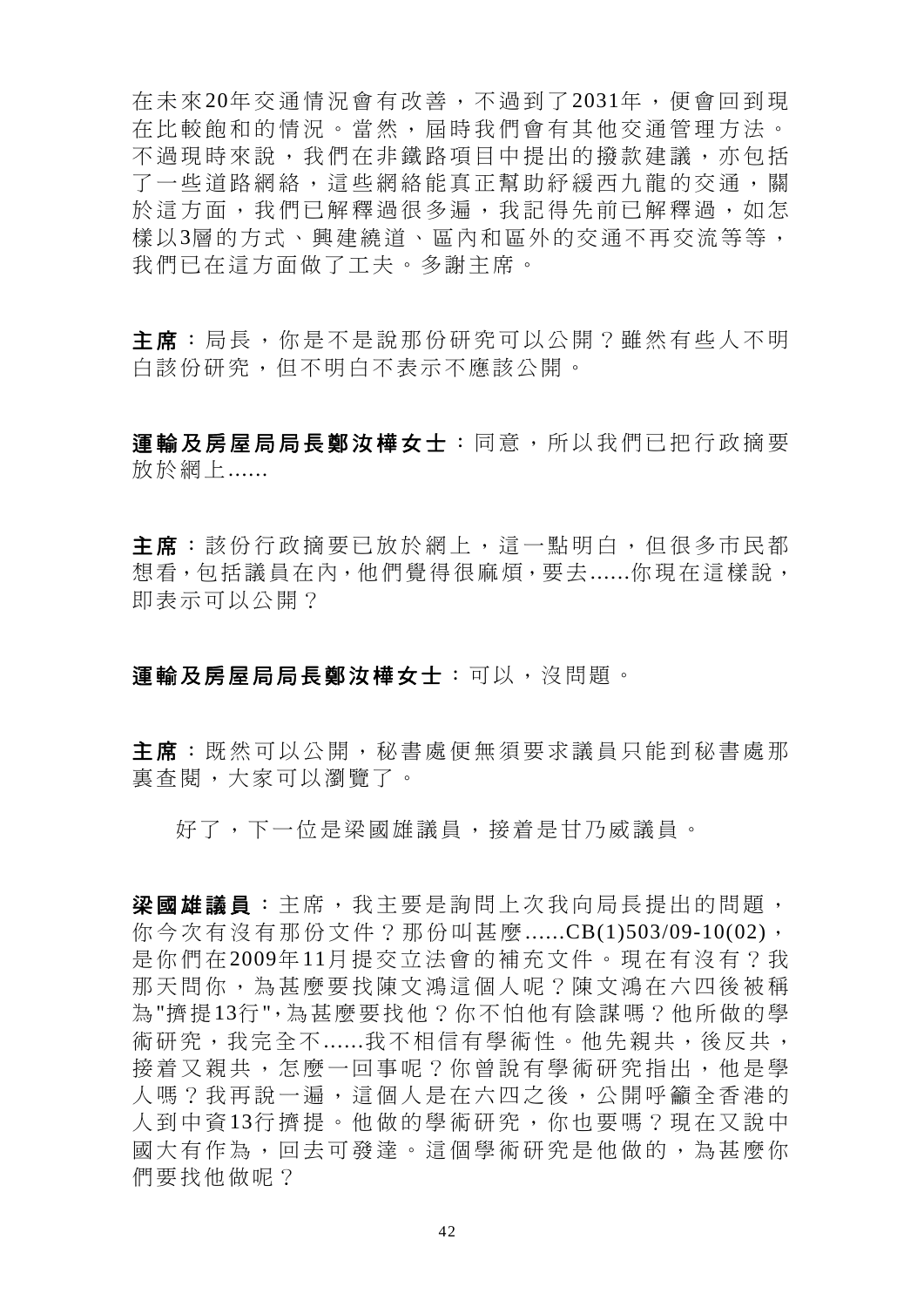在未來20年交通情況會有改善，不過到了2031年，便會回到現在比較飽和的情況。當然，屆時我們會有其他交通管理方法。不過現時來說，我們在非鐵路項目中提出的撥款建議，亦包括了一些道路網絡，這些網絡能真正幫助紓緩西九龍的交通，關於這方面，我們已解釋過很多遍，我記得先前已解釋過，如怎樣以3層的方式、興建繞道、區內和區外的交通不再交流等等，我們已在這方面做了工夫。多謝主席。

**主席**：局長，你是不是說那份研究可以公開？雖然有些人不明白該份研究，但不明白不表示不應該公開。

**運輸及房屋局局長鄭汝樺女士**：同意，所以我們已把行政摘要放於網上......

**主席**：該份行政摘要已放於網上，這一點明白，但很多市民都想看,包括議員在內,他們覺得很麻煩,要去......你現在這樣說，即表示可以公開？

**運輸及房屋局局長鄭汝樺女士**：可以，沒問題。

**主席**：既然可以公開，秘書處便無須要求議員只能到秘書處那裏查閱，大家可以瀏覽了。

好了，下一位是梁國雄議員，接着是甘乃威議員。

**梁國雄議員**：主席，我主要是詢問上次我向局長提出的問題，你今次有沒有那份文件？那份叫甚麼......CB(1)503/09-10(02)，是你們在2009年11月提交立法會的補充文件。現在有沒有？我那天問你，為甚麼要找陳文鴻這個人呢？陳文鴻在六四後被稱為"擠提13行",為甚麼要找他？你不怕他有陰謀嗎？他所做的學術研究，我完全不......我不相信有學術性。他先親共，後反共，接着又親共，怎麼一回事呢？你曾說有學術研究指出，他是學人嗎？我再說一遍，這個人是在六四之後，公開呼籲全香港的人到中資13行擠提。他做的學術研究，你也要嗎？現在又說中國大有作為，回去可發達。這個學術研究是他做的，為甚麼你們要找他做呢？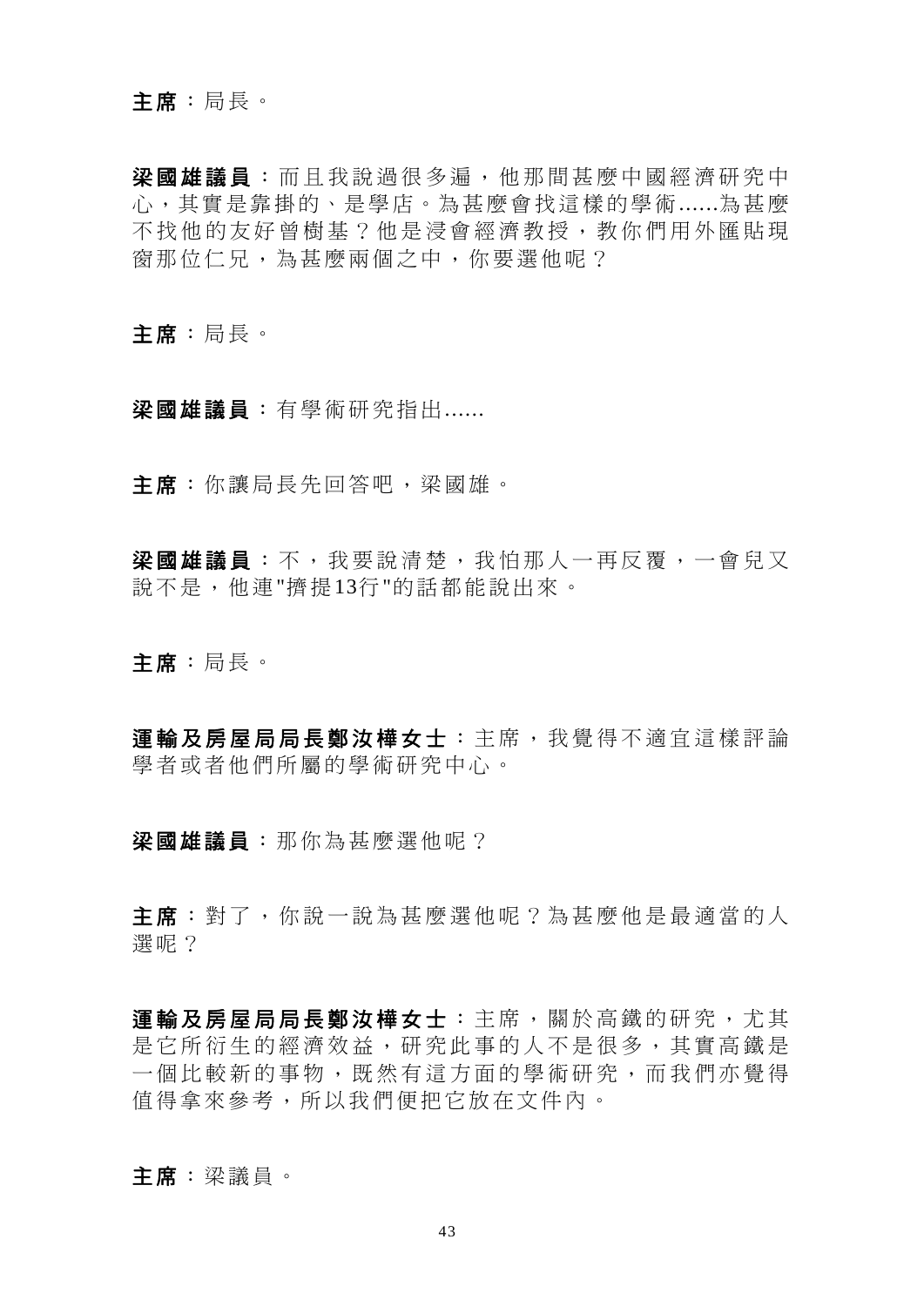**主席**：局長。

**梁國雄議員**：而且我說過很多遍，他那間甚麼中國經濟研究中心，其實是靠掛的、是學店。為甚麼會找這樣的學術......為甚麼不找他的友好曾樹基？他是浸會經濟教授，教你們用外匯貼現窗那位仁兄，為甚麼兩個之中，你要選他呢？

**主席**：局長。

**梁國雄議員**：有學術研究指出......

**主席**：你讓局長先回答吧，梁國雄。

**梁國雄議員**：不，我要說清楚，我怕那人一再反覆，一會兒又說不是，他連"擠提13行"的話都能說出來。

**主席**：局長。

**運輸及房屋局局長鄭汝樺女士**：主席，我覺得不適宜這樣評論學者或者他們所屬的學術研究中心。

**梁國雄議員**：那你為甚麼選他呢？

**主席**：對了，你說一說為甚麼選他呢？為甚麼他是最適當的人選呢？

**運輸及房屋局局長鄭汝樺女士**：主席，關於高鐵的研究，尤其是它所衍生的經濟效益，研究此事的人不是很多，其實高鐵是一個比較新的事物，既然有這方面的學術研究，而我們亦覺得值得拿來參考，所以我們便把它放在文件內。

**主席**：梁議員。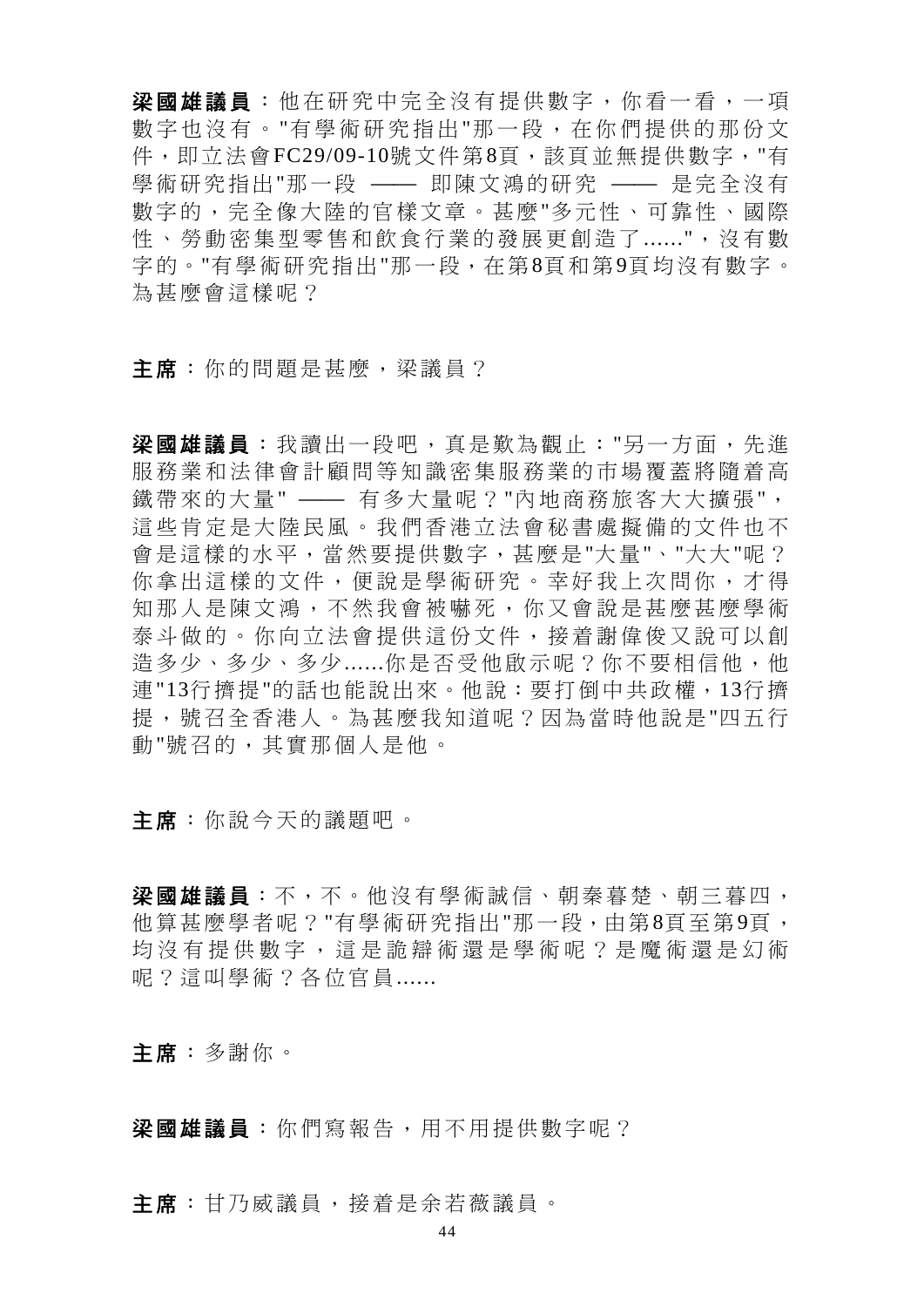**梁國雄議員**：他在研究中完全沒有提供數字，你看一看，一項數字也沒有。"有學術研究指出"那一段，在你們提供的那份文件，即立法會FC29/09-10號文件第8頁，該頁並無提供數字，"有學術研究指出"那一段 —— 即陳文鴻的研究 —— 是完全沒有數字的，完全像大陸的官樣文章。甚麼"多元性、可靠性、國際性、勞動密集型零售和飲食行業的發展更創造了......"，沒有數字的。"有學術研究指出"那一段，在第8頁和第9頁均沒有數字。為甚麼會這樣呢？

**主席**：你的問題是甚麼，梁議員？

**梁國雄議員**：我讀出一段吧，真是歎為觀止："另一方面，先進服務業和法律會計顧問等知識密集服務業的市場覆蓋將隨着高鐵帶來的大量" —— 有多大量呢？"內地商務旅客大大擴張"，這些肯定是大陸民風。我們香港立法會秘書處擬備的文件也不會是這樣的水平，當然要提供數字，甚麼是"大量"、"大大"呢？你拿出這樣的文件，便說是學術研究。幸好我上次問你，才得知那人是陳文鴻，不然我會被嚇死，你又會說是甚麼甚麼學術泰斗做的。你向立法會提供這份文件，接着謝偉俊又說可以創造多少、多少、多少......你是否受他啟示呢？你不要相信他，他連"13行擠提"的話也能說出來。他說：要打倒中共政權，13行擠提，號召全香港人。為甚麼我知道呢？因為當時他說是"四五行動"號召的，其實那個人是他。

**主席**：你說今天的議題吧。

**梁國雄議員**：不，不。他沒有學術誠信、朝秦暮楚、朝三暮四，他算甚麼學者呢？"有學術研究指出"那一段，由第8頁至第9頁，均沒有提供數字，這是詭辯術還是學術呢？是魔術還是幻術呢？這叫學術？各位官員......

**主席**：多謝你。

**梁國雄議員**：你們寫報告，用不用提供數字呢？

**主席**：甘乃威議員，接着是余若薇議員。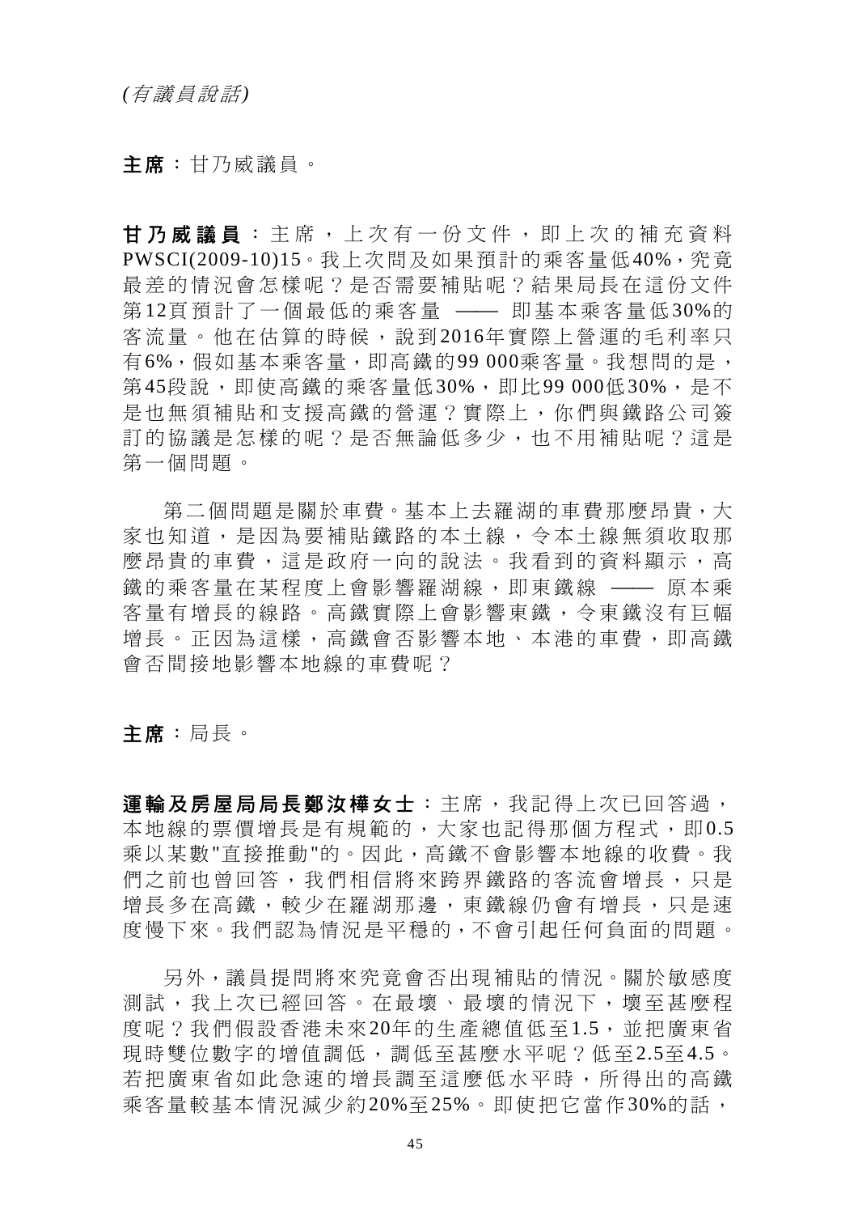*(有議員說話)*

**主席**：甘乃威議員。

**甘乃威議員**：主席，上次有一份文件，即上次的補充資料PWSCI(2009-10)15。我上次問及如果預計的乘客量低40%，究竟最差的情況會怎樣呢？是否需要補貼呢？結果局長在這份文件第12頁預計了一個最低的乘客量 —— 即基本乘客量低30%的客流量。他在估算的時候，說到2016年實際上營運的毛利率只有6%，假如基本乘客量，即高鐵的99 000乘客量。我想問的是，第45段說，即使高鐵的乘客量低30%，即比99 000低30%，是不是也無須補貼和支援高鐵的營運？實際上，你們與鐵路公司簽訂的協議是怎樣的呢？是否無論低多少，也不用補貼呢？這是第一個問題。

第二個問題是關於車費。基本上去羅湖的車費那麼昂貴，大家也知道，是因為要補貼鐵路的本土線，令本土線無須收取那麼昂貴的車費，這是政府一向的說法。我看到的資料顯示，高鐵的乘客量在某程度上會影響羅湖線，即東鐵線 —— 原本乘客量有增長的線路。高鐵實際上會影響東鐵，令東鐵沒有巨幅增長。正因為這樣，高鐵會否影響本地、本港的車費，即高鐵會否間接地影響本地線的車費呢？

**主席**：局長。

**運輸及房屋局局長鄭汝樺女士**：主席，我記得上次已回答過，本地線的票價增長是有規範的，大家也記得那個方程式，即0.5乘以某數"直接推動"的。因此，高鐵不會影響本地線的收費。我們之前也曾回答，我們相信將來跨界鐵路的客流會增長，只是增長多在高鐵，較少在羅湖那邊，東鐵線仍會有增長，只是速度慢下來。我們認為情況是平穩的，不會引起任何負面的問題。

另外，議員提問將來究竟會否出現補貼的情況。關於敏感度測試，我上次已經回答。在最壞、最壞的情況下，壞至甚麼程度呢？我們假設香港未來20年的生產總值低至1.5，並把廣東省現時雙位數字的增值調低，調低至甚麼水平呢？低至2.5至4.5。若把廣東省如此急速的增長調至這麼低水平時，所得出的高鐵乘客量較基本情況減少約20%至25%。即使把它當作30%的話，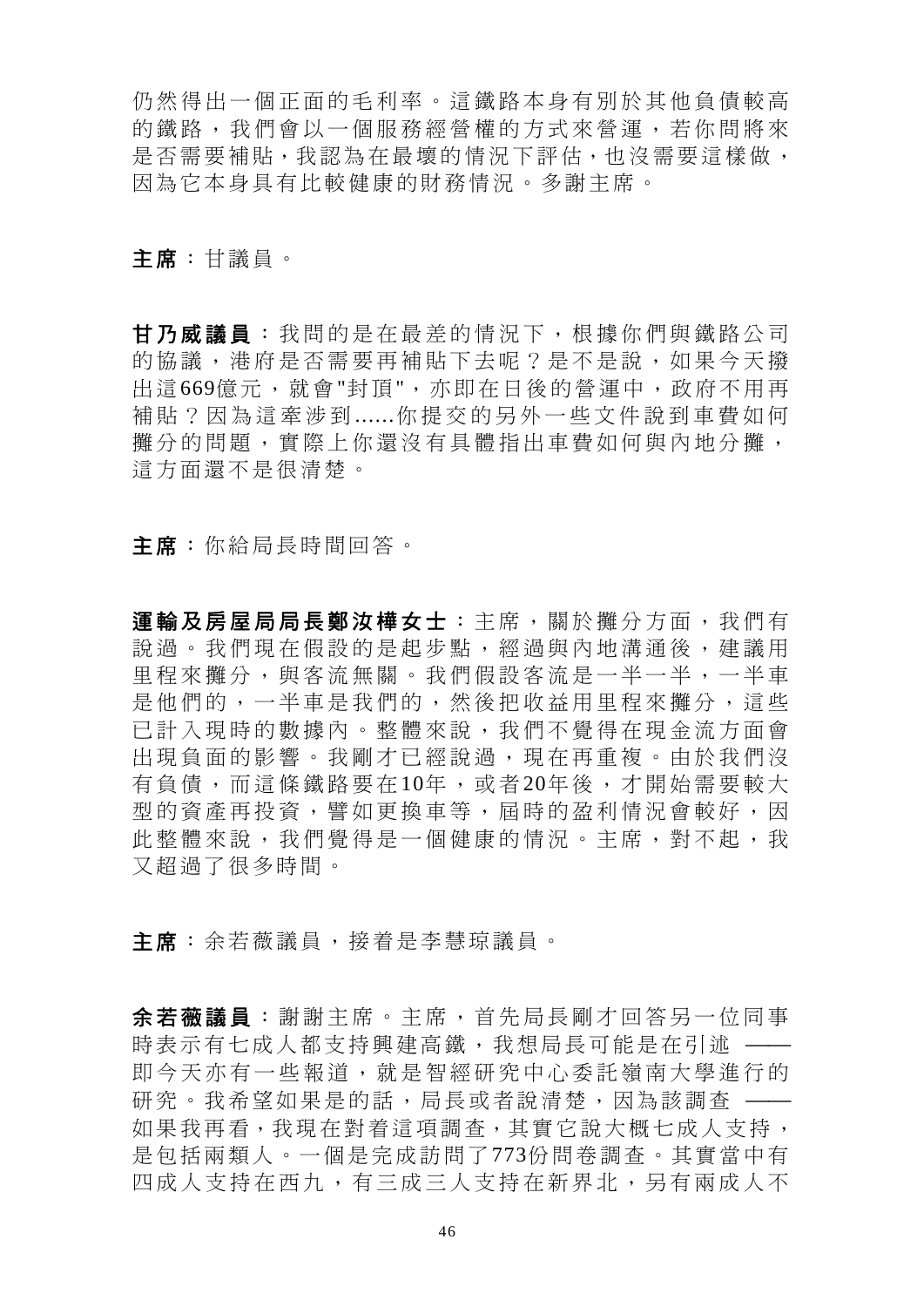仍然得出一個正面的毛利率。這鐵路本身有別於其他負債較高的鐵路，我們會以一個服務經營權的方式來營運，若你問將來是否需要補貼，我認為在最壞的情況下評估，也沒需要這樣做，因為它本身具有比較健康的財務情況。多謝主席。

**主席**：甘議員。

**甘乃威議員**：我問的是在最差的情況下，根據你們與鐵路公司的協議，港府是否需要再補貼下去呢？是不是說，如果今天撥出這669億元，就會"封頂"，亦即在日後的營運中，政府不用再補貼？因為這牽涉到......你提交的另外一些文件說到車費如何攤分的問題，實際上你還沒有具體指出車費如何與內地分攤，這方面還不是很清楚。

**主席**：你給局長時間回答。

**運輸及房屋局局長鄭汝樺女士**：主席，關於攤分方面，我們有說過。我們現在假設的是起步點，經過與內地溝通後，建議用里程來攤分，與客流無關。我們假設客流是一半一半，一半車是他們的，一半車是我們的，然後把收益用里程來攤分，這些已計入現時的數據內。整體來說，我們不覺得在現金流方面會出現負面的影響。我剛才已經說過，現在再重複。由於我們沒有負債，而這條鐵路要在10年，或者20年後，才開始需要較大型的資產再投資，譬如更換車等，屆時的盈利情況會較好，因此整體來說，我們覺得是一個健康的情況。主席，對不起，我又超過了很多時間。

**主席**：余若薇議員，接着是李慧琼議員。

**余若薇議員**：謝謝主席。主席，首先局長剛才回答另一位同事時表示有七成人都支持興建高鐵，我想局長可能是在引述 —— 即今天亦有一些報道，就是智經研究中心委託嶺南大學進行的研究。我希望如果是的話，局長或者說清楚，因為該調查 —— 如果我再看，我現在對着這項調查，其實它說大概七成人支持，是包括兩類人。一個是完成訪問了773份問卷調查。其實當中有四成人支持在西九，有三成三人支持在新界北，另有兩成人不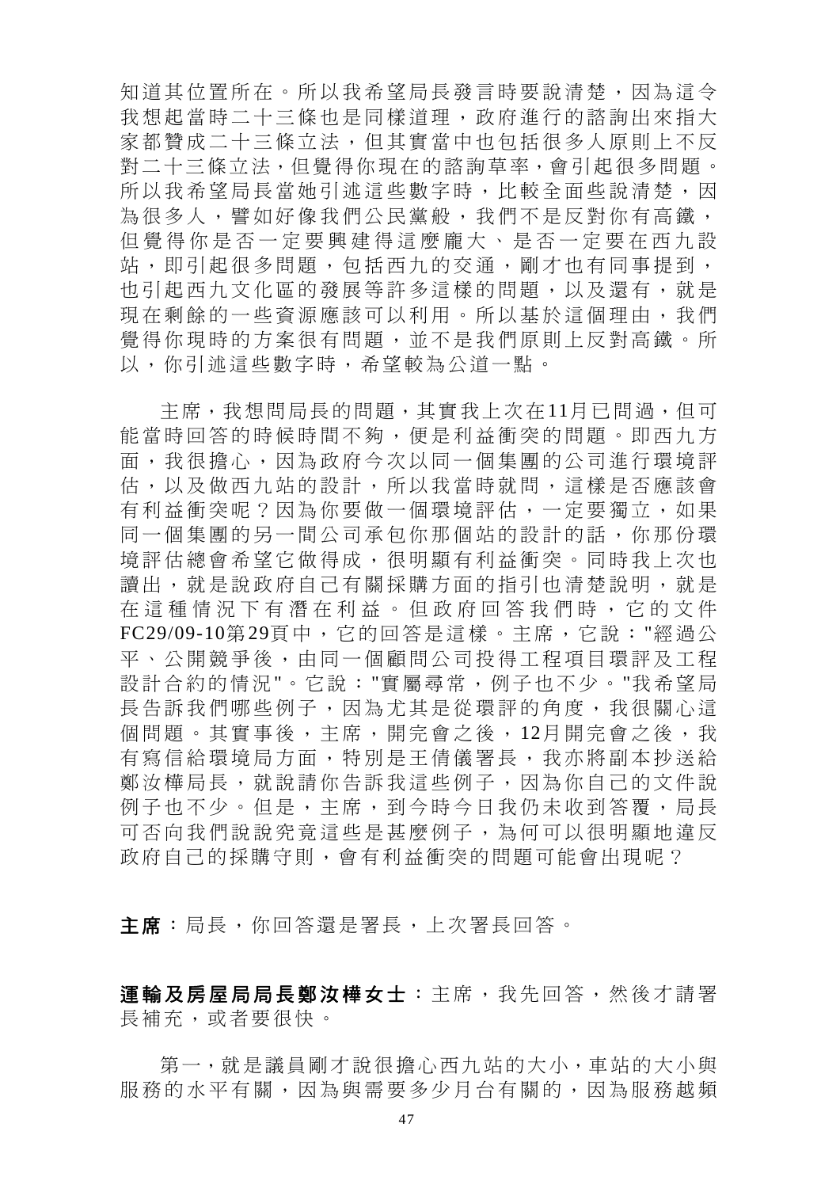知道其位置所在。所以我希望局長發言時要說清楚，因為這令我想起當時二十三條也是同樣道理，政府進行的諮詢出來指大家都贊成二十三條立法，但其實當中也包括很多人原則上不反對二十三條立法，但覺得你現在的諮詢草率，會引起很多問題。所以我希望局長當她引述這些數字時，比較全面些說清楚，因為很多人，譬如好像我們公民黨般，我們不是反對你有高鐵，但覺得你是否一定要興建得這麼龐大、是否一定要在西九設站，即引起很多問題，包括西九的交通，剛才也有同事提到，也引起西九文化區的發展等許多這樣的問題，以及還有，就是現在剩餘的一些資源應該可以利用。所以基於這個理由，我們覺得你現時的方案很有問題，並不是我們原則上反對高鐵。所以，你引述這些數字時，希望較為公道一點。

主席，我想問局長的問題，其實我上次在11月已問過，但可能當時回答的時候時間不夠，便是利益衝突的問題。即西九方面，我很擔心，因為政府今次以同一個集團的公司進行環境評估，以及做西九站的設計，所以我當時就問，這樣是否應該會有利益衝突呢？因為你要做一個環境評估，一定要獨立，如果同一個集團的另一間公司承包你那個站的設計的話，你那份環境評估總會希望它做得成，很明顯有利益衝突。同時我上次也讀出，就是說政府自己有關採購方面的指引也清楚說明，就是在這種情況下有潛在利益。但政府回答我們時，它的文件FC29/09-10第29頁中，它的回答是這樣。主席，它說："經過公平、公開競爭後，由同一個顧問公司投得工程項目環評及工程設計合約的情況"。它說："實屬尋常，例子也不少。"我希望局長告訴我們哪些例子，因為尤其是從環評的角度，我很關心這個問題。其實事後，主席，開完會之後，12月開完會之後，我有寫信給環境局方面，特別是王倩儀署長，我亦將副本抄送給鄭汝樺局長，就說請你告訴我這些例子，因為你自己的文件說例子也不少。但是，主席，到今時今日我仍未收到答覆，局長可否向我們說說究竟這些是甚麼例子，為何可以很明顯地違反政府自己的採購守則，會有利益衝突的問題可能會出現呢？

**主席**：局長，你回答還是署長，上次署長回答。

**運輸及房屋局局長鄭汝樺女士**：主席，我先回答，然後才請署長補充，或者要很快。

第一，就是議員剛才說很擔心西九站的大小，車站的大小與服務的水平有關，因為與需要多少月台有關的，因為服務越頻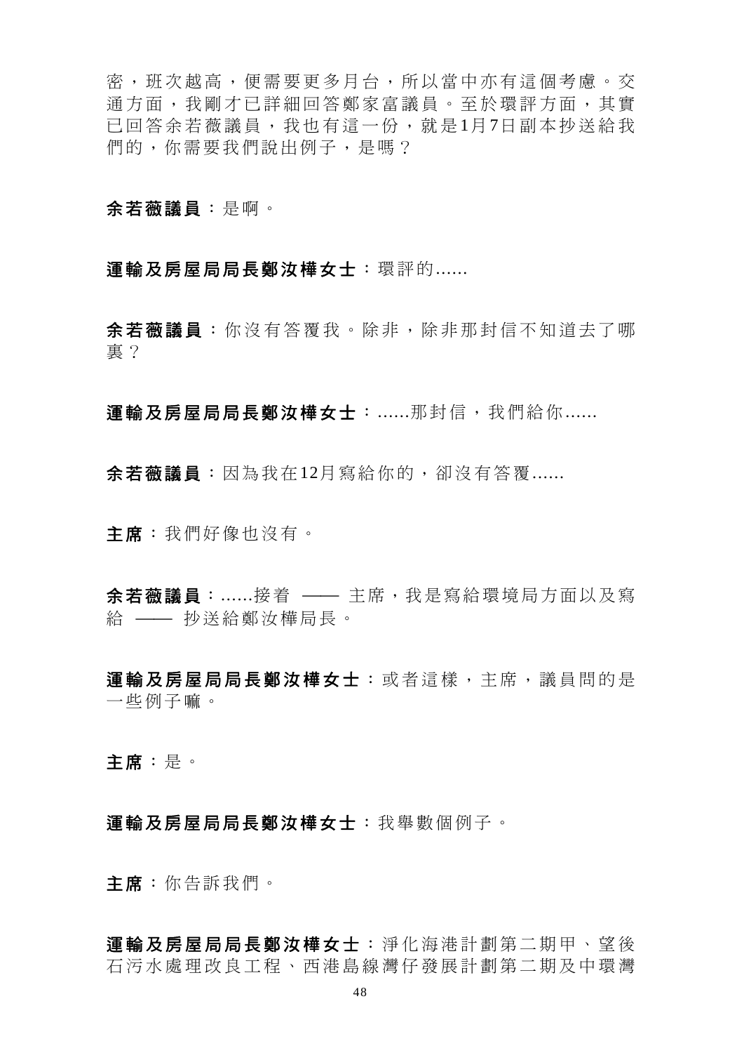密，班次越高，便需要更多月台，所以當中亦有這個考慮。交通方面，我剛才已詳細回答鄭家富議員。至於環評方面，其實已回答余若薇議員，我也有這一份，就是1月7日副本抄送給我們的，你需要我們說出例子，是嗎？

**余若薇議員**：是啊。

**運輸及房屋局局長鄭汝樺女士**：環評的......

**余若薇議員**：你沒有答覆我。除非，除非那封信不知道去了哪裏？

**運輸及房屋局局長鄭汝樺女士**：......那封信，我們給你......

**余若薇議員**：因為我在12月寫給你的，卻沒有答覆......

**主席**：我們好像也沒有。

**余若薇議員**：......接着 —— 主席，我是寫給環境局方面以及寫給 —— 抄送給鄭汝樺局長。

**運輸及房屋局局長鄭汝樺女士**：或者這樣，主席，議員問的是一些例子嘛。

**主席**：是。

**運輸及房屋局局長鄭汝樺女士**：我舉數個例子。

**主席**：你告訴我們。

**運輸及房屋局局長鄭汝樺女士**：淨化海港計劃第二期甲、望後石污水處理改良工程、西港島線灣仔發展計劃第二期及中環灣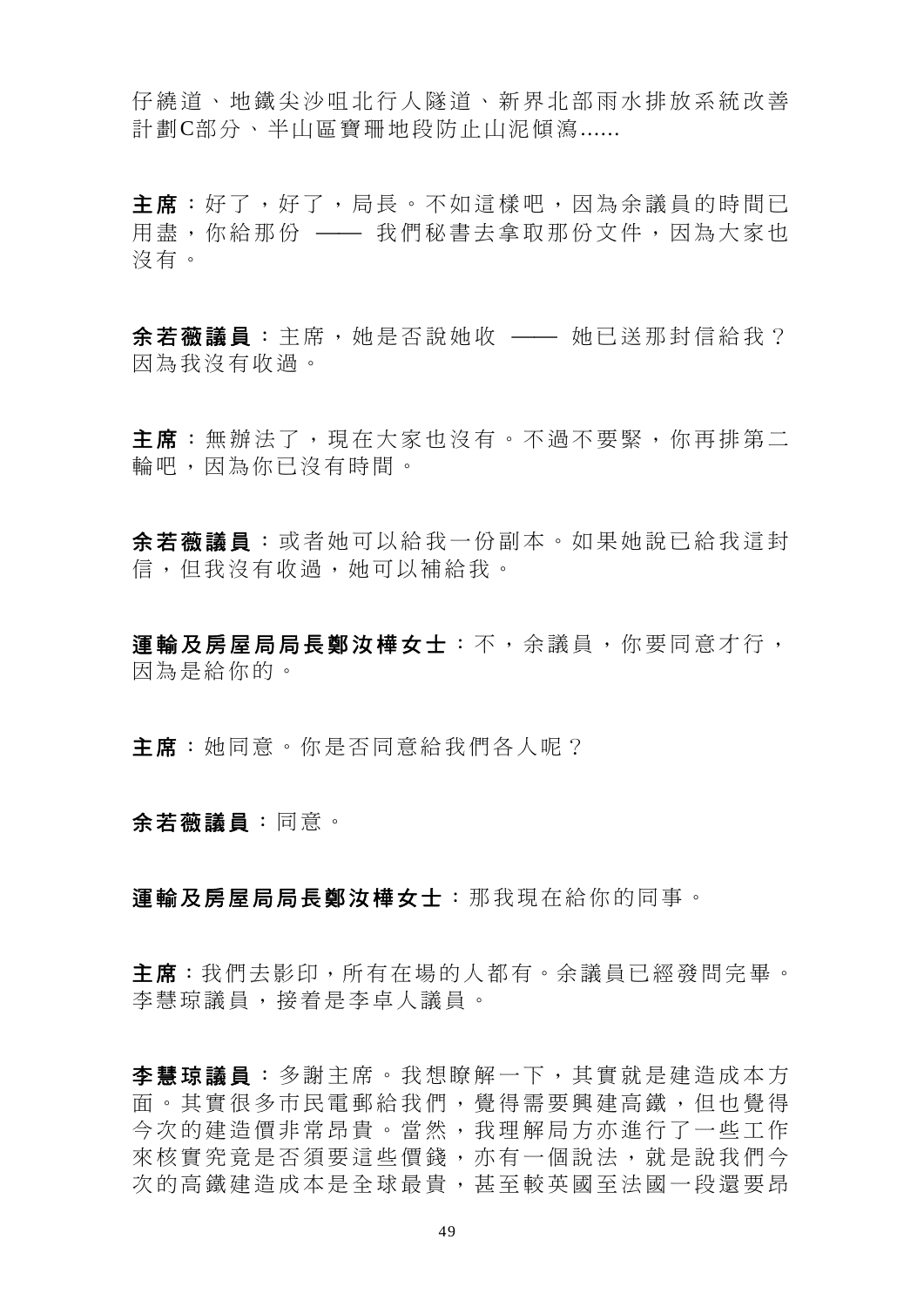仔繞道、地鐵尖沙咀北行人隧道、新界北部雨水排放系統改善計劃C部分、半山區寶珊地段防止山泥傾瀉......

**主席**：好了，好了，局長。不如這樣吧，因為余議員的時間已用盡，你給那份 —— 我們秘書去拿取那份文件，因為大家也沒有。

**余若薇議員**：主席，她是否說她收 —— 她已送那封信給我？因為我沒有收過。

**主席**：無辦法了，現在大家也沒有。不過不要緊，你再排第二輪吧，因為你已沒有時間。

**余若薇議員**：或者她可以給我一份副本。如果她說已給我這封信，但我沒有收過，她可以補給我。

**運輸及房屋局局長鄭汝樺女士**：不，余議員，你要同意才行，因為是給你的。

**主席**：她同意。你是否同意給我們各人呢？

**余若薇議員**：同意。

**運輸及房屋局局長鄭汝樺女士**：那我現在給你的同事。

**主席**：我們去影印，所有在場的人都有。余議員已經發問完畢。李慧琼議員，接着是李卓人議員。

**李慧琼議員**：多謝主席。我想瞭解一下，其實就是建造成本方面。其實很多市民電郵給我們，覺得需要興建高鐵，但也覺得今次的建造價非常昂貴。當然，我理解局方亦進行了一些工作來核實究竟是否須要這些價錢，亦有一個說法，就是說我們今次的高鐵建造成本是全球最貴，甚至較英國至法國一段還要昂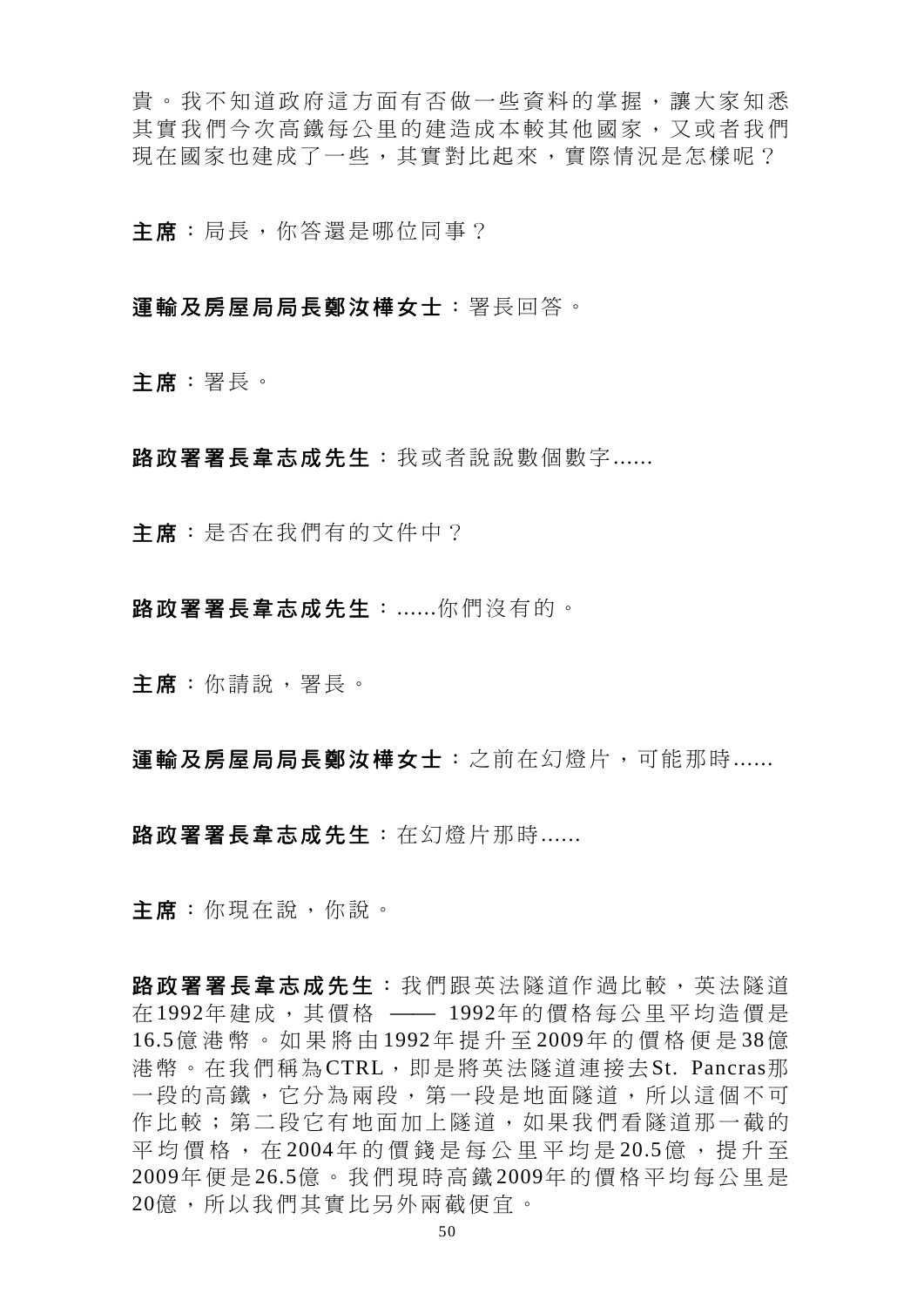貴。我不知道政府這方面有否做一些資料的掌握，讓大家知悉其實我們今次高鐵每公里的建造成本較其他國家，又或者我們現在國家也建成了一些，其實對比起來，實際情況是怎樣呢？

**主席**：局長，你答還是哪位同事？

**運輸及房屋局局長鄭汝樺女士**：署長回答。

**主席**：署長。

**路政署署長韋志成先生**：我或者說說數個數字......

**主席**：是否在我們有的文件中？

**路政署署長韋志成先生**：......你們沒有的。

**主席**：你請說，署長。

**運輸及房屋局局長鄭汝樺女士**：之前在幻燈片，可能那時......

**路政署署長韋志成先生**：在幻燈片那時......

**主席**：你現在說，你說。

**路政署署長韋志成先生**：我們跟英法隧道作過比較，英法隧道在1992年建成，其價格 —— 1992年的價格每公里平均造價是16.5億港幣。如果將由1992年提升至2009年的價格便是38億港幣。在我們稱為CTRL，即是將英法隧道連接去St. Pancras那一段的高鐵，它分為兩段，第一段是地面隧道，所以這個不可作比較；第二段它有地面加上隧道，如果我們看隧道那一截的平均價格，在2004年的價錢是每公里平均是20.5億，提升至2009年便是26.5億。我們現時高鐵2009年的價格平均每公里是20億，所以我們其實比另外兩截便宜。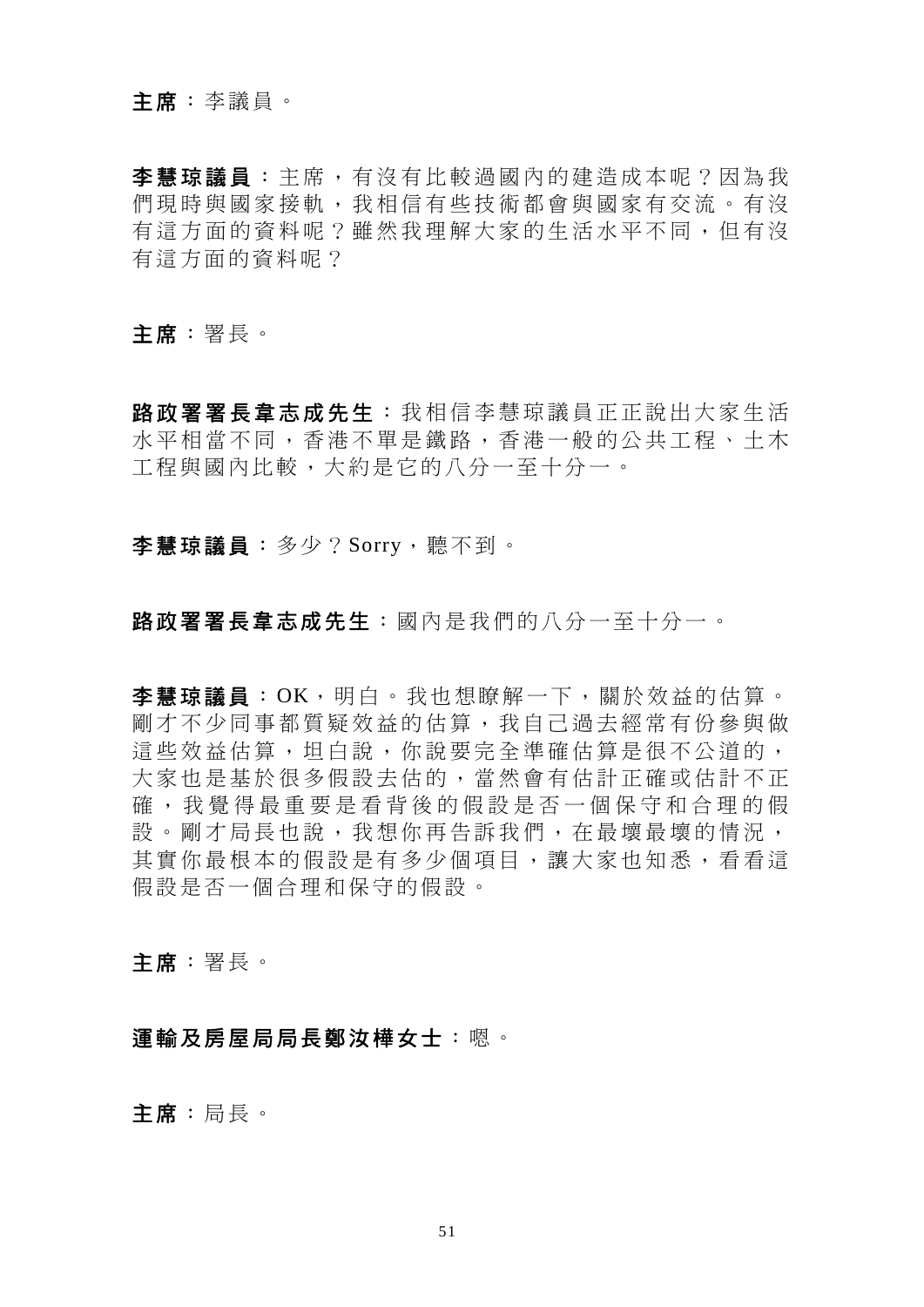**主席**：李議員。

**李慧琼議員**：主席，有沒有比較過國內的建造成本呢？因為我們現時與國家接軌，我相信有些技術都會與國家有交流。有沒有這方面的資料呢？雖然我理解大家的生活水平不同，但有沒有這方面的資料呢？

**主席**：署長。

**路政署署長韋志成先生**：我相信李慧琼議員正正說出大家生活水平相當不同，香港不單是鐵路，香港一般的公共工程、土木工程與國內比較，大約是它的八分一至十分一。

**李慧琼議員**：多少？Sorry，聽不到。

**路政署署長韋志成先生**：國內是我們的八分一至十分一。

**李慧琼議員**：OK，明白。我也想瞭解一下，關於效益的估算。剛才不少同事都質疑效益的估算，我自己過去經常有份參與做這些效益估算，坦白說，你說要完全準確估算是很不公道的，大家也是基於很多假設去估的，當然會有估計正確或估計不正確，我覺得最重要是看背後的假設是否一個保守和合理的假設。剛才局長也說，我想你再告訴我們，在最壞最壞的情況，其實你最根本的假設是有多少個項目，讓大家也知悉，看看這假設是否一個合理和保守的假設。

**主席**：署長。

**運輸及房屋局局長鄭汝樺女士**：嗯。

**主席**：局長。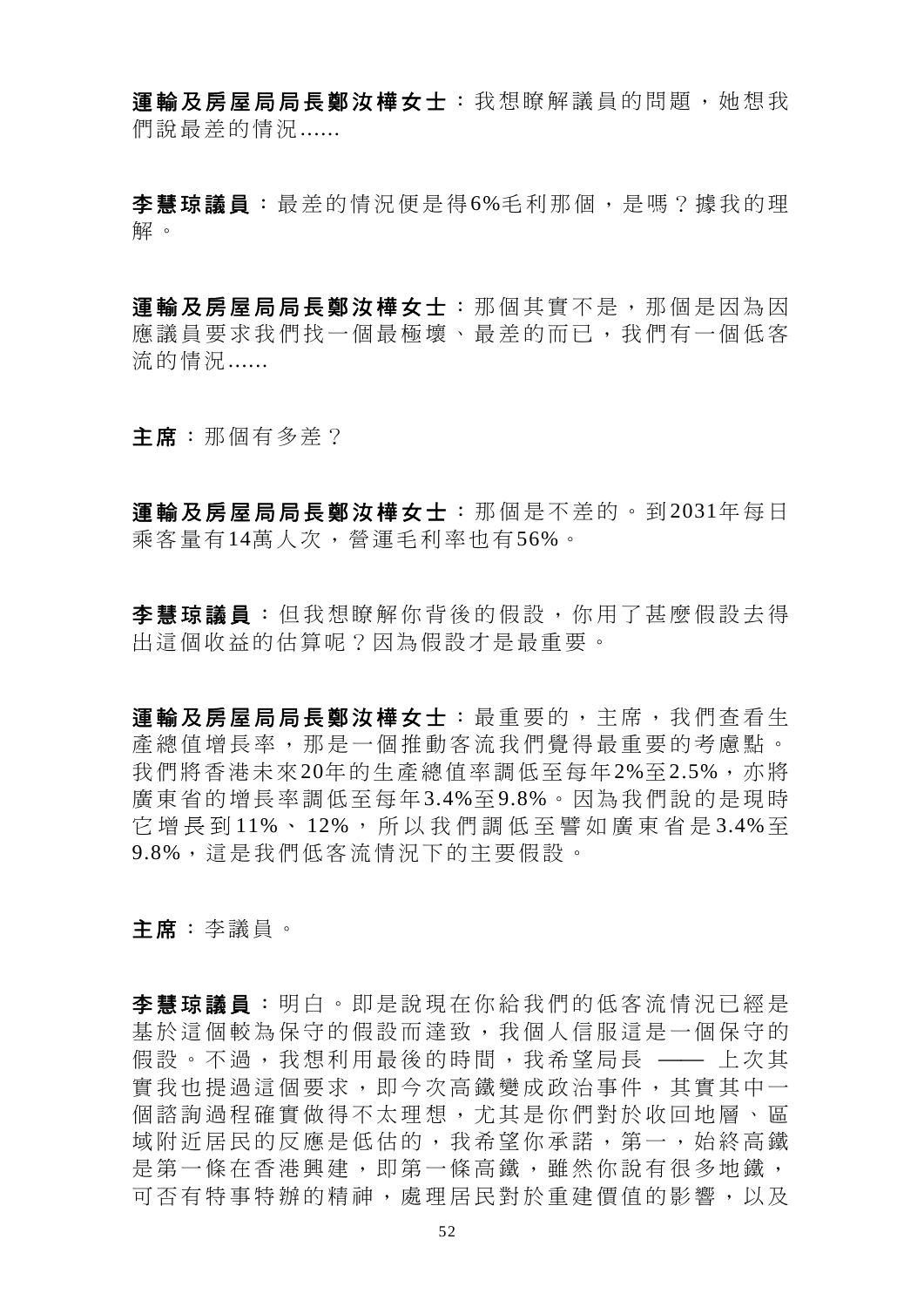**運輸及房屋局局長鄭汝樺女士**：我想瞭解議員的問題，她想我們說最差的情況......

**李慧琼議員**：最差的情況便是得6%毛利那個，是嗎？據我的理解。

**運輸及房屋局局長鄭汝樺女士**：那個其實不是，那個是因為因應議員要求我們找一個最極壞、最差的而已，我們有一個低客流的情況......

**主席**：那個有多差？

**運輸及房屋局局長鄭汝樺女士**：那個是不差的。到2031年每日乘客量有14萬人次，營運毛利率也有56%。

**李慧琼議員**：但我想瞭解你背後的假設，你用了甚麼假設去得出這個收益的估算呢？因為假設才是最重要。

**運輸及房屋局局長鄭汝樺女士**：最重要的，主席，我們查看生產總值增長率，那是一個推動客流我們覺得最重要的考慮點。我們將香港未來20年的生產總值率調低至每年2%至2.5%，亦將廣東省的增長率調低至每年3.4%至9.8%。因為我們說的是現時它增長到11%、12%，所以我們調低至譬如廣東省是3.4%至9.8%，這是我們低客流情況下的主要假設。

**主席**：李議員。

**李慧琼議員**：明白。即是說現在你給我們的低客流情況已經是基於這個較為保守的假設而達致，我個人信服這是一個保守的假設。不過，我想利用最後的時間，我希望局長 —— 上次其實我也提過這個要求，即今次高鐵變成政治事件，其實其中一個諮詢過程確實做得不太理想，尤其是你們對於收回地層、區域附近居民的反應是低估的，我希望你承諾，第一，始終高鐵是第一條在香港興建，即第一條高鐵，雖然你說有很多地鐵，可否有特事特辦的精神，處理居民對於重建價值的影響，以及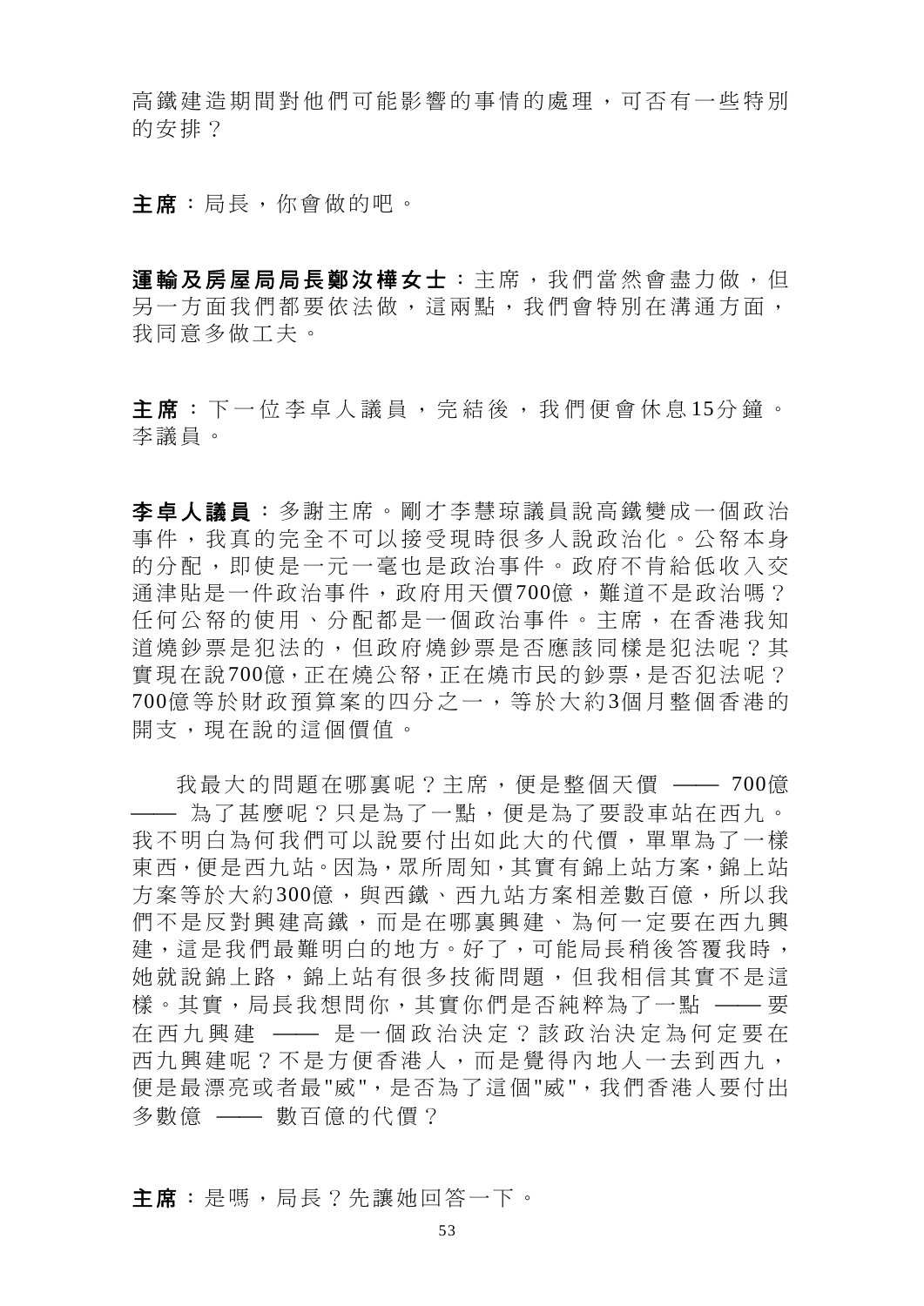高鐵建造期間對他們可能影響的事情的處理，可否有一些特別的安排？

**主席**：局長，你會做的吧。

**運輸及房屋局局長鄭汝樺女士**：主席，我們當然會盡力做，但另一方面我們都要依法做，這兩點，我們會特別在溝通方面，我同意多做工夫。

**主席**：下一位李卓人議員，完結後，我們便會休息15分鐘。李議員。

**李卓人議員**：多謝主席。剛才李慧琼議員說高鐵變成一個政治事件，我真的完全不可以接受現時很多人說政治化。公帑本身的分配，即使是一元一毫也是政治事件。政府不肯給低收入交通津貼是一件政治事件，政府用天價700億，難道不是政治嗎？任何公帑的使用、分配都是一個政治事件。主席，在香港我知道燒鈔票是犯法的，但政府燒鈔票是否應該同樣是犯法呢？其實現在說700億，正在燒公帑，正在燒市民的鈔票，是否犯法呢？700億等於財政預算案的四分之一，等於大約3個月整個香港的開支，現在說的這個價值。

我最大的問題在哪裏呢？主席，便是整個天價 —— 700億 —— 為了甚麼呢？只是為了一點，便是為了要設車站在西九。我不明白為何我們可以說要付出如此大的代價，單單為了一樣東西，便是西九站。因為，眾所周知，其實有錦上站方案，錦上站方案等於大約300億，與西鐵、西九站方案相差數百億，所以我們不是反對興建高鐵，而是在哪裏興建、為何一定要在西九興建，這是我們最難明白的地方。好了，可能局長稍後答覆我時，她就說錦上路，錦上站有很多技術問題，但我相信其實不是這樣。其實，局長我想問你，其實你們是否純粹為了一點 —— 要在西九興建 —— 是一個政治決定？該政治決定為何定要在西九興建呢？不是方便香港人，而是覺得內地人一去到西九，便是最漂亮或者最"威"，是否為了這個"威"，我們香港人要付出多數億 —— 數百億的代價？

**主席**：是嗎，局長？先讓她回答一下。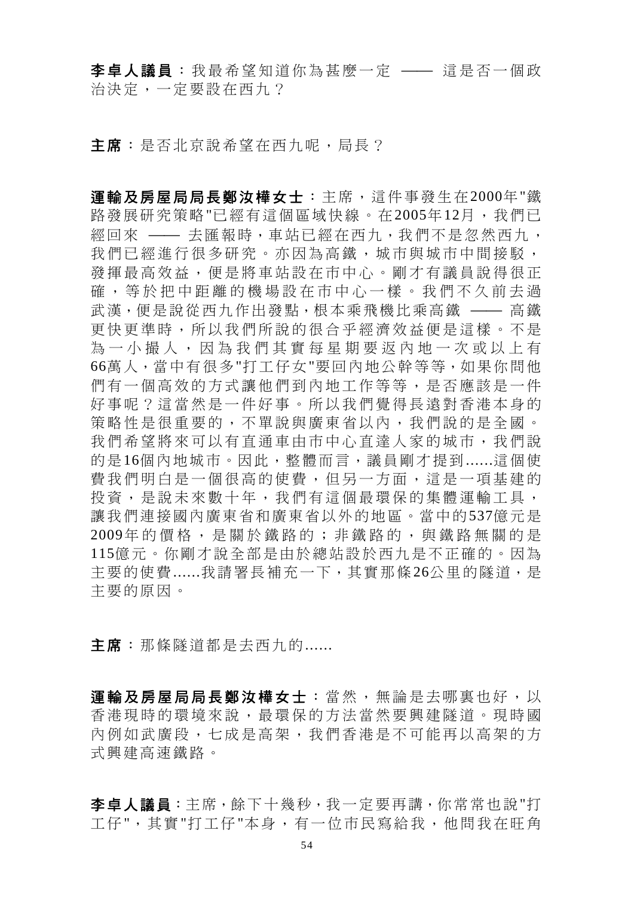**李卓人議員**：我最希望知道你為甚麼一定 —— 這是否一個政治決定，一定要設在西九？

**主席**：是否北京說希望在西九呢，局長？

**運輸及房屋局局長鄭汝樺女士**：主席，這件事發生在2000年"鐵路發展研究策略"已經有這個區域快線。在2005年12月，我們已經回來 —— 去匯報時，車站已經在西九，我們不是忽然西九，我們已經進行很多研究。亦因為高鐵，城市與城市中間接駁，發揮最高效益，便是將車站設在市中心。剛才有議員說得很正確，等於把中距離的機場設在市中心一樣。我們不久前去過武漢，便是說從西九作出發點，根本乘飛機比乘高鐵 —— 高鐵更快更準時，所以我們所說的很合乎經濟效益便是這樣。不是為一小撮人，因為我們其實每星期要返內地一次或以上有66萬人，當中有很多"打工仔女"要回內地公幹等等，如果你問他們有一個高效的方式讓他們到內地工作等等，是否應該是一件好事呢？這當然是一件好事。所以我們覺得長遠對香港本身的策略性是很重要的，不單說與廣東省以內，我們說的是全國。我們希望將來可以有直通車由市中心直達人家的城市，我們說的是16個內地城市。因此，整體而言，議員剛才提到......這個使費我們明白是一個很高的使費，但另一方面，這是一項基建的投資，是說未來數十年，我們有這個最環保的集體運輸工具，讓我們連接國內廣東省和廣東省以外的地區。當中的537億元是2009年的價格，是關於鐵路的；非鐵路的，與鐵路無關的是115億元。你剛才說全部是由於總站設於西九是不正確的。因為主要的使費......我請署長補充一下，其實那條26公里的隧道，是主要的原因。

**主席**：那條隧道都是去西九的......

**運輸及房屋局局長鄭汝樺女士**：當然，無論是去哪裏也好，以香港現時的環境來說，最環保的方法當然要興建隧道。現時國內例如武廣段，七成是高架，我們香港是不可能再以高架的方式興建高速鐵路。

**李卓人議員**：主席，餘下十幾秒，我一定要再講，你常常也說"打工仔"，其實"打工仔"本身，有一位市民寫給我，他問我在旺角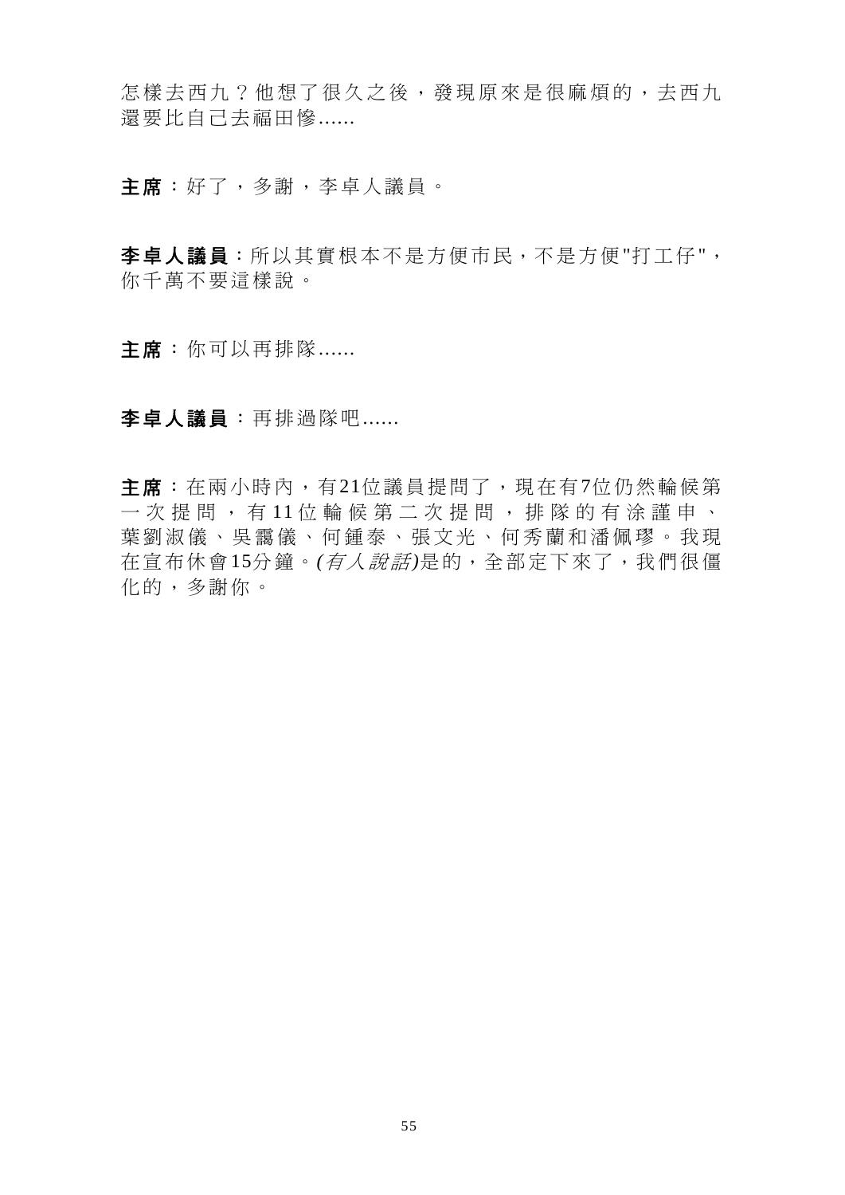怎樣去西九？他想了很久之後，發現原來是很麻煩的，去西九還要比自己去福田慘......

**主席**：好了，多謝，李卓人議員。

**李卓人議員**：所以其實根本不是方便市民，不是方便"打工仔"，你千萬不要這樣說。

**主席**：你可以再排隊......

**李卓人議員**：再排過隊吧......

**主席**：在兩小時內，有21位議員提問了，現在有7位仍然輪候第一次提問，有11位輪候第二次提問，排隊的有涂謹申、葉劉淑儀、吳靄儀、何鍾泰、張文光、何秀蘭和潘佩璆。我現在宣布休會15分鐘。(*有人說話*)是的，全部定下來了，我們很僵化的，多謝你。